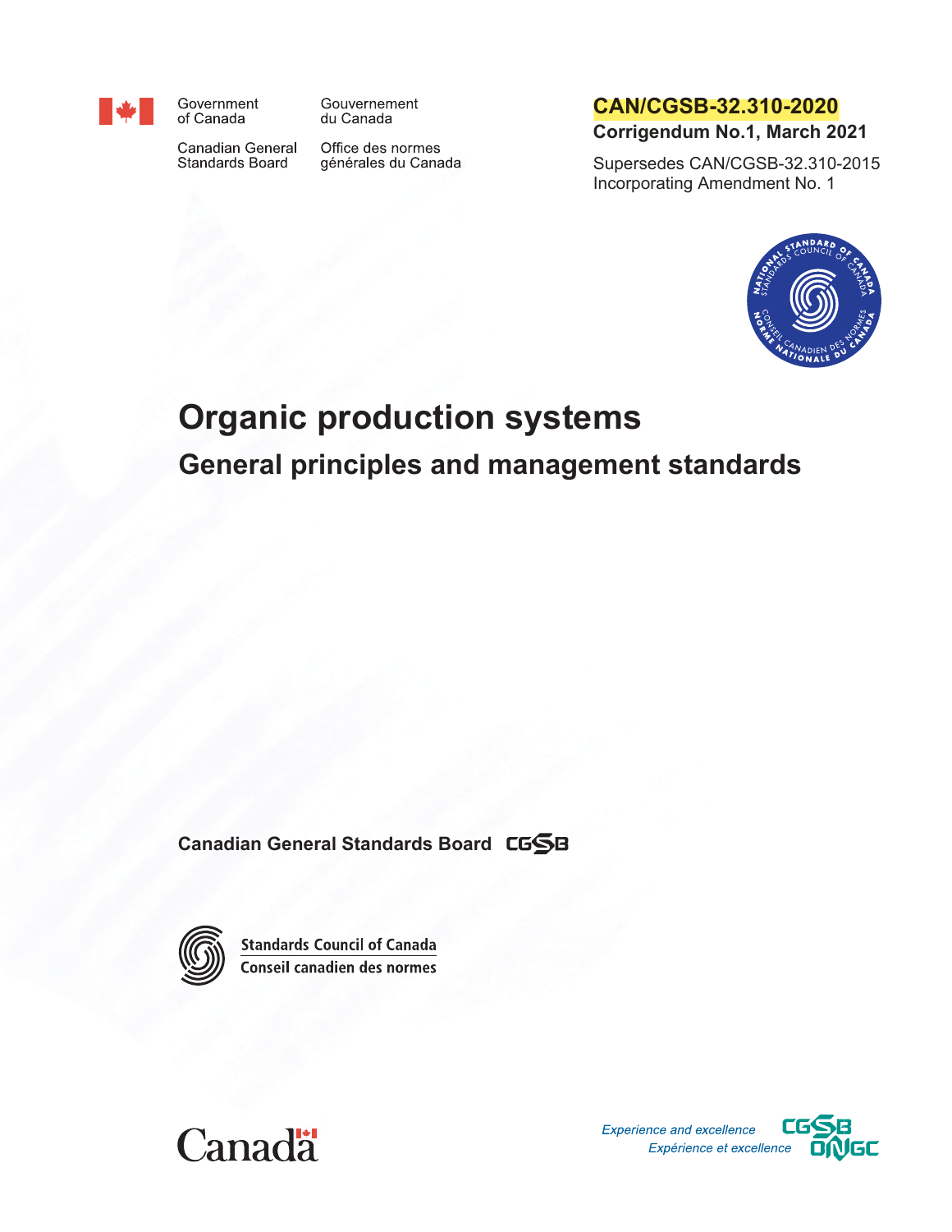Government of Canada

Gouvernement du Canada

Canadian General Standards Board

Office des normes générales du Canada

**CAN/CGSB-32.310-2020**

**Corrigendum No.1, March 2021**

Supersedes CAN/CGSB-32.310-2015

Incorporating Amendment No. 1

# Organic production systems

## General principles and management standards

**Canadian General Standards Board**

Standards Council of Canada

Conseil canadien des normes

*Experience and excellence*

*Expérience et excellence*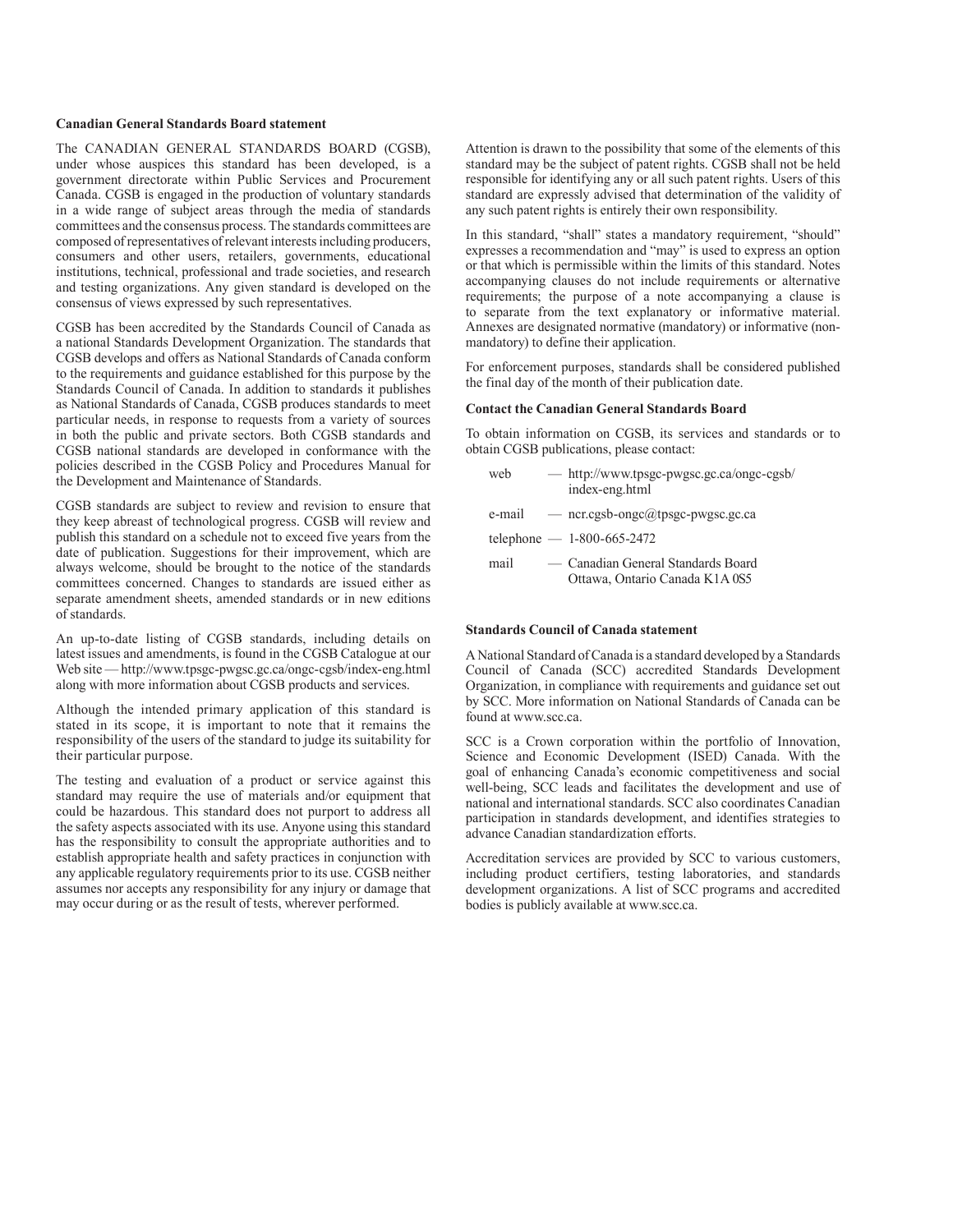## Canadian General Standards Board statement

The CANADIAN GENERAL STANDARDS BOARD (CGSB), under whose auspices this standard has been developed, is a government directorate within Public Services and Procurement Canada. CGSB is engaged in the production of voluntary standards in a wide range of subject areas through the media of standards committees and the consensus process. The standards committees are composed of representatives of relevant interests including producers, consumers and other users, retailers, governments, educational institutions, technical, professional and trade societies, and research and testing organizations. Any given standard is developed on the consensus of views expressed by such representatives.

CGSB has been accredited by the Standards Council of Canada as a national Standards Development Organization. The standards that CGSB develops and offers as National Standards of Canada conform to the requirements and guidance established for this purpose by the Standards Council of Canada. In addition to standards it publishes as National Standards of Canada, CGSB produces standards to meet particular needs, in response to requests from a variety of sources in both the public and private sectors. Both CGSB standards and CGSB national standards are developed in conformance with the policies described in the CGSB Policy and Procedures Manual for the Development and Maintenance of Standards.

CGSB standards are subject to review and revision to ensure that they keep abreast of technological progress. CGSB will review and publish this standard on a schedule not to exceed five years from the date of publication. Suggestions for their improvement, which are always welcome, should be brought to the notice of the standards committees concerned. Changes to standards are issued either as separate amendment sheets, amended standards or in new editions of standards.

An up-to-date listing of CGSB standards, including details on latest issues and amendments, is found in the CGSB Catalogue at our Web site — http://www.tpsgc-pwgsc.gc.ca/ongc-cgsb/index-eng.html along with more information about CGSB products and services.

Although the intended primary application of this standard is stated in its scope, it is important to note that it remains the responsibility of the users of the standard to judge its suitability for their particular purpose.

The testing and evaluation of a product or service against this standard may require the use of materials and/or equipment that could be hazardous. This standard does not purport to address all the safety aspects associated with its use. Anyone using this standard has the responsibility to consult the appropriate authorities and to establish appropriate health and safety practices in conjunction with any applicable regulatory requirements prior to its use. CGSB neither assumes nor accepts any responsibility for any injury or damage that may occur during or as the result of tests, wherever performed.

Attention is drawn to the possibility that some of the elements of this standard may be the subject of patent rights. CGSB shall not be held responsible for identifying any or all such patent rights. Users of this standard are expressly advised that determination of the validity of any such patent rights is entirely their own responsibility.

In this standard, "shall" states a mandatory requirement, "should" expresses a recommendation and "may" is used to express an option or that which is permissible within the limits of this standard. Notes accompanying clauses do not include requirements or alternative requirements; the purpose of a note accompanying a clause is to separate from the text explanatory or informative material. Annexes are designated normative (mandatory) or informative (non-mandatory) to define their application.

For enforcement purposes, standards shall be considered published the final day of the month of their publication date.

## Contact the Canadian General Standards Board

To obtain information on CGSB, its services and standards or to obtain CGSB publications, please contact:

web — http://www.tpsgc-pwgsc.gc.ca/ongc-cgsb/index-eng.html

e-mail — ncr.cgsb-ongc@tpsgc-pwgsc.gc.ca

telephone — 1-800-665-2472

mail — Canadian General Standards Board
Ottawa, Ontario Canada K1A 0S5

## Standards Council of Canada statement

A National Standard of Canada is a standard developed by a Standards Council of Canada (SCC) accredited Standards Development Organization, in compliance with requirements and guidance set out by SCC. More information on National Standards of Canada can be found at www.scc.ca.

SCC is a Crown corporation within the portfolio of Innovation, Science and Economic Development (ISED) Canada. With the goal of enhancing Canada's economic competitiveness and social well-being, SCC leads and facilitates the development and use of national and international standards. SCC also coordinates Canadian participation in standards development, and identifies strategies to advance Canadian standardization efforts.

Accreditation services are provided by SCC to various customers, including product certifiers, testing laboratories, and standards development organizations. A list of SCC programs and accredited bodies is publicly available at www.scc.ca.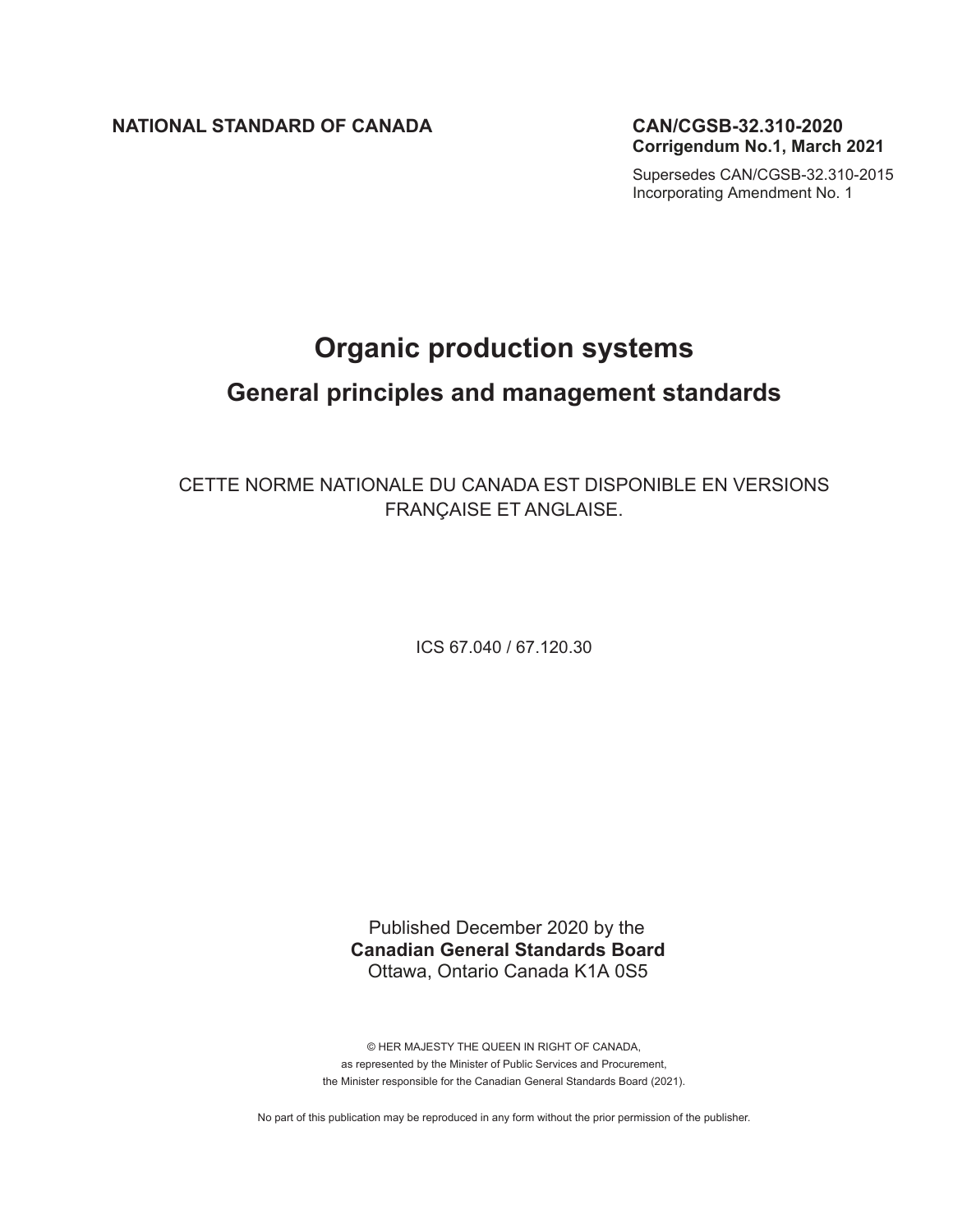**NATIONAL STANDARD OF CANADA**

**CAN/CGSB-32.310-2020**
**Corrigendum No.1, March 2021**

Supersedes CAN/CGSB-32.310-2015
Incorporating Amendment No. 1

# Organic production systems

## General principles and management standards

CETTE NORME NATIONALE DU CANADA EST DISPONIBLE EN VERSIONS FRANÇAISE ET ANGLAISE.

ICS 67.040 / 67.120.30

Published December 2020 by the
**Canadian General Standards Board**
Ottawa, Ontario Canada K1A 0S5

© HER MAJESTY THE QUEEN IN RIGHT OF CANADA,
as represented by the Minister of Public Services and Procurement,
the Minister responsible for the Canadian General Standards Board (2021).

No part of this publication may be reproduced in any form without the prior permission of the publisher.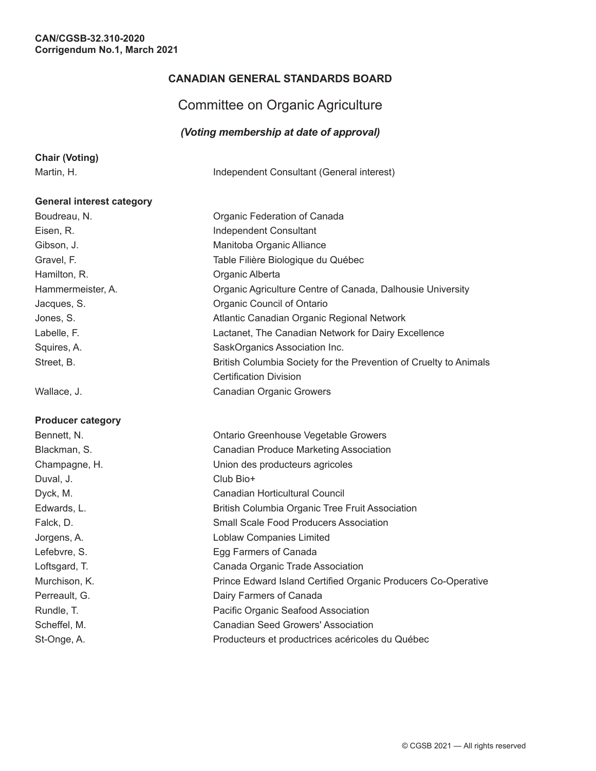**CAN/CGSB-32.310-2020**
**Corrigendum No.1, March 2021**

## CANADIAN GENERAL STANDARDS BOARD

## Committee on Organic Agriculture

***(Voting membership at date of approval)***

**Chair (Voting)**

| | |
|---|---|
| Martin, H. | Independent Consultant (General interest) |

**General interest category**

| | |
|---|---|
| Boudreau, N. | Organic Federation of Canada |
| Eisen, R. | Independent Consultant |
| Gibson, J. | Manitoba Organic Alliance |
| Gravel, F. | Table Filière Biologique du Québec |
| Hamilton, R. | Organic Alberta |
| Hammermeister, A. | Organic Agriculture Centre of Canada, Dalhousie University |
| Jacques, S. | Organic Council of Ontario |
| Jones, S. | Atlantic Canadian Organic Regional Network |
| Labelle, F. | Lactanet, The Canadian Network for Dairy Excellence |
| Squires, A. | SaskOrganics Association Inc. |
| Street, B. | British Columbia Society for the Prevention of Cruelty to Animals Certification Division |
| Wallace, J. | Canadian Organic Growers |

**Producer category**

| | |
|---|---|
| Bennett, N. | Ontario Greenhouse Vegetable Growers |
| Blackman, S. | Canadian Produce Marketing Association |
| Champagne, H. | Union des producteurs agricoles |
| Duval, J. | Club Bio+ |
| Dyck, M. | Canadian Horticultural Council |
| Edwards, L. | British Columbia Organic Tree Fruit Association |
| Falck, D. | Small Scale Food Producers Association |
| Jorgens, A. | Loblaw Companies Limited |
| Lefebvre, S. | Egg Farmers of Canada |
| Loftsgard, T. | Canada Organic Trade Association |
| Murchison, K. | Prince Edward Island Certified Organic Producers Co-Operative |
| Perreault, G. | Dairy Farmers of Canada |
| Rundle, T. | Pacific Organic Seafood Association |
| Scheffel, M. | Canadian Seed Growers' Association |
| St-Onge, A. | Producteurs et productrices acéricoles du Québec |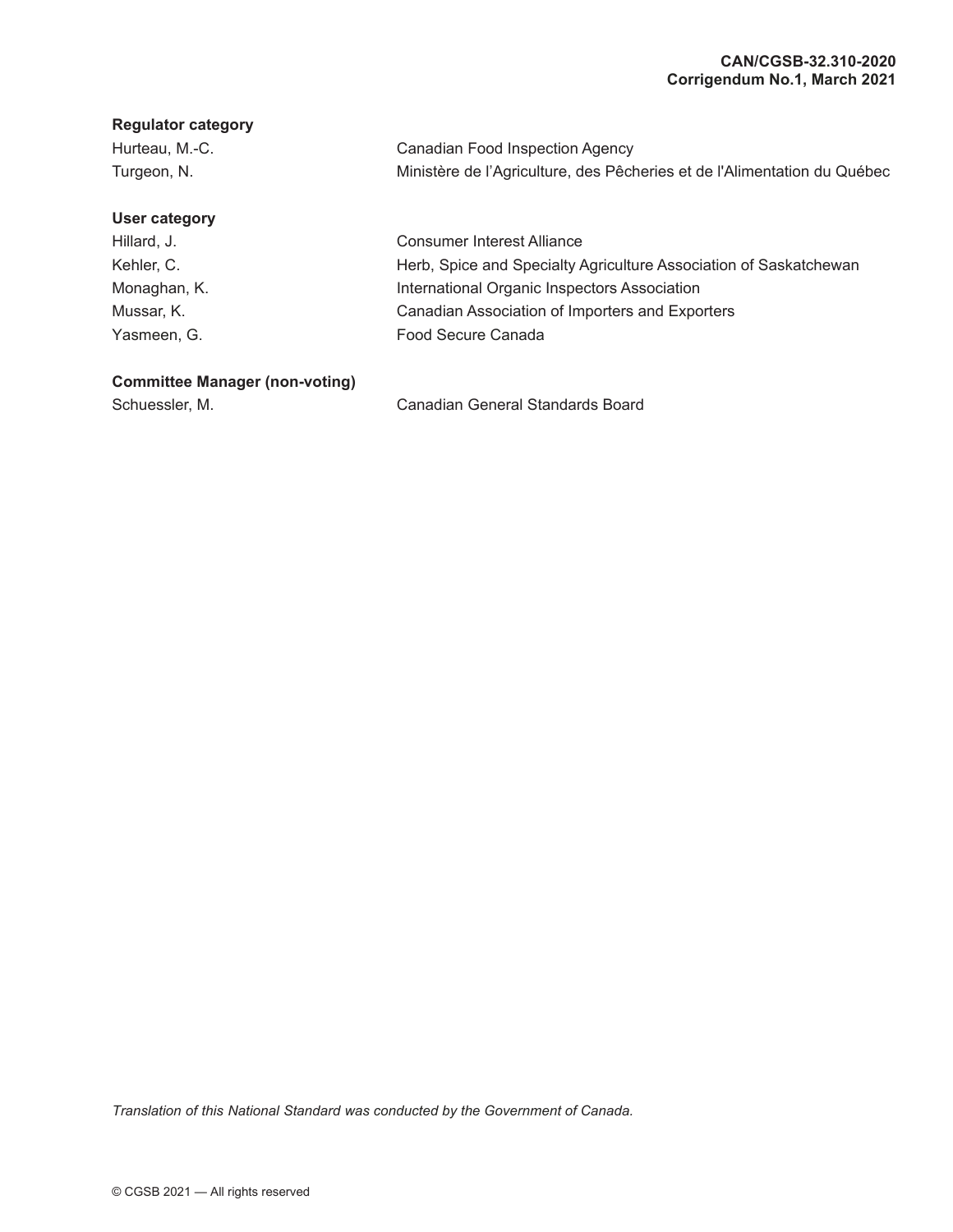**Regulator category**

| | |
|---|---|
| Hurteau, M.-C. | Canadian Food Inspection Agency |
| Turgeon, N. | Ministère de l’Agriculture, des Pêcheries et de l'Alimentation du Québec |

**User category**

| | |
|---|---|
| Hillard, J. | Consumer Interest Alliance |
| Kehler, C. | Herb, Spice and Specialty Agriculture Association of Saskatchewan |
| Monaghan, K. | International Organic Inspectors Association |
| Mussar, K. | Canadian Association of Importers and Exporters |
| Yasmeen, G. | Food Secure Canada |

**Committee Manager (non-voting)**

| | |
|---|---|
| Schuessler, M. | Canadian General Standards Board |

*Translation of this National Standard was conducted by the Government of Canada.*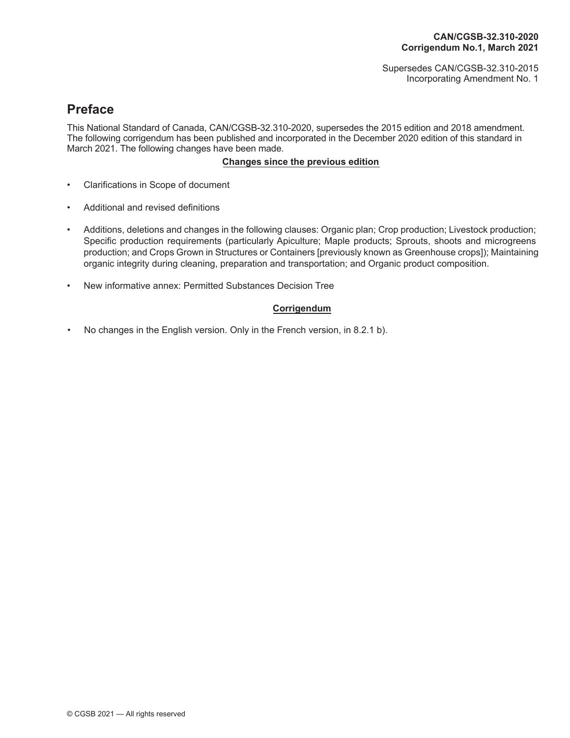**CAN/CGSB-32.310-2020**
**Corrigendum No.1, March 2021**

Supersedes CAN/CGSB-32.310-2015
Incorporating Amendment No. 1

# Preface

This National Standard of Canada, CAN/CGSB-32.310-2020, supersedes the 2015 edition and 2018 amendment. The following corrigendum has been published and incorporated in the December 2020 edition of this standard in March 2021. The following changes have been made.

**Changes since the previous edition**

- Clarifications in Scope of document
- Additional and revised definitions
- Additions, deletions and changes in the following clauses: Organic plan; Crop production; Livestock production; Specific production requirements (particularly Apiculture; Maple products; Sprouts, shoots and microgreens production; and Crops Grown in Structures or Containers [previously known as Greenhouse crops]); Maintaining organic integrity during cleaning, preparation and transportation; and Organic product composition.
- New informative annex: Permitted Substances Decision Tree

**Corrigendum**

- No changes in the English version. Only in the French version, in 8.2.1 b).

© CGSB 2021 — All rights reserved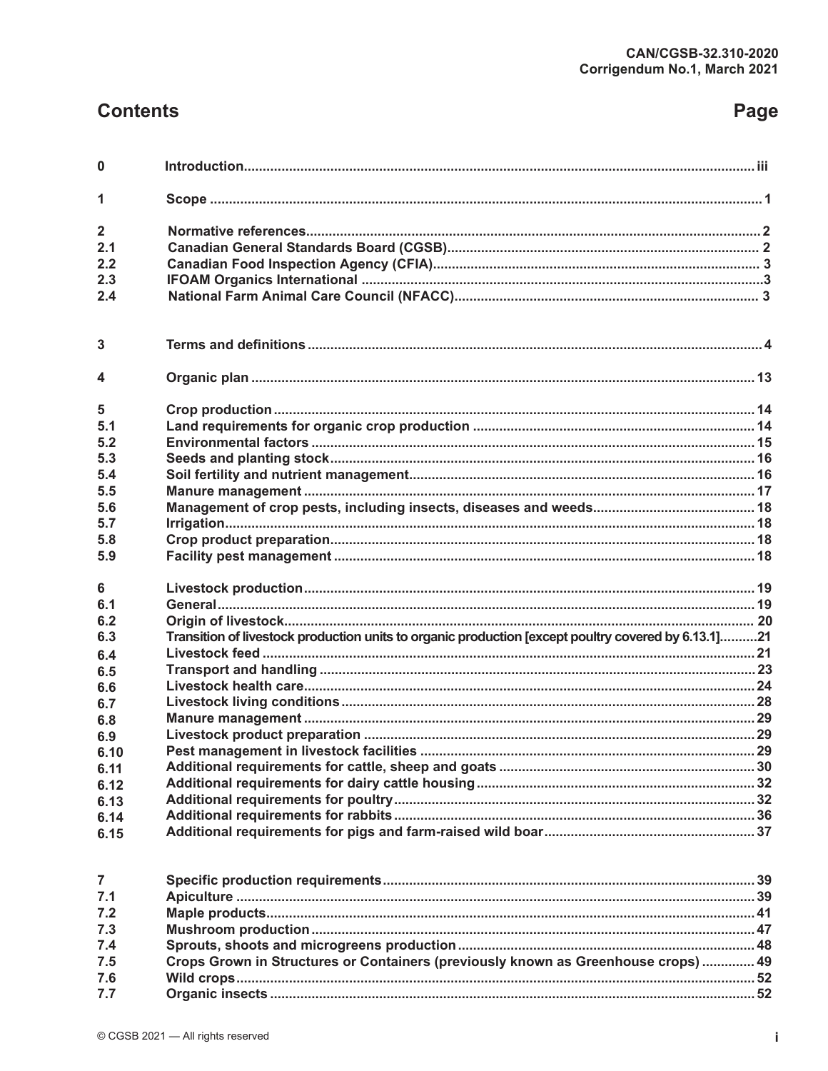# Contents

| | | Page |
|---|---|---|
| 0 | Introduction | iii |
| 1 | Scope | 1 |
| 2 | Normative references | 2 |
| 2.1 | Canadian General Standards Board (CGSB) | 2 |
| 2.2 | Canadian Food Inspection Agency (CFIA) | 3 |
| 2.3 | IFOAM Organics International | 3 |
| 2.4 | National Farm Animal Care Council (NFACC) | 3 |
| 3 | Terms and definitions | 4 |
| 4 | Organic plan | 13 |
| 5 | Crop production | 14 |
| 5.1 | Land requirements for organic crop production | 14 |
| 5.2 | Environmental factors | 15 |
| 5.3 | Seeds and planting stock | 16 |
| 5.4 | Soil fertility and nutrient management | 16 |
| 5.5 | Manure management | 17 |
| 5.6 | Management of crop pests, including insects, diseases and weeds | 18 |
| 5.7 | Irrigation | 18 |
| 5.8 | Crop product preparation | 18 |
| 5.9 | Facility pest management | 18 |
| 6 | Livestock production | 19 |
| 6.1 | General | 19 |
| 6.2 | Origin of livestock | 20 |
| 6.3 | Transition of livestock production units to organic production [except poultry covered by 6.13.1] | 21 |
| 6.4 | Livestock feed | 21 |
| 6.5 | Transport and handling | 23 |
| 6.6 | Livestock health care | 24 |
| 6.7 | Livestock living conditions | 28 |
| 6.8 | Manure management | 29 |
| 6.9 | Livestock product preparation | 29 |
| 6.10 | Pest management in livestock facilities | 29 |
| 6.11 | Additional requirements for cattle, sheep and goats | 30 |
| 6.12 | Additional requirements for dairy cattle housing | 32 |
| 6.13 | Additional requirements for poultry | 32 |
| 6.14 | Additional requirements for rabbits | 36 |
| 6.15 | Additional requirements for pigs and farm-raised wild boar | 37 |
| 7 | Specific production requirements | 39 |
| 7.1 | Apiculture | 39 |
| 7.2 | Maple products | 41 |
| 7.3 | Mushroom production | 47 |
| 7.4 | Sprouts, shoots and microgreens production | 48 |
| 7.5 | Crops Grown in Structures or Containers (previously known as Greenhouse crops) | 49 |
| 7.6 | Wild crops | 52 |
| 7.7 | Organic insects | 52 |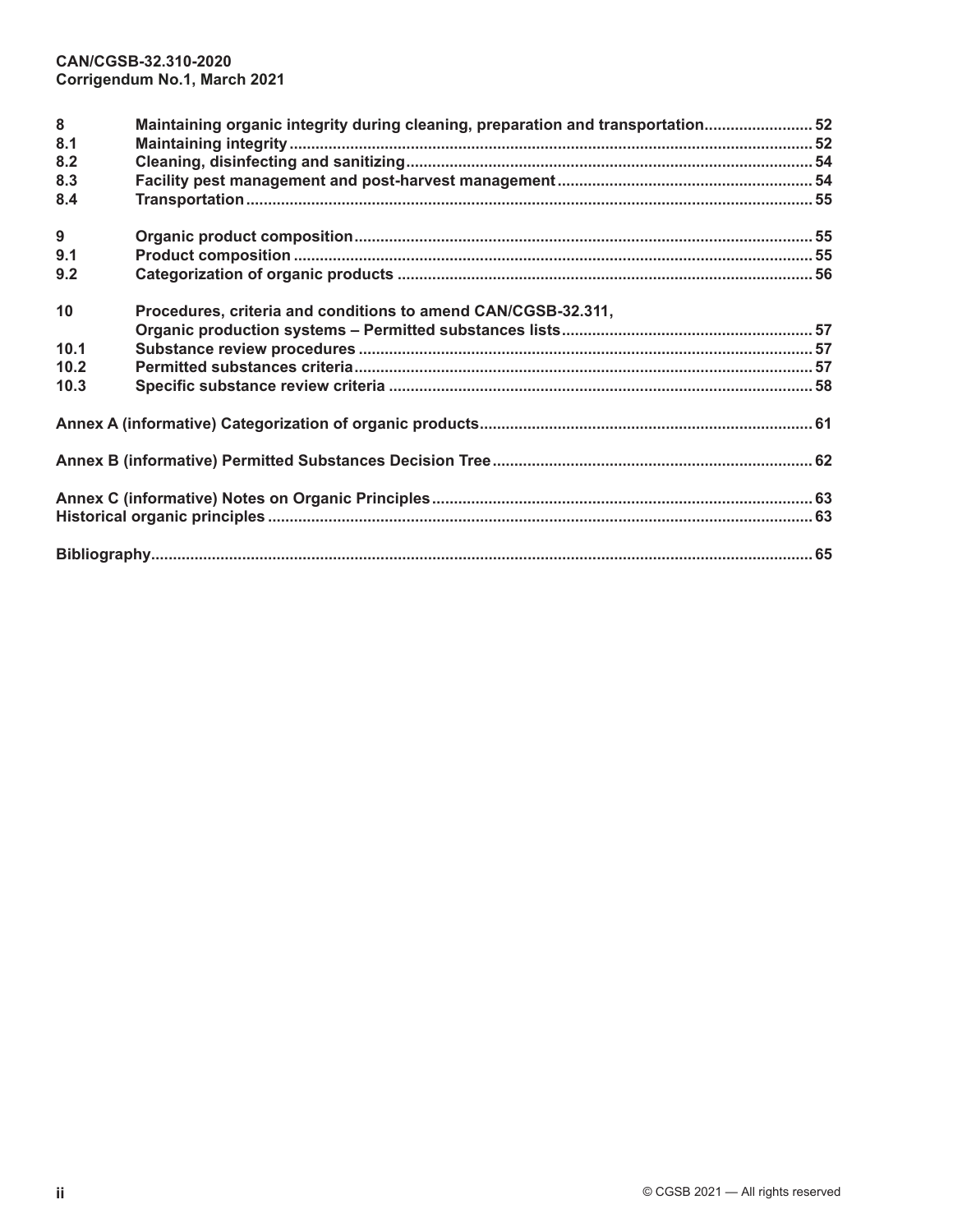| | | |
|---|---|---|
| **8** | **Maintaining organic integrity during cleaning, preparation and transportation** | **52** |
| **8.1** | **Maintaining integrity** | **52** |
| **8.2** | **Cleaning, disinfecting and sanitizing** | **54** |
| **8.3** | **Facility pest management and post-harvest management** | **54** |
| **8.4** | **Transportation** | **55** |
| **9** | **Organic product composition** | **55** |
| **9.1** | **Product composition** | **55** |
| **9.2** | **Categorization of organic products** | **56** |
| **10** | **Procedures, criteria and conditions to amend CAN/CGSB-32.311, Organic production systems – Permitted substances lists** | **57** |
| **10.1** | **Substance review procedures** | **57** |
| **10.2** | **Permitted substances criteria** | **57** |
| **10.3** | **Specific substance review criteria** | **58** |
| **Annex A (informative) Categorization of organic products** | | **61** |
| **Annex B (informative) Permitted Substances Decision Tree** | | **62** |
| **Annex C (informative) Notes on Organic Principles** | | **63** |
| **Historical organic principles** | | **63** |
| **Bibliography** | | **65** |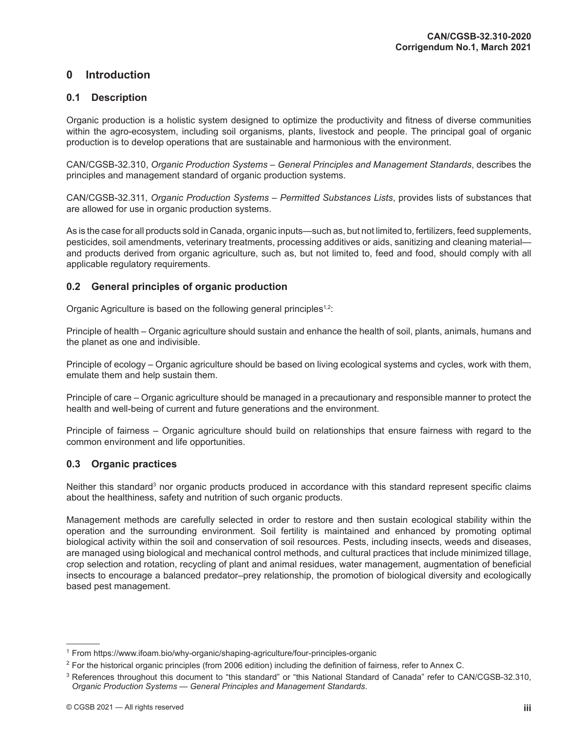# 0 Introduction

## 0.1 Description

Organic production is a holistic system designed to optimize the productivity and fitness of diverse communities within the agro-ecosystem, including soil organisms, plants, livestock and people. The principal goal of organic production is to develop operations that are sustainable and harmonious with the environment.

CAN/CGSB-32.310, *Organic Production Systems – General Principles and Management Standards*, describes the principles and management standard of organic production systems.

CAN/CGSB-32.311, *Organic Production Systems – Permitted Substances Lists*, provides lists of substances that are allowed for use in organic production systems.

As is the case for all products sold in Canada, organic inputs—such as, but not limited to, fertilizers, feed supplements, pesticides, soil amendments, veterinary treatments, processing additives or aids, sanitizing and cleaning material—and products derived from organic agriculture, such as, but not limited to, feed and food, should comply with all applicable regulatory requirements.

## 0.2 General principles of organic production

Organic Agriculture is based on the following general principles[1,2]:

Principle of health – Organic agriculture should sustain and enhance the health of soil, plants, animals, humans and the planet as one and indivisible.

Principle of ecology – Organic agriculture should be based on living ecological systems and cycles, work with them, emulate them and help sustain them.

Principle of care – Organic agriculture should be managed in a precautionary and responsible manner to protect the health and well-being of current and future generations and the environment.

Principle of fairness – Organic agriculture should build on relationships that ensure fairness with regard to the common environment and life opportunities.

## 0.3 Organic practices

Neither this standard[3] nor organic products produced in accordance with this standard represent specific claims about the healthiness, safety and nutrition of such organic products.

Management methods are carefully selected in order to restore and then sustain ecological stability within the operation and the surrounding environment. Soil fertility is maintained and enhanced by promoting optimal biological activity within the soil and conservation of soil resources. Pests, including insects, weeds and diseases, are managed using biological and mechanical control methods, and cultural practices that include minimized tillage, crop selection and rotation, recycling of plant and animal residues, water management, augmentation of beneficial insects to encourage a balanced predator–prey relationship, the promotion of biological diversity and ecologically based pest management.

---

[1] From https://www.ifoam.bio/why-organic/shaping-agriculture/four-principles-organic

[2] For the historical organic principles (from 2006 edition) including the definition of fairness, refer to Annex C.

[3] References throughout this document to "this standard" or "this National Standard of Canada" refer to CAN/CGSB-32.310, *Organic Production Systems — General Principles and Management Standards*.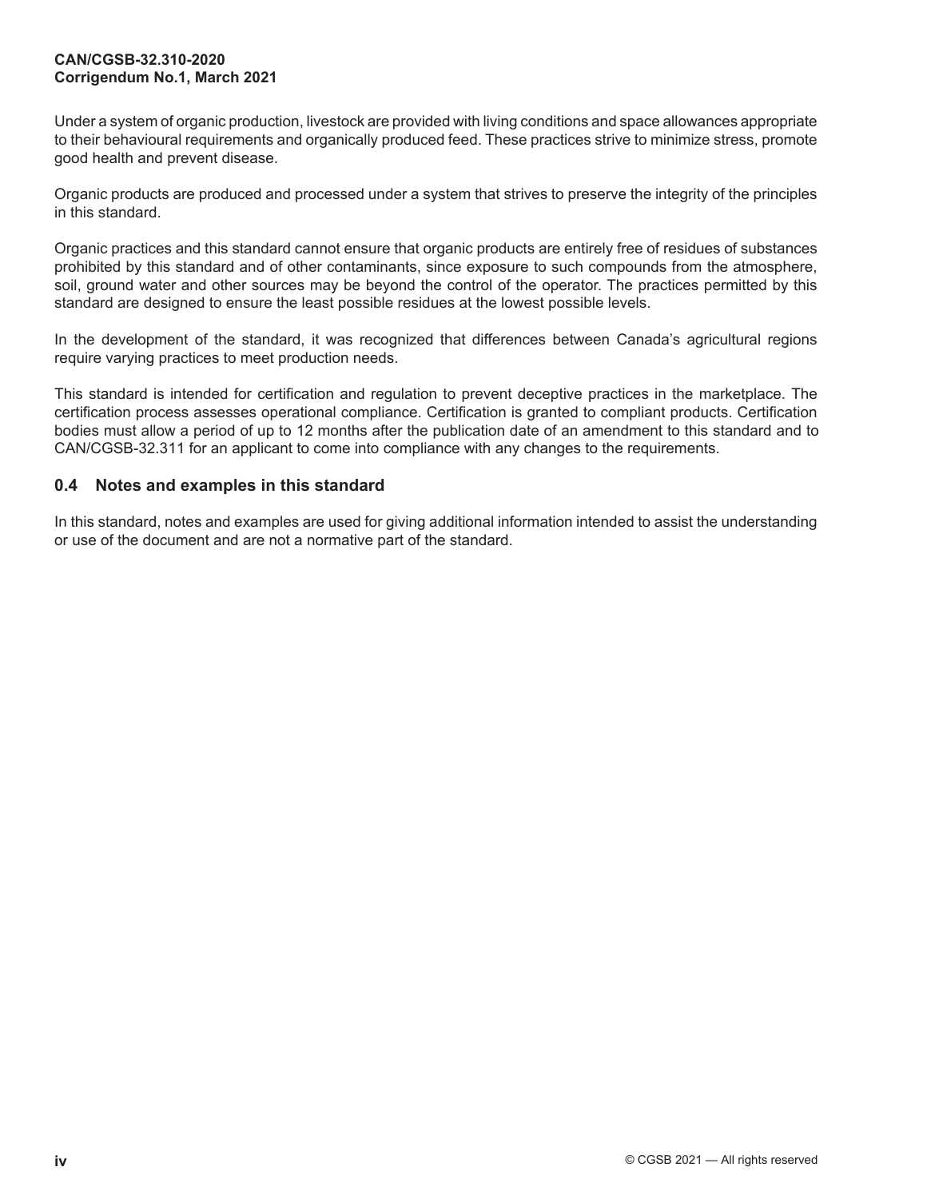Under a system of organic production, livestock are provided with living conditions and space allowances appropriate to their behavioural requirements and organically produced feed. These practices strive to minimize stress, promote good health and prevent disease.

Organic products are produced and processed under a system that strives to preserve the integrity of the principles in this standard.

Organic practices and this standard cannot ensure that organic products are entirely free of residues of substances prohibited by this standard and of other contaminants, since exposure to such compounds from the atmosphere, soil, ground water and other sources may be beyond the control of the operator. The practices permitted by this standard are designed to ensure the least possible residues at the lowest possible levels.

In the development of the standard, it was recognized that differences between Canada's agricultural regions require varying practices to meet production needs.

This standard is intended for certification and regulation to prevent deceptive practices in the marketplace. The certification process assesses operational compliance. Certification is granted to compliant products. Certification bodies must allow a period of up to 12 months after the publication date of an amendment to this standard and to CAN/CGSB-32.311 for an applicant to come into compliance with any changes to the requirements.

## 0.4 Notes and examples in this standard

In this standard, notes and examples are used for giving additional information intended to assist the understanding or use of the document and are not a normative part of the standard.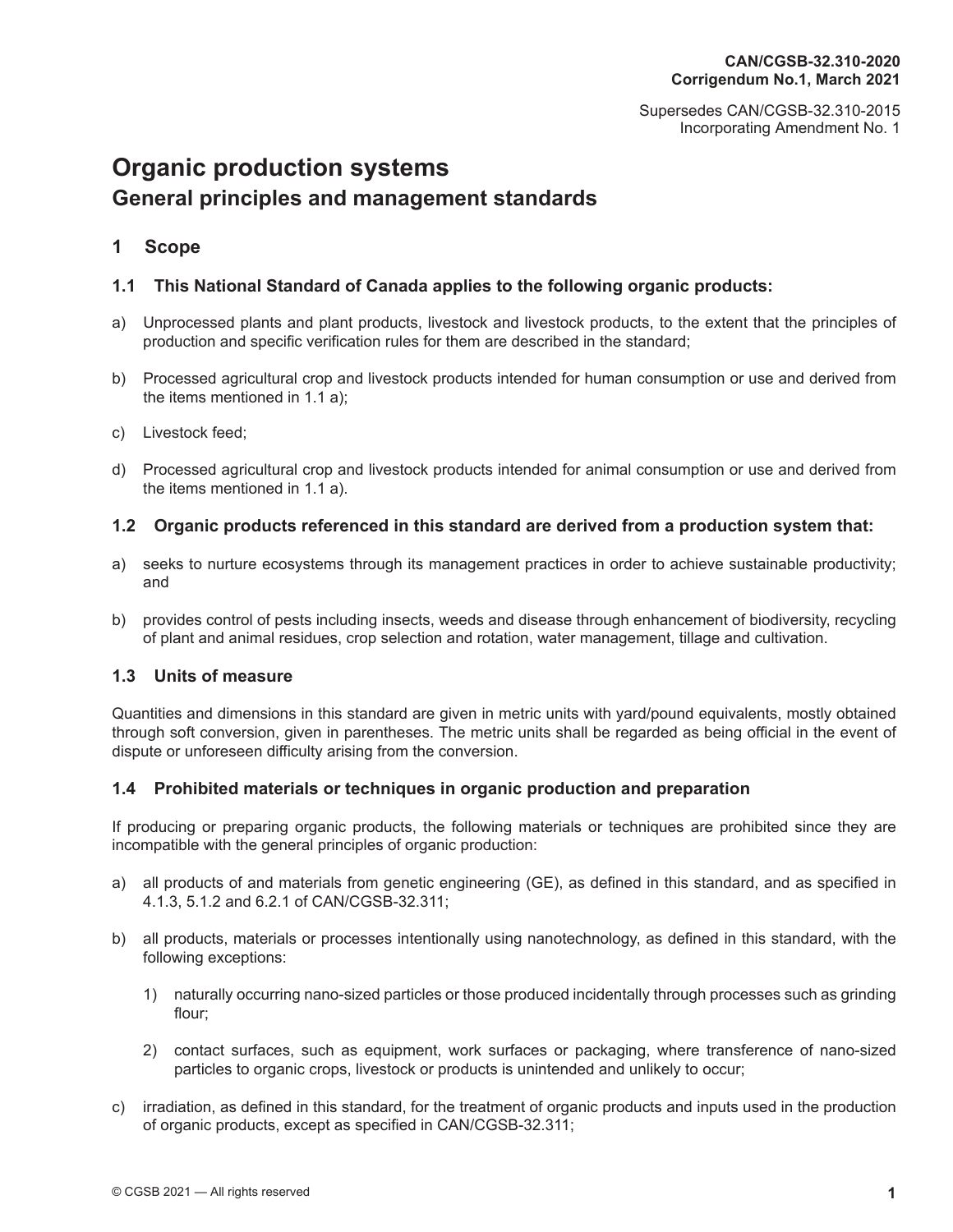CAN/CGSB-32.310-2020
Corrigendum No.1, March 2021

Supersedes CAN/CGSB-32.310-2015
Incorporating Amendment No. 1

# Organic production systems

## General principles and management standards

## 1 Scope

### 1.1 This National Standard of Canada applies to the following organic products:

a) Unprocessed plants and plant products, livestock and livestock products, to the extent that the principles of production and specific verification rules for them are described in the standard;

b) Processed agricultural crop and livestock products intended for human consumption or use and derived from the items mentioned in 1.1 a);

c) Livestock feed;

d) Processed agricultural crop and livestock products intended for animal consumption or use and derived from the items mentioned in 1.1 a).

### 1.2 Organic products referenced in this standard are derived from a production system that:

a) seeks to nurture ecosystems through its management practices in order to achieve sustainable productivity; and

b) provides control of pests including insects, weeds and disease through enhancement of biodiversity, recycling of plant and animal residues, crop selection and rotation, water management, tillage and cultivation.

### 1.3 Units of measure

Quantities and dimensions in this standard are given in metric units with yard/pound equivalents, mostly obtained through soft conversion, given in parentheses. The metric units shall be regarded as being official in the event of dispute or unforeseen difficulty arising from the conversion.

### 1.4 Prohibited materials or techniques in organic production and preparation

If producing or preparing organic products, the following materials or techniques are prohibited since they are incompatible with the general principles of organic production:

a) all products of and materials from genetic engineering (GE), as defined in this standard, and as specified in 4.1.3, 5.1.2 and 6.2.1 of CAN/CGSB-32.311;

b) all products, materials or processes intentionally using nanotechnology, as defined in this standard, with the following exceptions:

   1) naturally occurring nano-sized particles or those produced incidentally through processes such as grinding flour;

   2) contact surfaces, such as equipment, work surfaces or packaging, where transference of nano-sized particles to organic crops, livestock or products is unintended and unlikely to occur;

c) irradiation, as defined in this standard, for the treatment of organic products and inputs used in the production of organic products, except as specified in CAN/CGSB-32.311;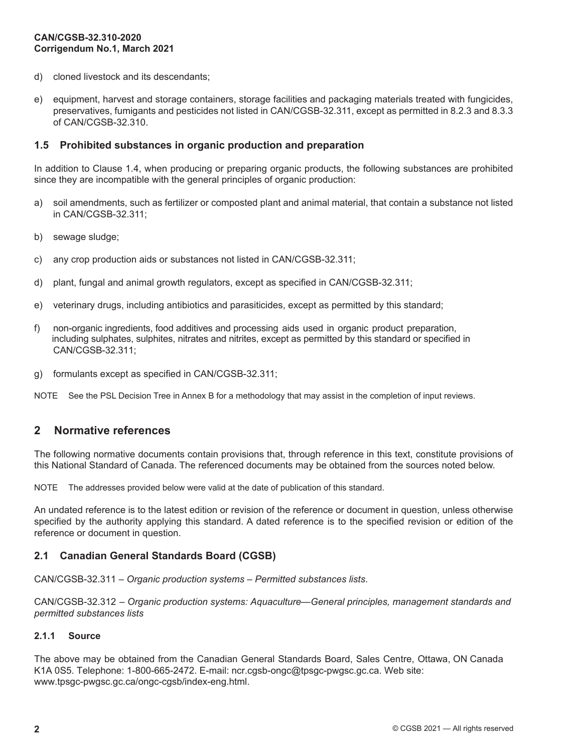d) cloned livestock and its descendants;

e) equipment, harvest and storage containers, storage facilities and packaging materials treated with fungicides, preservatives, fumigants and pesticides not listed in CAN/CGSB-32.311, except as permitted in 8.2.3 and 8.3.3 of CAN/CGSB-32.310.

### 1.5 Prohibited substances in organic production and preparation

In addition to Clause 1.4, when producing or preparing organic products, the following substances are prohibited since they are incompatible with the general principles of organic production:

a) soil amendments, such as fertilizer or composted plant and animal material, that contain a substance not listed in CAN/CGSB-32.311;

b) sewage sludge;

c) any crop production aids or substances not listed in CAN/CGSB-32.311;

d) plant, fungal and animal growth regulators, except as specified in CAN/CGSB-32.311;

e) veterinary drugs, including antibiotics and parasiticides, except as permitted by this standard;

f) non-organic ingredients, food additives and processing aids used in organic product preparation, including sulphates, sulphites, nitrates and nitrites, except as permitted by this standard or specified in CAN/CGSB-32.311;

g) formulants except as specified in CAN/CGSB-32.311;

NOTE See the PSL Decision Tree in Annex B for a methodology that may assist in the completion of input reviews.

## 2 Normative references

The following normative documents contain provisions that, through reference in this text, constitute provisions of this National Standard of Canada. The referenced documents may be obtained from the sources noted below.

NOTE The addresses provided below were valid at the date of publication of this standard.

An undated reference is to the latest edition or revision of the reference or document in question, unless otherwise specified by the authority applying this standard. A dated reference is to the specified revision or edition of the reference or document in question.

### 2.1 Canadian General Standards Board (CGSB)

CAN/CGSB-32.311 – *Organic production systems – Permitted substances lists.*

CAN/CGSB-32.312 – *Organic production systems: Aquaculture—General principles, management standards and permitted substances lists*

#### 2.1.1 Source

The above may be obtained from the Canadian General Standards Board, Sales Centre, Ottawa, ON Canada K1A 0S5. Telephone: 1-800-665-2472. E-mail: ncr.cgsb-ongc@tpsgc-pwgsc.gc.ca. Web site: www.tpsgc-pwgsc.gc.ca/ongc-cgsb/index-eng.html.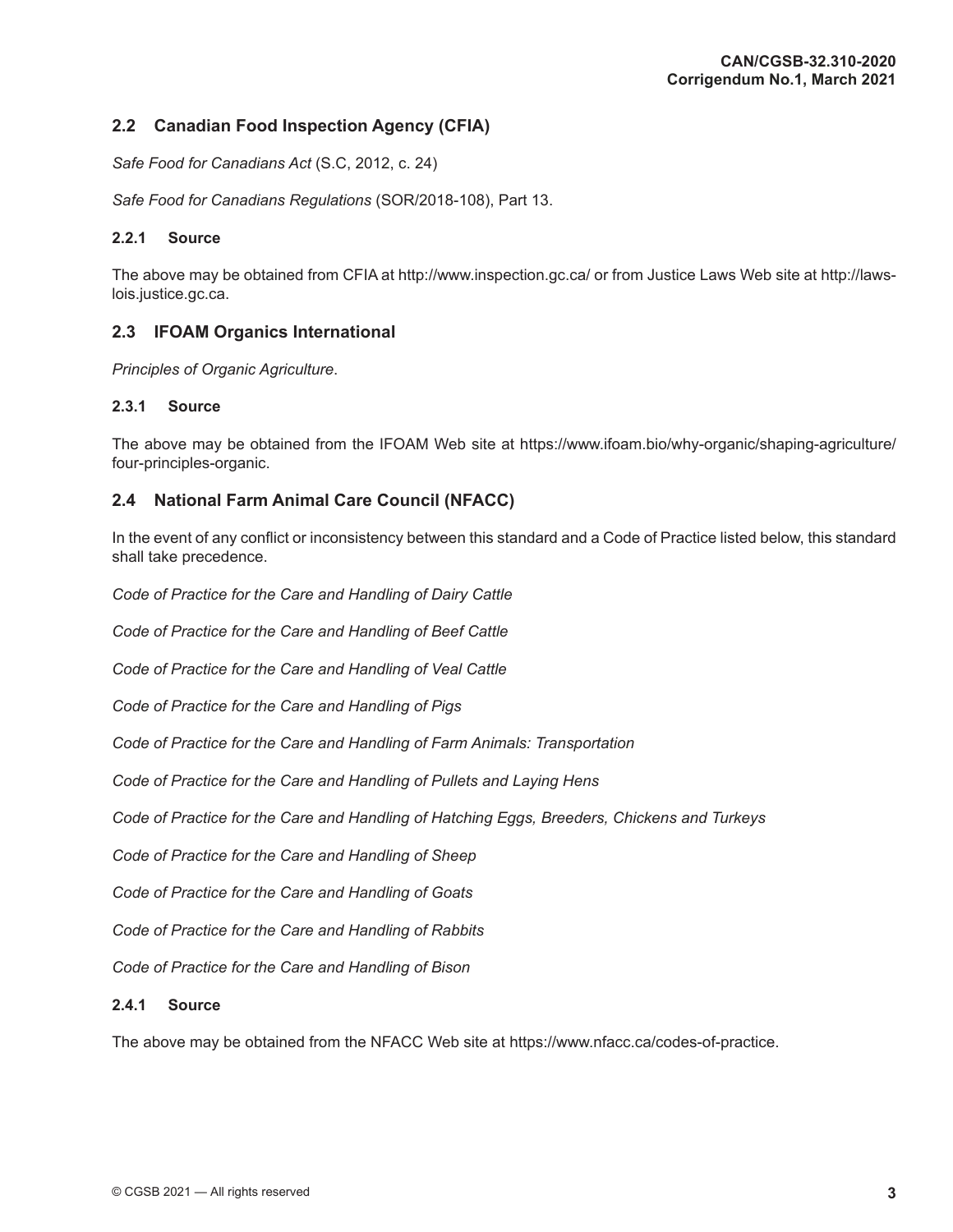## 2.2 Canadian Food Inspection Agency (CFIA)

*Safe Food for Canadians Act* (S.C, 2012, c. 24)

*Safe Food for Canadians Regulations* (SOR/2018-108), Part 13.

### 2.2.1 Source

The above may be obtained from CFIA at http://www.inspection.gc.ca/ or from Justice Laws Web site at http://laws-lois.justice.gc.ca.

## 2.3 IFOAM Organics International

*Principles of Organic Agriculture*.

### 2.3.1 Source

The above may be obtained from the IFOAM Web site at https://www.ifoam.bio/why-organic/shaping-agriculture/four-principles-organic.

## 2.4 National Farm Animal Care Council (NFACC)

In the event of any conflict or inconsistency between this standard and a Code of Practice listed below, this standard shall take precedence.

*Code of Practice for the Care and Handling of Dairy Cattle*

*Code of Practice for the Care and Handling of Beef Cattle*

*Code of Practice for the Care and Handling of Veal Cattle*

*Code of Practice for the Care and Handling of Pigs*

*Code of Practice for the Care and Handling of Farm Animals: Transportation*

*Code of Practice for the Care and Handling of Pullets and Laying Hens*

*Code of Practice for the Care and Handling of Hatching Eggs, Breeders, Chickens and Turkeys*

*Code of Practice for the Care and Handling of Sheep*

*Code of Practice for the Care and Handling of Goats*

*Code of Practice for the Care and Handling of Rabbits*

*Code of Practice for the Care and Handling of Bison*

### 2.4.1 Source

The above may be obtained from the NFACC Web site at https://www.nfacc.ca/codes-of-practice.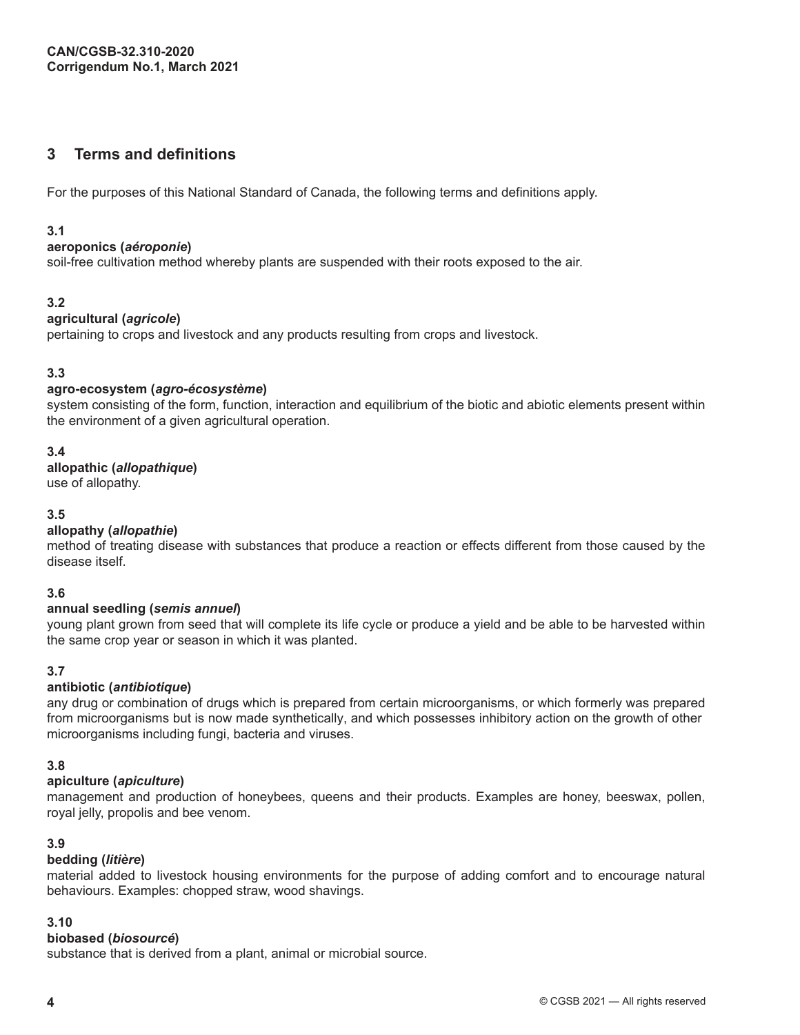## 3 Terms and definitions

For the purposes of this National Standard of Canada, the following terms and definitions apply.

**3.1**

**aeroponics (*aéroponie*)**

soil-free cultivation method whereby plants are suspended with their roots exposed to the air.

**3.2**

**agricultural (*agricole*)**

pertaining to crops and livestock and any products resulting from crops and livestock.

**3.3**

**agro-ecosystem (*agro-écosystème*)**

system consisting of the form, function, interaction and equilibrium of the biotic and abiotic elements present within the environment of a given agricultural operation.

**3.4**

**allopathic (*allopathique*)**

use of allopathy.

**3.5**

**allopathy (*allopathie*)**

method of treating disease with substances that produce a reaction or effects different from those caused by the disease itself.

**3.6**

**annual seedling (*semis annuel*)**

young plant grown from seed that will complete its life cycle or produce a yield and be able to be harvested within the same crop year or season in which it was planted.

**3.7**

**antibiotic (*antibiotique*)**

any drug or combination of drugs which is prepared from certain microorganisms, or which formerly was prepared from microorganisms but is now made synthetically, and which possesses inhibitory action on the growth of other microorganisms including fungi, bacteria and viruses.

**3.8**

**apiculture (*apiculture*)**

management and production of honeybees, queens and their products. Examples are honey, beeswax, pollen, royal jelly, propolis and bee venom.

**3.9**

**bedding (*litière*)**

material added to livestock housing environments for the purpose of adding comfort and to encourage natural behaviours. Examples: chopped straw, wood shavings.

**3.10**

**biobased (*biosourcé*)**

substance that is derived from a plant, animal or microbial source.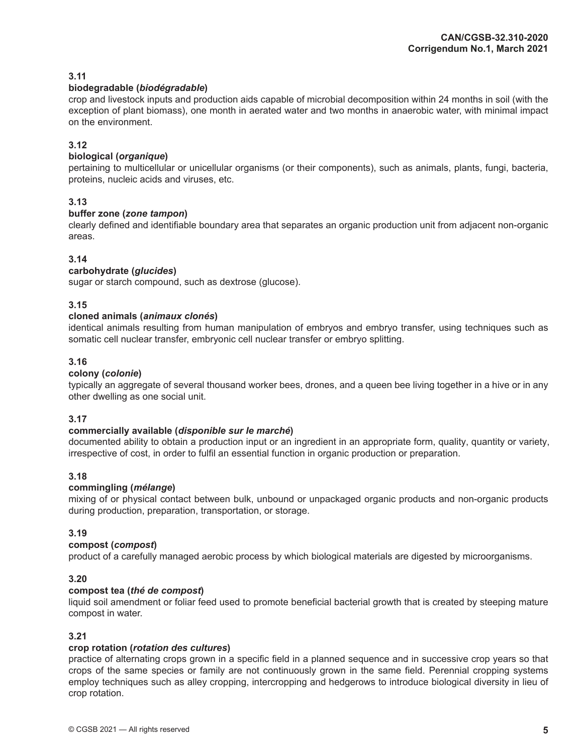### 3.11

**biodegradable (*biodégradable*)**

crop and livestock inputs and production aids capable of microbial decomposition within 24 months in soil (with the exception of plant biomass), one month in aerated water and two months in anaerobic water, with minimal impact on the environment.

### 3.12

**biological (*organique*)**

pertaining to multicellular or unicellular organisms (or their components), such as animals, plants, fungi, bacteria, proteins, nucleic acids and viruses, etc.

### 3.13

**buffer zone (*zone tampon*)**

clearly defined and identifiable boundary area that separates an organic production unit from adjacent non-organic areas.

### 3.14

**carbohydrate (*glucides*)**

sugar or starch compound, such as dextrose (glucose).

### 3.15

**cloned animals (*animaux clonés*)**

identical animals resulting from human manipulation of embryos and embryo transfer, using techniques such as somatic cell nuclear transfer, embryonic cell nuclear transfer or embryo splitting.

### 3.16

**colony (*colonie*)**

typically an aggregate of several thousand worker bees, drones, and a queen bee living together in a hive or in any other dwelling as one social unit.

### 3.17

**commercially available (*disponible sur le marché*)**

documented ability to obtain a production input or an ingredient in an appropriate form, quality, quantity or variety, irrespective of cost, in order to fulfil an essential function in organic production or preparation.

### 3.18

**commingling (*mélange*)**

mixing of or physical contact between bulk, unbound or unpackaged organic products and non-organic products during production, preparation, transportation, or storage.

### 3.19

**compost (*compost*)**

product of a carefully managed aerobic process by which biological materials are digested by microorganisms.

### 3.20

**compost tea (*thé de compost*)**

liquid soil amendment or foliar feed used to promote beneficial bacterial growth that is created by steeping mature compost in water.

### 3.21

**crop rotation (*rotation des cultures*)**

practice of alternating crops grown in a specific field in a planned sequence and in successive crop years so that crops of the same species or family are not continuously grown in the same field. Perennial cropping systems employ techniques such as alley cropping, intercropping and hedgerows to introduce biological diversity in lieu of crop rotation.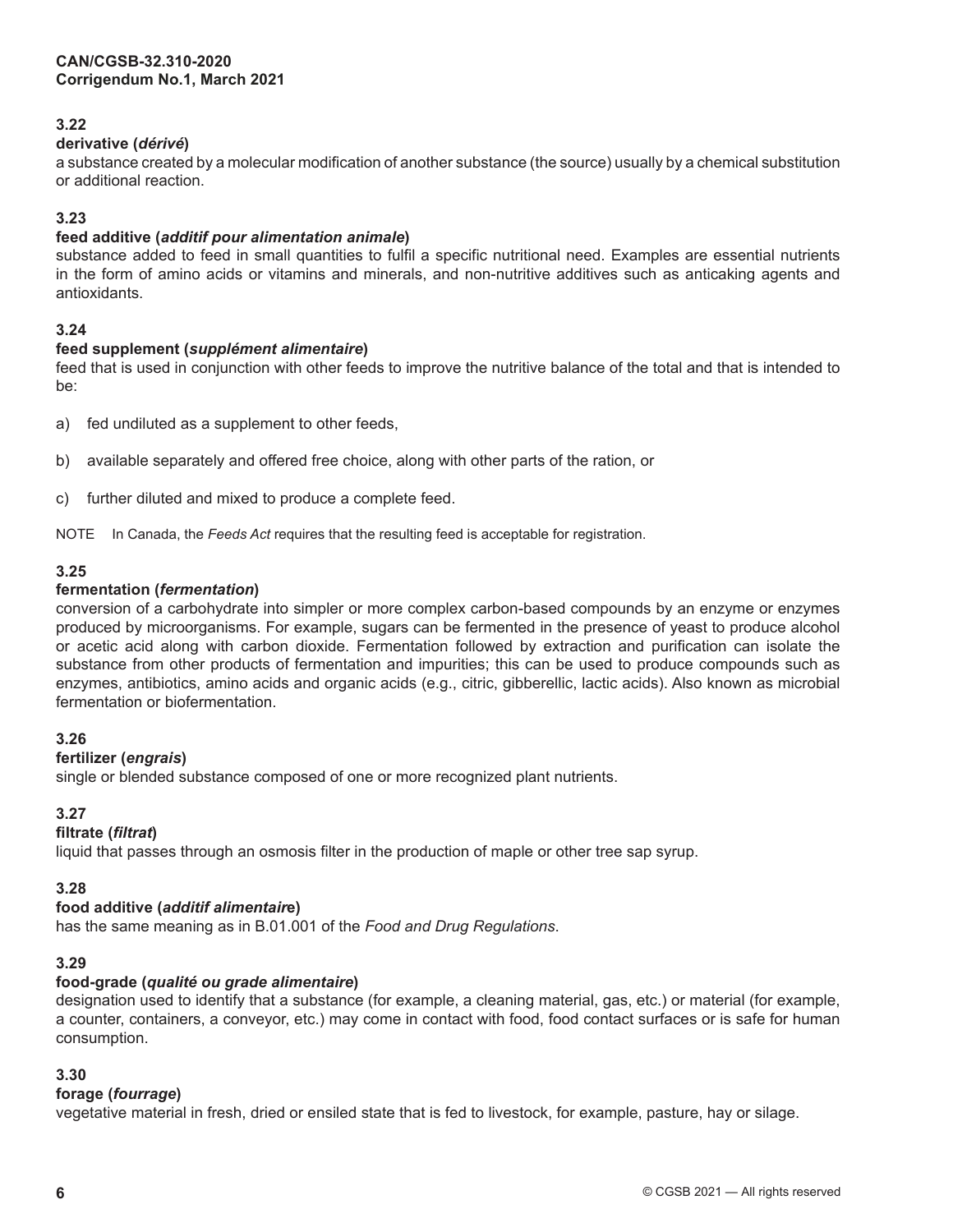### 3.22

**derivative (*dérivé*)**

a substance created by a molecular modification of another substance (the source) usually by a chemical substitution or additional reaction.

### 3.23

**feed additive (*additif pour alimentation animale*)**

substance added to feed in small quantities to fulfil a specific nutritional need. Examples are essential nutrients in the form of amino acids or vitamins and minerals, and non-nutritive additives such as anticaking agents and antioxidants.

### 3.24

**feed supplement (*supplément alimentaire*)**

feed that is used in conjunction with other feeds to improve the nutritive balance of the total and that is intended to be:

a) fed undiluted as a supplement to other feeds,

b) available separately and offered free choice, along with other parts of the ration, or

c) further diluted and mixed to produce a complete feed.

NOTE In Canada, the *Feeds Act* requires that the resulting feed is acceptable for registration.

### 3.25

**fermentation (*fermentation*)**

conversion of a carbohydrate into simpler or more complex carbon-based compounds by an enzyme or enzymes produced by microorganisms. For example, sugars can be fermented in the presence of yeast to produce alcohol or acetic acid along with carbon dioxide. Fermentation followed by extraction and purification can isolate the substance from other products of fermentation and impurities; this can be used to produce compounds such as enzymes, antibiotics, amino acids and organic acids (e.g., citric, gibberellic, lactic acids). Also known as microbial fermentation or biofermentation.

### 3.26

**fertilizer (*engrais*)**

single or blended substance composed of one or more recognized plant nutrients.

### 3.27

**filtrate (*filtrat*)**

liquid that passes through an osmosis filter in the production of maple or other tree sap syrup.

### 3.28

**food additive (*additif alimentaire*)**

has the same meaning as in B.01.001 of the *Food and Drug Regulations*.

### 3.29

**food-grade (*qualité ou grade alimentaire*)**

designation used to identify that a substance (for example, a cleaning material, gas, etc.) or material (for example, a counter, containers, a conveyor, etc.) may come in contact with food, food contact surfaces or is safe for human consumption.

### 3.30

**forage (*fourrage*)**

vegetative material in fresh, dried or ensiled state that is fed to livestock, for example, pasture, hay or silage.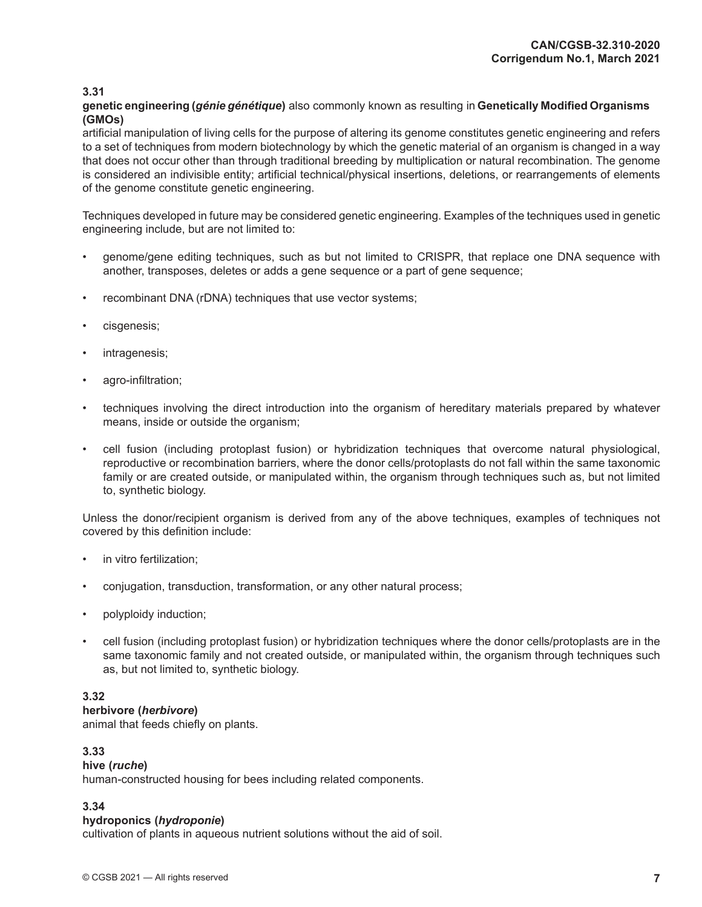**3.31**

**genetic engineering (*génie génétique*)** also commonly known as resulting in **Genetically Modified Organisms (GMOs)**

artificial manipulation of living cells for the purpose of altering its genome constitutes genetic engineering and refers to a set of techniques from modern biotechnology by which the genetic material of an organism is changed in a way that does not occur other than through traditional breeding by multiplication or natural recombination. The genome is considered an indivisible entity; artificial technical/physical insertions, deletions, or rearrangements of elements of the genome constitute genetic engineering.

Techniques developed in future may be considered genetic engineering. Examples of the techniques used in genetic engineering include, but are not limited to:

- genome/gene editing techniques, such as but not limited to CRISPR, that replace one DNA sequence with another, transposes, deletes or adds a gene sequence or a part of gene sequence;
- recombinant DNA (rDNA) techniques that use vector systems;
- cisgenesis;
- intragenesis;
- agro-infiltration;
- techniques involving the direct introduction into the organism of hereditary materials prepared by whatever means, inside or outside the organism;
- cell fusion (including protoplast fusion) or hybridization techniques that overcome natural physiological, reproductive or recombination barriers, where the donor cells/protoplasts do not fall within the same taxonomic family or are created outside, or manipulated within, the organism through techniques such as, but not limited to, synthetic biology.

Unless the donor/recipient organism is derived from any of the above techniques, examples of techniques not covered by this definition include:

- in vitro fertilization;
- conjugation, transduction, transformation, or any other natural process;
- polyploidy induction;
- cell fusion (including protoplast fusion) or hybridization techniques where the donor cells/protoplasts are in the same taxonomic family and not created outside, or manipulated within, the organism through techniques such as, but not limited to, synthetic biology.

**3.32**

**herbivore (*herbivore*)**

animal that feeds chiefly on plants.

**3.33**

**hive (*ruche*)**

human-constructed housing for bees including related components.

**3.34**

**hydroponics (*hydroponie*)**

cultivation of plants in aqueous nutrient solutions without the aid of soil.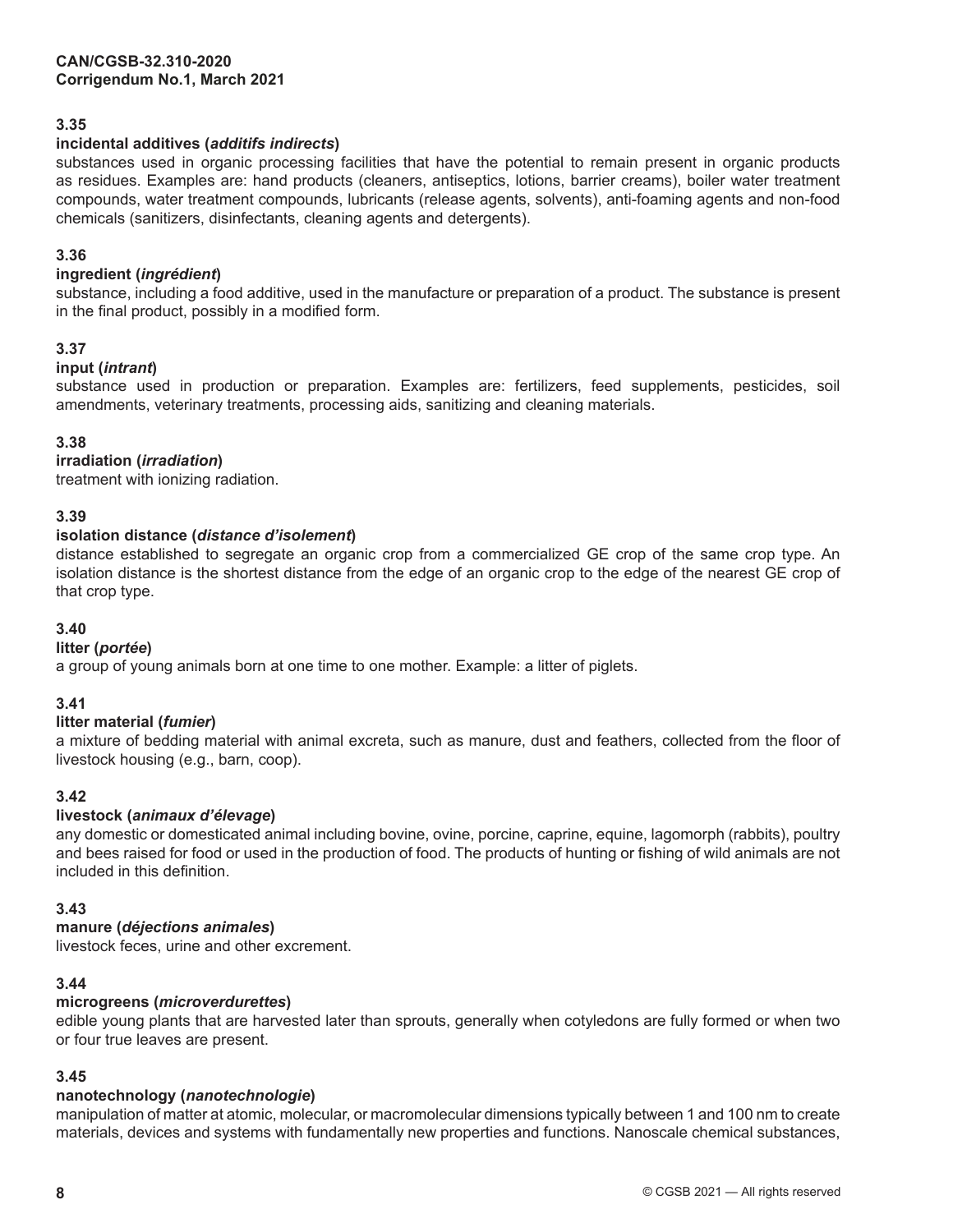### 3.35

**incidental additives (*additifs indirects*)**

substances used in organic processing facilities that have the potential to remain present in organic products as residues. Examples are: hand products (cleaners, antiseptics, lotions, barrier creams), boiler water treatment compounds, water treatment compounds, lubricants (release agents, solvents), anti-foaming agents and non-food chemicals (sanitizers, disinfectants, cleaning agents and detergents).

### 3.36

**ingredient (*ingrédient*)**

substance, including a food additive, used in the manufacture or preparation of a product. The substance is present in the final product, possibly in a modified form.

### 3.37

**input (*intrant*)**

substance used in production or preparation. Examples are: fertilizers, feed supplements, pesticides, soil amendments, veterinary treatments, processing aids, sanitizing and cleaning materials.

### 3.38

**irradiation (*irradiation*)**

treatment with ionizing radiation.

### 3.39

**isolation distance (*distance d'isolement*)**

distance established to segregate an organic crop from a commercialized GE crop of the same crop type. An isolation distance is the shortest distance from the edge of an organic crop to the edge of the nearest GE crop of that crop type.

### 3.40

**litter (*portée*)**

a group of young animals born at one time to one mother. Example: a litter of piglets.

### 3.41

**litter material (*fumier*)**

a mixture of bedding material with animal excreta, such as manure, dust and feathers, collected from the floor of livestock housing (e.g., barn, coop).

### 3.42

**livestock (*animaux d'élevage*)**

any domestic or domesticated animal including bovine, ovine, porcine, caprine, equine, lagomorph (rabbits), poultry and bees raised for food or used in the production of food. The products of hunting or fishing of wild animals are not included in this definition.

### 3.43

**manure (*déjections animales*)**

livestock feces, urine and other excrement.

### 3.44

**microgreens (*microverdurettes*)**

edible young plants that are harvested later than sprouts, generally when cotyledons are fully formed or when two or four true leaves are present.

### 3.45

**nanotechnology (*nanotechnologie*)**

manipulation of matter at atomic, molecular, or macromolecular dimensions typically between 1 and 100 nm to create materials, devices and systems with fundamentally new properties and functions. Nanoscale chemical substances,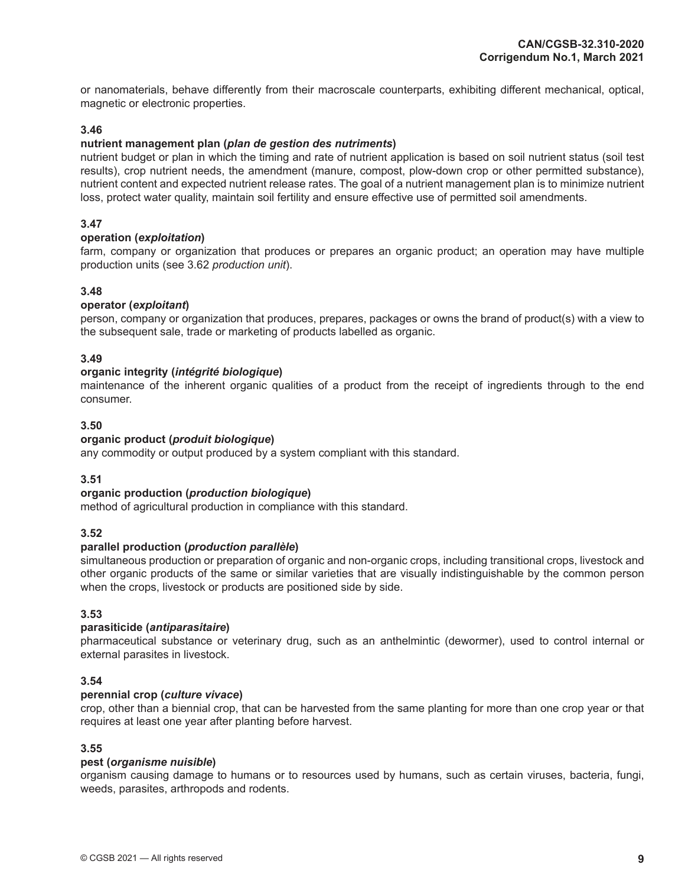or nanomaterials, behave differently from their macroscale counterparts, exhibiting different mechanical, optical, magnetic or electronic properties.

**3.46**

**nutrient management plan (*plan de gestion des nutriments*)**

nutrient budget or plan in which the timing and rate of nutrient application is based on soil nutrient status (soil test results), crop nutrient needs, the amendment (manure, compost, plow-down crop or other permitted substance), nutrient content and expected nutrient release rates. The goal of a nutrient management plan is to minimize nutrient loss, protect water quality, maintain soil fertility and ensure effective use of permitted soil amendments.

**3.47**

**operation (*exploitation*)**

farm, company or organization that produces or prepares an organic product; an operation may have multiple production units (see 3.62 *production unit*).

**3.48**

**operator (*exploitant*)**

person, company or organization that produces, prepares, packages or owns the brand of product(s) with a view to the subsequent sale, trade or marketing of products labelled as organic.

**3.49**

**organic integrity (*intégrité biologique*)**

maintenance of the inherent organic qualities of a product from the receipt of ingredients through to the end consumer.

**3.50**

**organic product (*produit biologique*)**

any commodity or output produced by a system compliant with this standard.

**3.51**

**organic production (*production biologique*)**

method of agricultural production in compliance with this standard.

**3.52**

**parallel production (*production parallèle*)**

simultaneous production or preparation of organic and non-organic crops, including transitional crops, livestock and other organic products of the same or similar varieties that are visually indistinguishable by the common person when the crops, livestock or products are positioned side by side.

**3.53**

**parasiticide (*antiparasitaire*)**

pharmaceutical substance or veterinary drug, such as an anthelmintic (dewormer), used to control internal or external parasites in livestock.

**3.54**

**perennial crop (*culture vivace*)**

crop, other than a biennial crop, that can be harvested from the same planting for more than one crop year or that requires at least one year after planting before harvest.

**3.55**

**pest (*organisme nuisible*)**

organism causing damage to humans or to resources used by humans, such as certain viruses, bacteria, fungi, weeds, parasites, arthropods and rodents.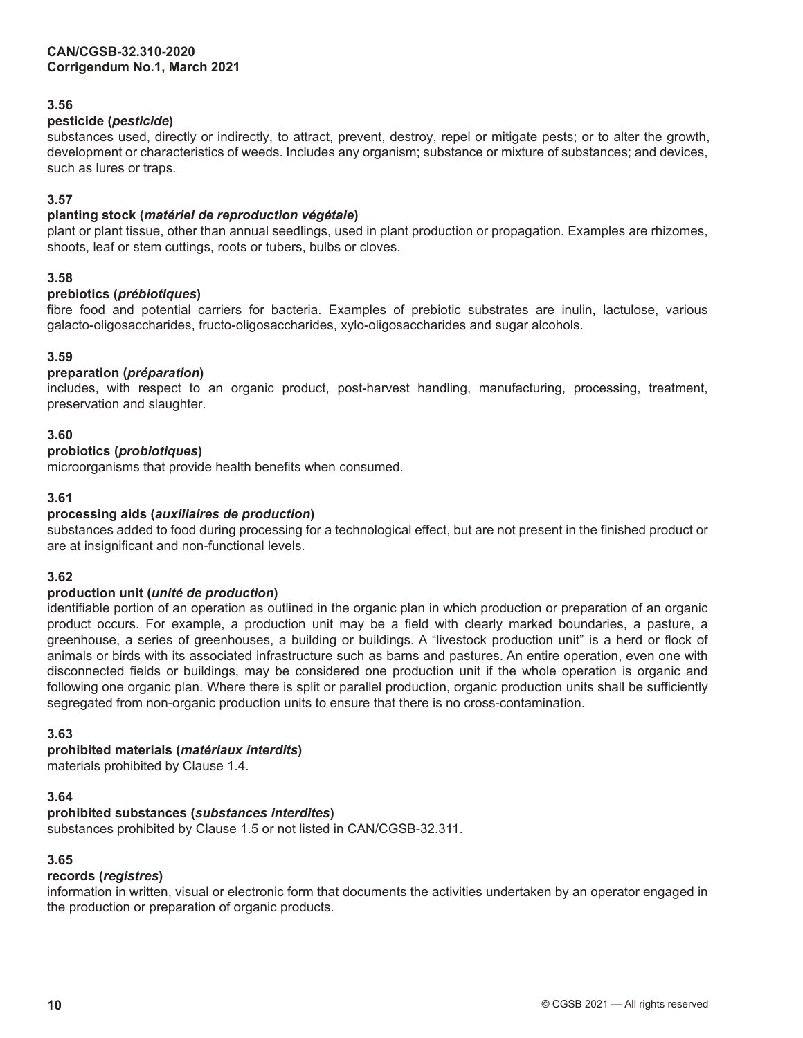**3.56**

**pesticide (*pesticide*)**

substances used, directly or indirectly, to attract, prevent, destroy, repel or mitigate pests; or to alter the growth, development or characteristics of weeds. Includes any organism; substance or mixture of substances; and devices, such as lures or traps.

**3.57**

**planting stock (*matériel de reproduction végétale*)**

plant or plant tissue, other than annual seedlings, used in plant production or propagation. Examples are rhizomes, shoots, leaf or stem cuttings, roots or tubers, bulbs or cloves.

**3.58**

**prebiotics (*prébiotiques*)**

fibre food and potential carriers for bacteria. Examples of prebiotic substrates are inulin, lactulose, various galacto-oligosaccharides, fructo-oligosaccharides, xylo-oligosaccharides and sugar alcohols.

**3.59**

**preparation (*préparation*)**

includes, with respect to an organic product, post-harvest handling, manufacturing, processing, treatment, preservation and slaughter.

**3.60**

**probiotics (*probiotiques*)**

microorganisms that provide health benefits when consumed.

**3.61**

**processing aids (*auxiliaires de production*)**

substances added to food during processing for a technological effect, but are not present in the finished product or are at insignificant and non-functional levels.

**3.62**

**production unit (*unité de production*)**

identifiable portion of an operation as outlined in the organic plan in which production or preparation of an organic product occurs. For example, a production unit may be a field with clearly marked boundaries, a pasture, a greenhouse, a series of greenhouses, a building or buildings. A "livestock production unit" is a herd or flock of animals or birds with its associated infrastructure such as barns and pastures. An entire operation, even one with disconnected fields or buildings, may be considered one production unit if the whole operation is organic and following one organic plan. Where there is split or parallel production, organic production units shall be sufficiently segregated from non-organic production units to ensure that there is no cross-contamination.

**3.63**

**prohibited materials (*matériaux interdits*)**

materials prohibited by Clause 1.4.

**3.64**

**prohibited substances (*substances interdites*)**

substances prohibited by Clause 1.5 or not listed in CAN/CGSB-32.311.

**3.65**

**records (*registres*)**

information in written, visual or electronic form that documents the activities undertaken by an operator engaged in the production or preparation of organic products.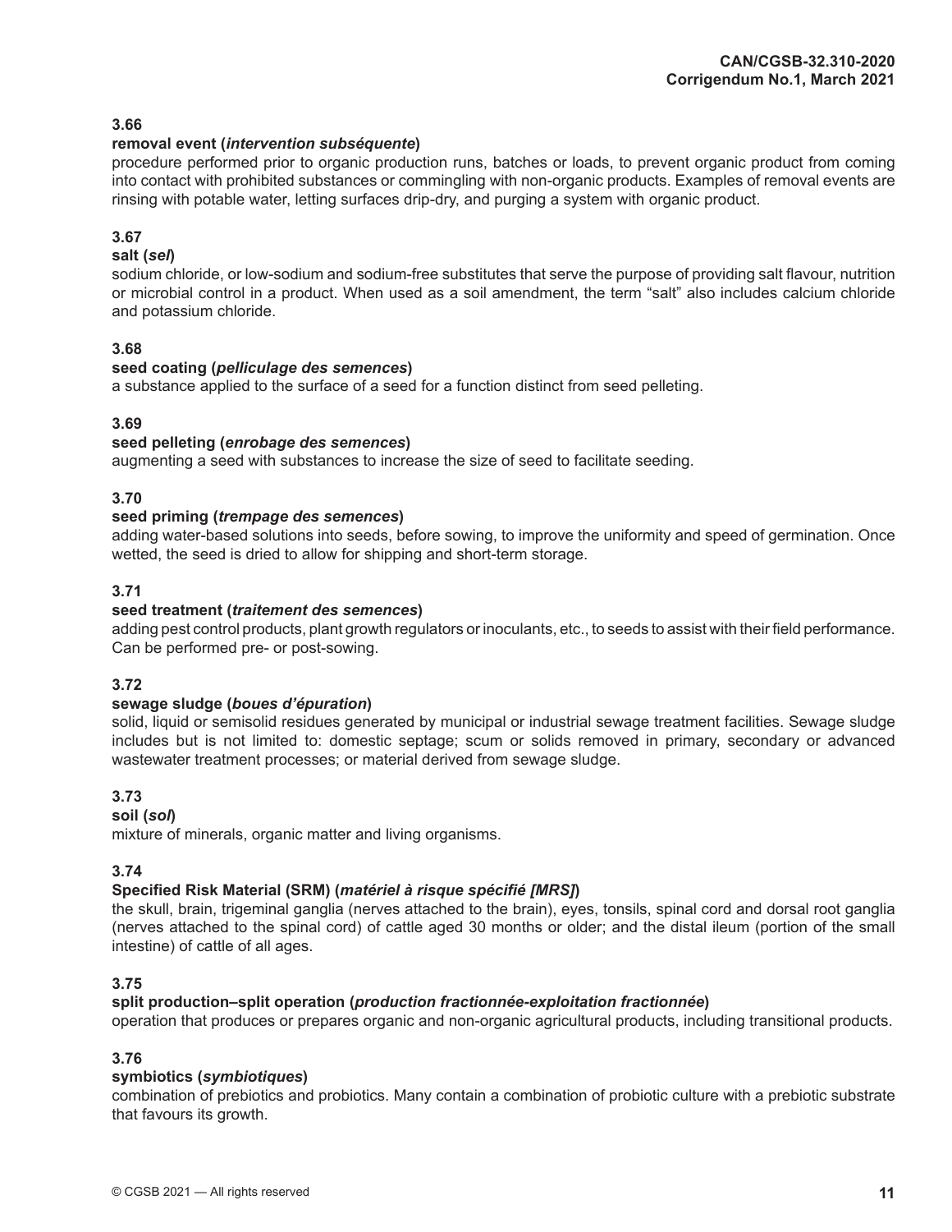**3.66**

**removal event (*intervention subséquente*)**

procedure performed prior to organic production runs, batches or loads, to prevent organic product from coming into contact with prohibited substances or commingling with non-organic products. Examples of removal events are rinsing with potable water, letting surfaces drip-dry, and purging a system with organic product.

**3.67**

**salt (*sel*)**

sodium chloride, or low-sodium and sodium-free substitutes that serve the purpose of providing salt flavour, nutrition or microbial control in a product. When used as a soil amendment, the term "salt" also includes calcium chloride and potassium chloride.

**3.68**

**seed coating (*pelliculage des semences*)**

a substance applied to the surface of a seed for a function distinct from seed pelleting.

**3.69**

**seed pelleting (*enrobage des semences*)**

augmenting a seed with substances to increase the size of seed to facilitate seeding.

**3.70**

**seed priming (*trempage des semences*)**

adding water-based solutions into seeds, before sowing, to improve the uniformity and speed of germination. Once wetted, the seed is dried to allow for shipping and short-term storage.

**3.71**

**seed treatment (*traitement des semences*)**

adding pest control products, plant growth regulators or inoculants, etc., to seeds to assist with their field performance. Can be performed pre- or post-sowing.

**3.72**

**sewage sludge (*boues d'épuration*)**

solid, liquid or semisolid residues generated by municipal or industrial sewage treatment facilities. Sewage sludge includes but is not limited to: domestic septage; scum or solids removed in primary, secondary or advanced wastewater treatment processes; or material derived from sewage sludge.

**3.73**

**soil (*sol*)**

mixture of minerals, organic matter and living organisms.

**3.74**

**Specified Risk Material (SRM) (*matériel à risque spécifié [MRS]*)**

the skull, brain, trigeminal ganglia (nerves attached to the brain), eyes, tonsils, spinal cord and dorsal root ganglia (nerves attached to the spinal cord) of cattle aged 30 months or older; and the distal ileum (portion of the small intestine) of cattle of all ages.

**3.75**

**split production–split operation (*production fractionnée-exploitation fractionnée*)**

operation that produces or prepares organic and non-organic agricultural products, including transitional products.

**3.76**

**symbiotics (*symbiotiques*)**

combination of prebiotics and probiotics. Many contain a combination of probiotic culture with a prebiotic substrate that favours its growth.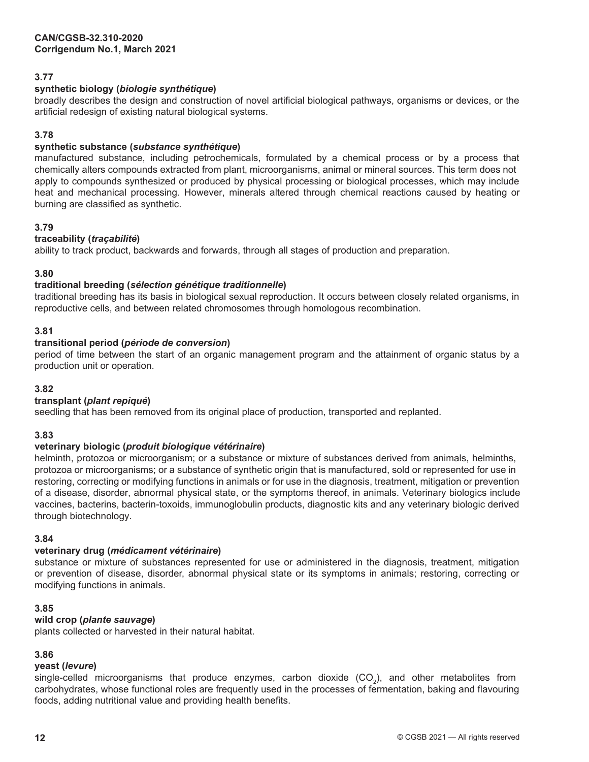**3.77**

**synthetic biology (*biologie synthétique*)**

broadly describes the design and construction of novel artificial biological pathways, organisms or devices, or the artificial redesign of existing natural biological systems.

**3.78**

**synthetic substance (*substance synthétique*)**

manufactured substance, including petrochemicals, formulated by a chemical process or by a process that chemically alters compounds extracted from plant, microorganisms, animal or mineral sources. This term does not apply to compounds synthesized or produced by physical processing or biological processes, which may include heat and mechanical processing. However, minerals altered through chemical reactions caused by heating or burning are classified as synthetic.

**3.79**

**traceability (*traçabilité*)**

ability to track product, backwards and forwards, through all stages of production and preparation.

**3.80**

**traditional breeding (*sélection génétique traditionnelle*)**

traditional breeding has its basis in biological sexual reproduction. It occurs between closely related organisms, in reproductive cells, and between related chromosomes through homologous recombination.

**3.81**

**transitional period (*période de conversion*)**

period of time between the start of an organic management program and the attainment of organic status by a production unit or operation.

**3.82**

**transplant (*plant repiqué*)**

seedling that has been removed from its original place of production, transported and replanted.

**3.83**

**veterinary biologic (*produit biologique vétérinaire*)**

helminth, protozoa or microorganism; or a substance or mixture of substances derived from animals, helminths, protozoa or microorganisms; or a substance of synthetic origin that is manufactured, sold or represented for use in restoring, correcting or modifying functions in animals or for use in the diagnosis, treatment, mitigation or prevention of a disease, disorder, abnormal physical state, or the symptoms thereof, in animals. Veterinary biologics include vaccines, bacterins, bacterin-toxoids, immunoglobulin products, diagnostic kits and any veterinary biologic derived through biotechnology.

**3.84**

**veterinary drug (*médicament vétérinaire*)**

substance or mixture of substances represented for use or administered in the diagnosis, treatment, mitigation or prevention of disease, disorder, abnormal physical state or its symptoms in animals; restoring, correcting or modifying functions in animals.

**3.85**

**wild crop (*plante sauvage*)**

plants collected or harvested in their natural habitat.

**3.86**

**yeast (*levure*)**

single-celled microorganisms that produce enzymes, carbon dioxide ($CO_2$), and other metabolites from carbohydrates, whose functional roles are frequently used in the processes of fermentation, baking and flavouring foods, adding nutritional value and providing health benefits.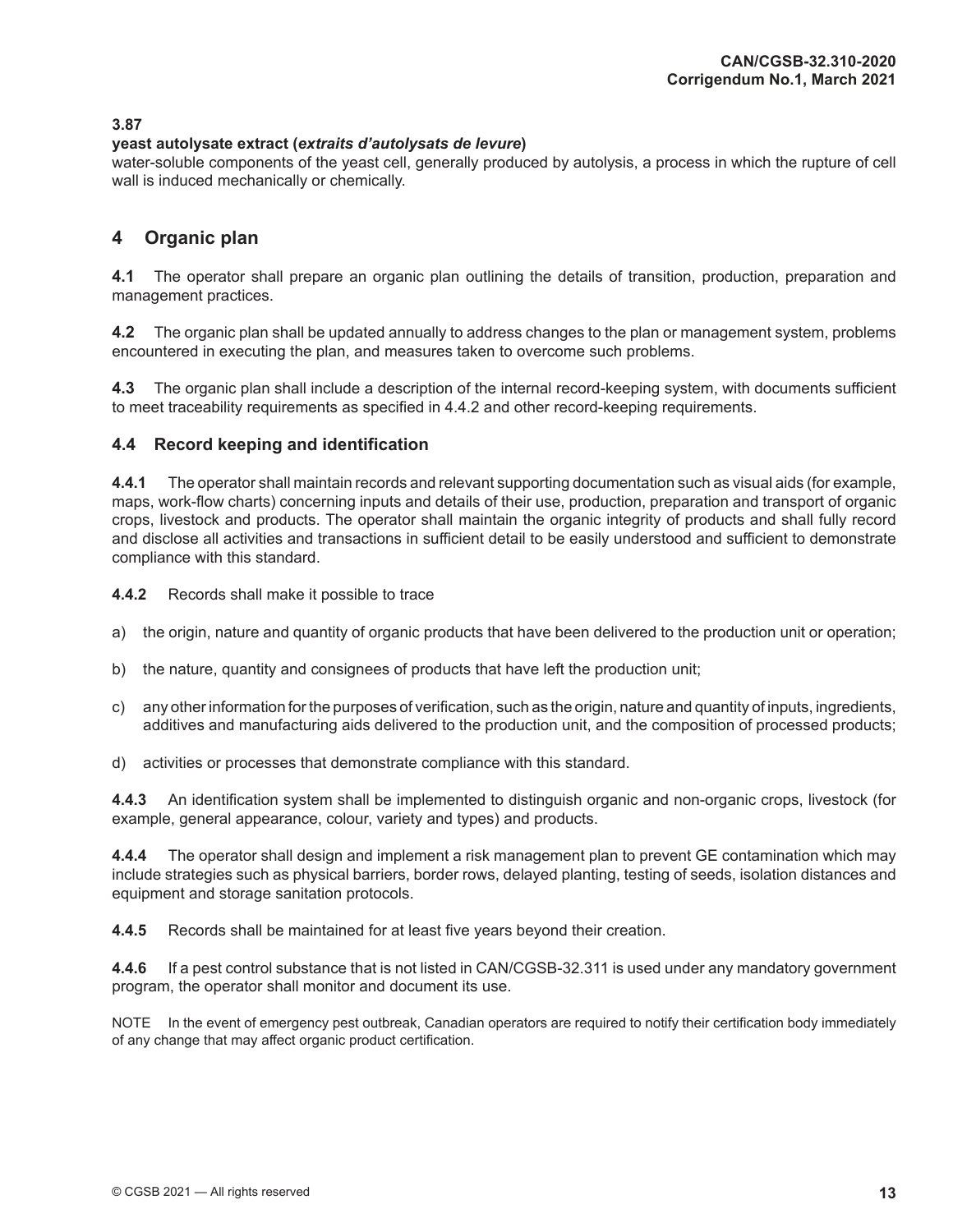**3.87**

**yeast autolysate extract (*extraits d'autolysats de levure*)**

water-soluble components of the yeast cell, generally produced by autolysis, a process in which the rupture of cell wall is induced mechanically or chemically.

## 4 Organic plan

**4.1** The operator shall prepare an organic plan outlining the details of transition, production, preparation and management practices.

**4.2** The organic plan shall be updated annually to address changes to the plan or management system, problems encountered in executing the plan, and measures taken to overcome such problems.

**4.3** The organic plan shall include a description of the internal record-keeping system, with documents sufficient to meet traceability requirements as specified in 4.4.2 and other record-keeping requirements.

### 4.4 Record keeping and identification

**4.4.1** The operator shall maintain records and relevant supporting documentation such as visual aids (for example, maps, work-flow charts) concerning inputs and details of their use, production, preparation and transport of organic crops, livestock and products. The operator shall maintain the organic integrity of products and shall fully record and disclose all activities and transactions in sufficient detail to be easily understood and sufficient to demonstrate compliance with this standard.

**4.4.2** Records shall make it possible to trace

a) the origin, nature and quantity of organic products that have been delivered to the production unit or operation;

b) the nature, quantity and consignees of products that have left the production unit;

c) any other information for the purposes of verification, such as the origin, nature and quantity of inputs, ingredients, additives and manufacturing aids delivered to the production unit, and the composition of processed products;

d) activities or processes that demonstrate compliance with this standard.

**4.4.3** An identification system shall be implemented to distinguish organic and non-organic crops, livestock (for example, general appearance, colour, variety and types) and products.

**4.4.4** The operator shall design and implement a risk management plan to prevent GE contamination which may include strategies such as physical barriers, border rows, delayed planting, testing of seeds, isolation distances and equipment and storage sanitation protocols.

**4.4.5** Records shall be maintained for at least five years beyond their creation.

**4.4.6** If a pest control substance that is not listed in CAN/CGSB-32.311 is used under any mandatory government program, the operator shall monitor and document its use.

NOTE In the event of emergency pest outbreak, Canadian operators are required to notify their certification body immediately of any change that may affect organic product certification.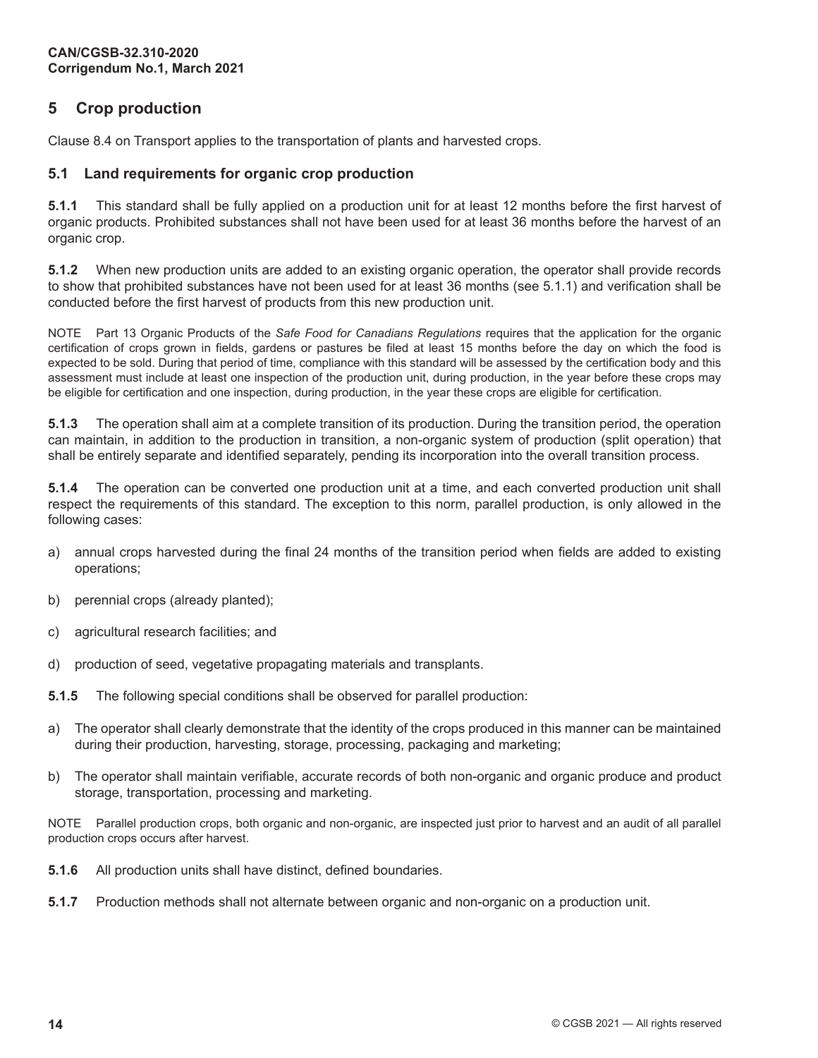## 5 Crop production

Clause 8.4 on Transport applies to the transportation of plants and harvested crops.

### 5.1 Land requirements for organic crop production

**5.1.1** This standard shall be fully applied on a production unit for at least 12 months before the first harvest of organic products. Prohibited substances shall not have been used for at least 36 months before the harvest of an organic crop.

**5.1.2** When new production units are added to an existing organic operation, the operator shall provide records to show that prohibited substances have not been used for at least 36 months (see 5.1.1) and verification shall be conducted before the first harvest of products from this new production unit.

NOTE Part 13 Organic Products of the *Safe Food for Canadians Regulations* requires that the application for the organic certification of crops grown in fields, gardens or pastures be filed at least 15 months before the day on which the food is expected to be sold. During that period of time, compliance with this standard will be assessed by the certification body and this assessment must include at least one inspection of the production unit, during production, in the year before these crops may be eligible for certification and one inspection, during production, in the year these crops are eligible for certification.

**5.1.3** The operation shall aim at a complete transition of its production. During the transition period, the operation can maintain, in addition to the production in transition, a non-organic system of production (split operation) that shall be entirely separate and identified separately, pending its incorporation into the overall transition process.

**5.1.4** The operation can be converted one production unit at a time, and each converted production unit shall respect the requirements of this standard. The exception to this norm, parallel production, is only allowed in the following cases:

a) annual crops harvested during the final 24 months of the transition period when fields are added to existing operations;

b) perennial crops (already planted);

c) agricultural research facilities; and

d) production of seed, vegetative propagating materials and transplants.

**5.1.5** The following special conditions shall be observed for parallel production:

a) The operator shall clearly demonstrate that the identity of the crops produced in this manner can be maintained during their production, harvesting, storage, processing, packaging and marketing;

b) The operator shall maintain verifiable, accurate records of both non-organic and organic produce and product storage, transportation, processing and marketing.

NOTE Parallel production crops, both organic and non-organic, are inspected just prior to harvest and an audit of all parallel production crops occurs after harvest.

**5.1.6** All production units shall have distinct, defined boundaries.

**5.1.7** Production methods shall not alternate between organic and non-organic on a production unit.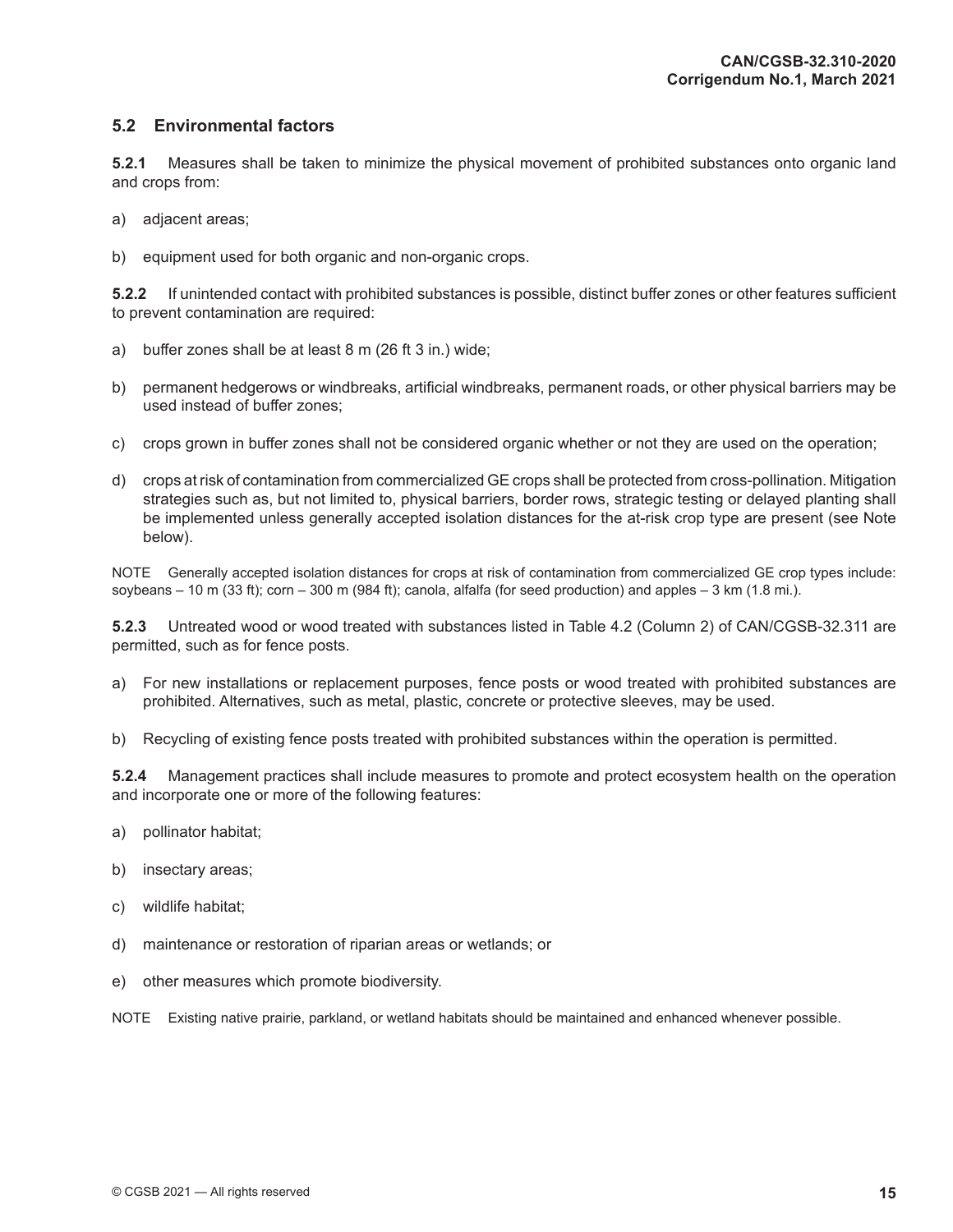## 5.2 Environmental factors

**5.2.1** Measures shall be taken to minimize the physical movement of prohibited substances onto organic land and crops from:

a) adjacent areas;

b) equipment used for both organic and non-organic crops.

**5.2.2** If unintended contact with prohibited substances is possible, distinct buffer zones or other features sufficient to prevent contamination are required:

a) buffer zones shall be at least 8 m (26 ft 3 in.) wide;

b) permanent hedgerows or windbreaks, artificial windbreaks, permanent roads, or other physical barriers may be used instead of buffer zones;

c) crops grown in buffer zones shall not be considered organic whether or not they are used on the operation;

d) crops at risk of contamination from commercialized GE crops shall be protected from cross-pollination. Mitigation strategies such as, but not limited to, physical barriers, border rows, strategic testing or delayed planting shall be implemented unless generally accepted isolation distances for the at-risk crop type are present (see Note below).

NOTE Generally accepted isolation distances for crops at risk of contamination from commercialized GE crop types include: soybeans – 10 m (33 ft); corn – 300 m (984 ft); canola, alfalfa (for seed production) and apples – 3 km (1.8 mi.).

**5.2.3** Untreated wood or wood treated with substances listed in Table 4.2 (Column 2) of CAN/CGSB-32.311 are permitted, such as for fence posts.

a) For new installations or replacement purposes, fence posts or wood treated with prohibited substances are prohibited. Alternatives, such as metal, plastic, concrete or protective sleeves, may be used.

b) Recycling of existing fence posts treated with prohibited substances within the operation is permitted.

**5.2.4** Management practices shall include measures to promote and protect ecosystem health on the operation and incorporate one or more of the following features:

a) pollinator habitat;

b) insectary areas;

c) wildlife habitat;

d) maintenance or restoration of riparian areas or wetlands; or

e) other measures which promote biodiversity.

NOTE Existing native prairie, parkland, or wetland habitats should be maintained and enhanced whenever possible.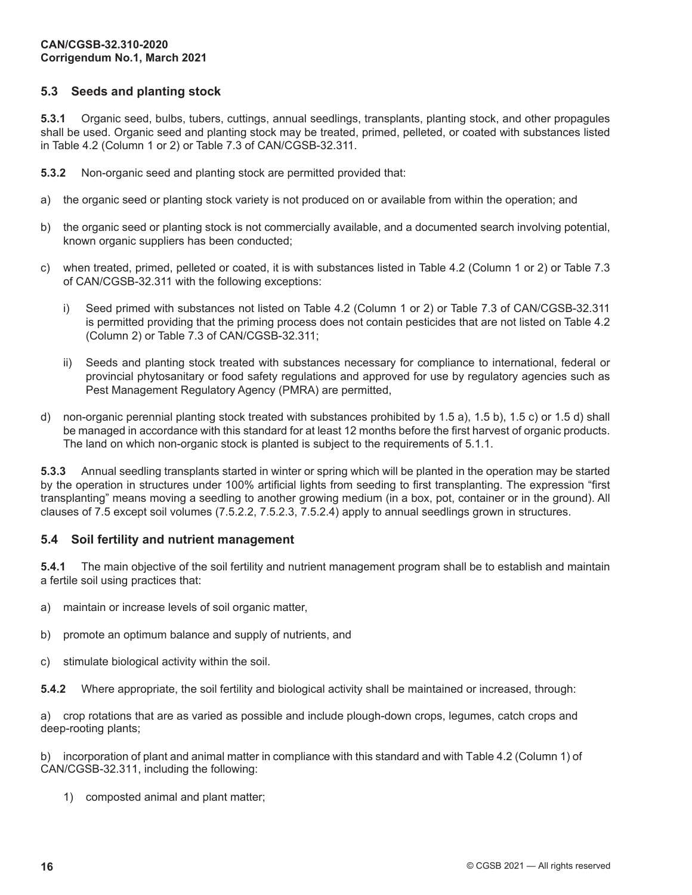## 5.3 Seeds and planting stock

**5.3.1** Organic seed, bulbs, tubers, cuttings, annual seedlings, transplants, planting stock, and other propagules shall be used. Organic seed and planting stock may be treated, primed, pelleted, or coated with substances listed in Table 4.2 (Column 1 or 2) or Table 7.3 of CAN/CGSB-32.311.

**5.3.2** Non-organic seed and planting stock are permitted provided that:

a) the organic seed or planting stock variety is not produced on or available from within the operation; and

b) the organic seed or planting stock is not commercially available, and a documented search involving potential, known organic suppliers has been conducted;

c) when treated, primed, pelleted or coated, it is with substances listed in Table 4.2 (Column 1 or 2) or Table 7.3 of CAN/CGSB-32.311 with the following exceptions:

   i) Seed primed with substances not listed on Table 4.2 (Column 1 or 2) or Table 7.3 of CAN/CGSB-32.311 is permitted providing that the priming process does not contain pesticides that are not listed on Table 4.2 (Column 2) or Table 7.3 of CAN/CGSB-32.311;

   ii) Seeds and planting stock treated with substances necessary for compliance to international, federal or provincial phytosanitary or food safety regulations and approved for use by regulatory agencies such as Pest Management Regulatory Agency (PMRA) are permitted,

d) non-organic perennial planting stock treated with substances prohibited by 1.5 a), 1.5 b), 1.5 c) or 1.5 d) shall be managed in accordance with this standard for at least 12 months before the first harvest of organic products. The land on which non-organic stock is planted is subject to the requirements of 5.1.1.

**5.3.3** Annual seedling transplants started in winter or spring which will be planted in the operation may be started by the operation in structures under 100% artificial lights from seeding to first transplanting. The expression "first transplanting" means moving a seedling to another growing medium (in a box, pot, container or in the ground). All clauses of 7.5 except soil volumes (7.5.2.2, 7.5.2.3, 7.5.2.4) apply to annual seedlings grown in structures.

## 5.4 Soil fertility and nutrient management

**5.4.1** The main objective of the soil fertility and nutrient management program shall be to establish and maintain a fertile soil using practices that:

a) maintain or increase levels of soil organic matter,

b) promote an optimum balance and supply of nutrients, and

c) stimulate biological activity within the soil.

**5.4.2** Where appropriate, the soil fertility and biological activity shall be maintained or increased, through:

a) crop rotations that are as varied as possible and include plough-down crops, legumes, catch crops and deep-rooting plants;

b) incorporation of plant and animal matter in compliance with this standard and with Table 4.2 (Column 1) of CAN/CGSB-32.311, including the following:

   1) composted animal and plant matter;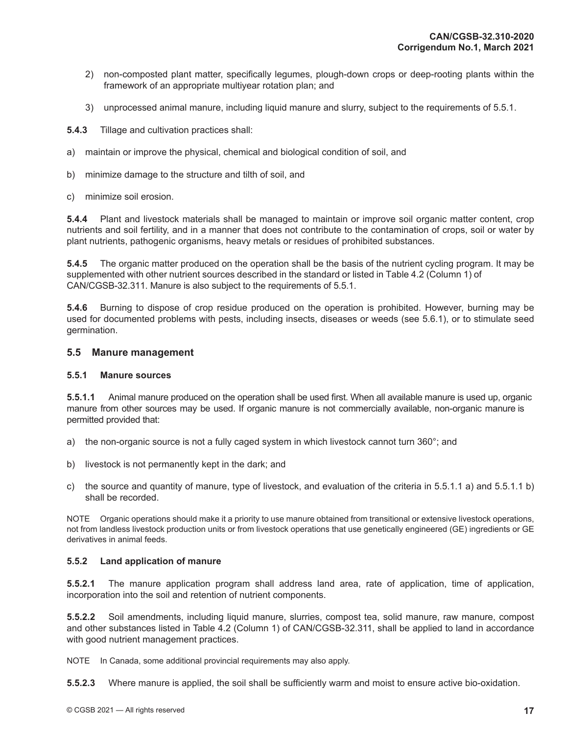2) non-composted plant matter, specifically legumes, plough-down crops or deep-rooting plants within the framework of an appropriate multiyear rotation plan; and

3) unprocessed animal manure, including liquid manure and slurry, subject to the requirements of 5.5.1.

**5.4.3** Tillage and cultivation practices shall:

a) maintain or improve the physical, chemical and biological condition of soil, and

b) minimize damage to the structure and tilth of soil, and

c) minimize soil erosion.

**5.4.4** Plant and livestock materials shall be managed to maintain or improve soil organic matter content, crop nutrients and soil fertility, and in a manner that does not contribute to the contamination of crops, soil or water by plant nutrients, pathogenic organisms, heavy metals or residues of prohibited substances.

**5.4.5** The organic matter produced on the operation shall be the basis of the nutrient cycling program. It may be supplemented with other nutrient sources described in the standard or listed in Table 4.2 (Column 1) of CAN/CGSB-32.311. Manure is also subject to the requirements of 5.5.1.

**5.4.6** Burning to dispose of crop residue produced on the operation is prohibited. However, burning may be used for documented problems with pests, including insects, diseases or weeds (see 5.6.1), or to stimulate seed germination.

## 5.5 Manure management

### 5.5.1 Manure sources

**5.5.1.1** Animal manure produced on the operation shall be used first. When all available manure is used up, organic manure from other sources may be used. If organic manure is not commercially available, non-organic manure is permitted provided that:

a) the non-organic source is not a fully caged system in which livestock cannot turn 360°; and

b) livestock is not permanently kept in the dark; and

c) the source and quantity of manure, type of livestock, and evaluation of the criteria in 5.5.1.1 a) and 5.5.1.1 b) shall be recorded.

NOTE Organic operations should make it a priority to use manure obtained from transitional or extensive livestock operations, not from landless livestock production units or from livestock operations that use genetically engineered (GE) ingredients or GE derivatives in animal feeds.

### 5.5.2 Land application of manure

**5.5.2.1** The manure application program shall address land area, rate of application, time of application, incorporation into the soil and retention of nutrient components.

**5.5.2.2** Soil amendments, including liquid manure, slurries, compost tea, solid manure, raw manure, compost and other substances listed in Table 4.2 (Column 1) of CAN/CGSB-32.311, shall be applied to land in accordance with good nutrient management practices.

NOTE In Canada, some additional provincial requirements may also apply.

**5.5.2.3** Where manure is applied, the soil shall be sufficiently warm and moist to ensure active bio-oxidation.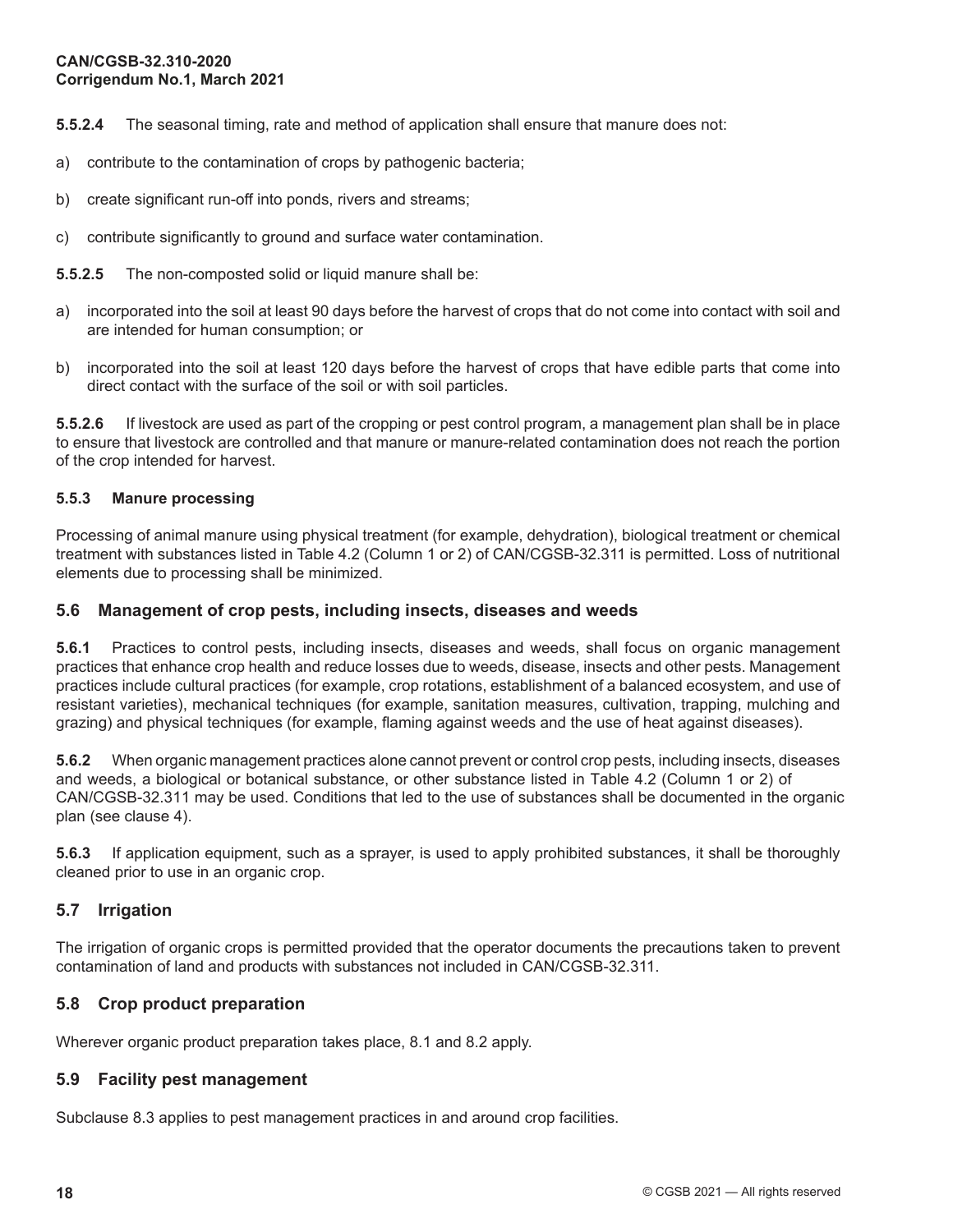**5.5.2.4** The seasonal timing, rate and method of application shall ensure that manure does not:

a) contribute to the contamination of crops by pathogenic bacteria;

b) create significant run-off into ponds, rivers and streams;

c) contribute significantly to ground and surface water contamination.

**5.5.2.5** The non-composted solid or liquid manure shall be:

a) incorporated into the soil at least 90 days before the harvest of crops that do not come into contact with soil and are intended for human consumption; or

b) incorporated into the soil at least 120 days before the harvest of crops that have edible parts that come into direct contact with the surface of the soil or with soil particles.

**5.5.2.6** If livestock are used as part of the cropping or pest control program, a management plan shall be in place to ensure that livestock are controlled and that manure or manure-related contamination does not reach the portion of the crop intended for harvest.

#### 5.5.3 Manure processing

Processing of animal manure using physical treatment (for example, dehydration), biological treatment or chemical treatment with substances listed in Table 4.2 (Column 1 or 2) of CAN/CGSB-32.311 is permitted. Loss of nutritional elements due to processing shall be minimized.

### 5.6 Management of crop pests, including insects, diseases and weeds

**5.6.1** Practices to control pests, including insects, diseases and weeds, shall focus on organic management practices that enhance crop health and reduce losses due to weeds, disease, insects and other pests. Management practices include cultural practices (for example, crop rotations, establishment of a balanced ecosystem, and use of resistant varieties), mechanical techniques (for example, sanitation measures, cultivation, trapping, mulching and grazing) and physical techniques (for example, flaming against weeds and the use of heat against diseases).

**5.6.2** When organic management practices alone cannot prevent or control crop pests, including insects, diseases and weeds, a biological or botanical substance, or other substance listed in Table 4.2 (Column 1 or 2) of CAN/CGSB-32.311 may be used. Conditions that led to the use of substances shall be documented in the organic plan (see clause 4).

**5.6.3** If application equipment, such as a sprayer, is used to apply prohibited substances, it shall be thoroughly cleaned prior to use in an organic crop.

### 5.7 Irrigation

The irrigation of organic crops is permitted provided that the operator documents the precautions taken to prevent contamination of land and products with substances not included in CAN/CGSB-32.311.

### 5.8 Crop product preparation

Wherever organic product preparation takes place, 8.1 and 8.2 apply.

### 5.9 Facility pest management

Subclause 8.3 applies to pest management practices in and around crop facilities.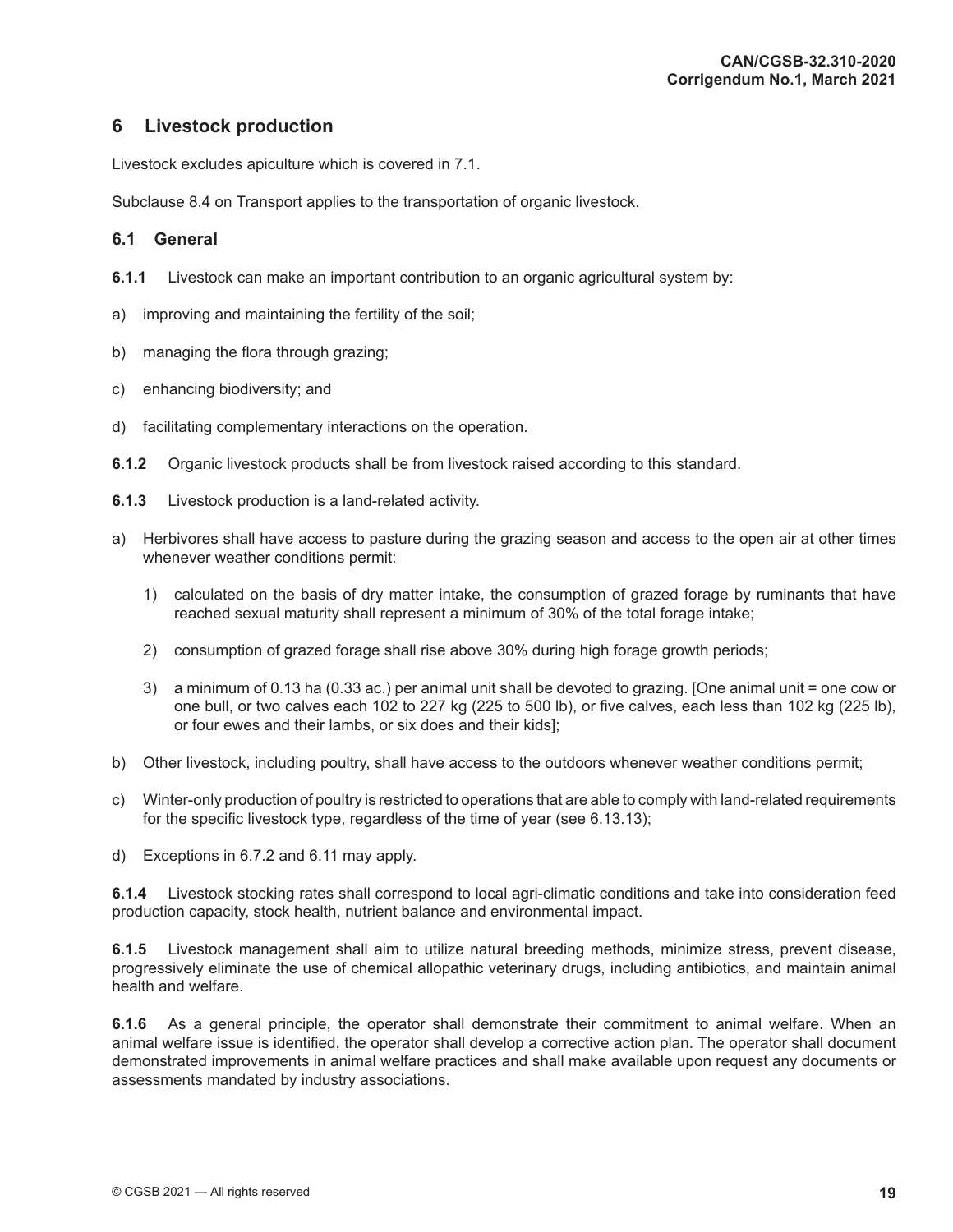## 6 Livestock production

Livestock excludes apiculture which is covered in 7.1.

Subclause 8.4 on Transport applies to the transportation of organic livestock.

### 6.1 General

**6.1.1** Livestock can make an important contribution to an organic agricultural system by:

a) improving and maintaining the fertility of the soil;

b) managing the flora through grazing;

c) enhancing biodiversity; and

d) facilitating complementary interactions on the operation.

**6.1.2** Organic livestock products shall be from livestock raised according to this standard.

**6.1.3** Livestock production is a land-related activity.

a) Herbivores shall have access to pasture during the grazing season and access to the open air at other times whenever weather conditions permit:

   1) calculated on the basis of dry matter intake, the consumption of grazed forage by ruminants that have reached sexual maturity shall represent a minimum of 30% of the total forage intake;

   2) consumption of grazed forage shall rise above 30% during high forage growth periods;

   3) a minimum of 0.13 ha (0.33 ac.) per animal unit shall be devoted to grazing. [One animal unit = one cow or one bull, or two calves each 102 to 227 kg (225 to 500 lb), or five calves, each less than 102 kg (225 lb), or four ewes and their lambs, or six does and their kids];

b) Other livestock, including poultry, shall have access to the outdoors whenever weather conditions permit;

c) Winter-only production of poultry is restricted to operations that are able to comply with land-related requirements for the specific livestock type, regardless of the time of year (see 6.13.13);

d) Exceptions in 6.7.2 and 6.11 may apply.

**6.1.4** Livestock stocking rates shall correspond to local agri-climatic conditions and take into consideration feed production capacity, stock health, nutrient balance and environmental impact.

**6.1.5** Livestock management shall aim to utilize natural breeding methods, minimize stress, prevent disease, progressively eliminate the use of chemical allopathic veterinary drugs, including antibiotics, and maintain animal health and welfare.

**6.1.6** As a general principle, the operator shall demonstrate their commitment to animal welfare. When an animal welfare issue is identified, the operator shall develop a corrective action plan. The operator shall document demonstrated improvements in animal welfare practices and shall make available upon request any documents or assessments mandated by industry associations.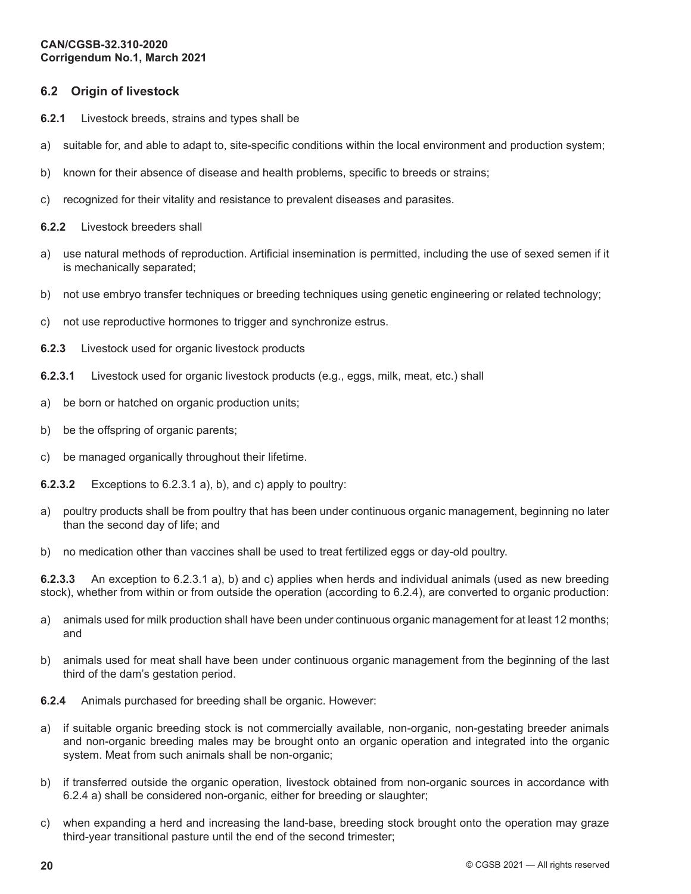## 6.2 Origin of livestock

**6.2.1** Livestock breeds, strains and types shall be

a) suitable for, and able to adapt to, site-specific conditions within the local environment and production system;

b) known for their absence of disease and health problems, specific to breeds or strains;

c) recognized for their vitality and resistance to prevalent diseases and parasites.

**6.2.2** Livestock breeders shall

a) use natural methods of reproduction. Artificial insemination is permitted, including the use of sexed semen if it is mechanically separated;

b) not use embryo transfer techniques or breeding techniques using genetic engineering or related technology;

c) not use reproductive hormones to trigger and synchronize estrus.

**6.2.3** Livestock used for organic livestock products

**6.2.3.1** Livestock used for organic livestock products (e.g., eggs, milk, meat, etc.) shall

a) be born or hatched on organic production units;

b) be the offspring of organic parents;

c) be managed organically throughout their lifetime.

**6.2.3.2** Exceptions to 6.2.3.1 a), b), and c) apply to poultry:

a) poultry products shall be from poultry that has been under continuous organic management, beginning no later than the second day of life; and

b) no medication other than vaccines shall be used to treat fertilized eggs or day-old poultry.

**6.2.3.3** An exception to 6.2.3.1 a), b) and c) applies when herds and individual animals (used as new breeding stock), whether from within or from outside the operation (according to 6.2.4), are converted to organic production:

a) animals used for milk production shall have been under continuous organic management for at least 12 months; and

b) animals used for meat shall have been under continuous organic management from the beginning of the last third of the dam's gestation period.

**6.2.4** Animals purchased for breeding shall be organic. However:

a) if suitable organic breeding stock is not commercially available, non-organic, non-gestating breeder animals and non-organic breeding males may be brought onto an organic operation and integrated into the organic system. Meat from such animals shall be non-organic;

b) if transferred outside the organic operation, livestock obtained from non-organic sources in accordance with 6.2.4 a) shall be considered non-organic, either for breeding or slaughter;

c) when expanding a herd and increasing the land-base, breeding stock brought onto the operation may graze third-year transitional pasture until the end of the second trimester;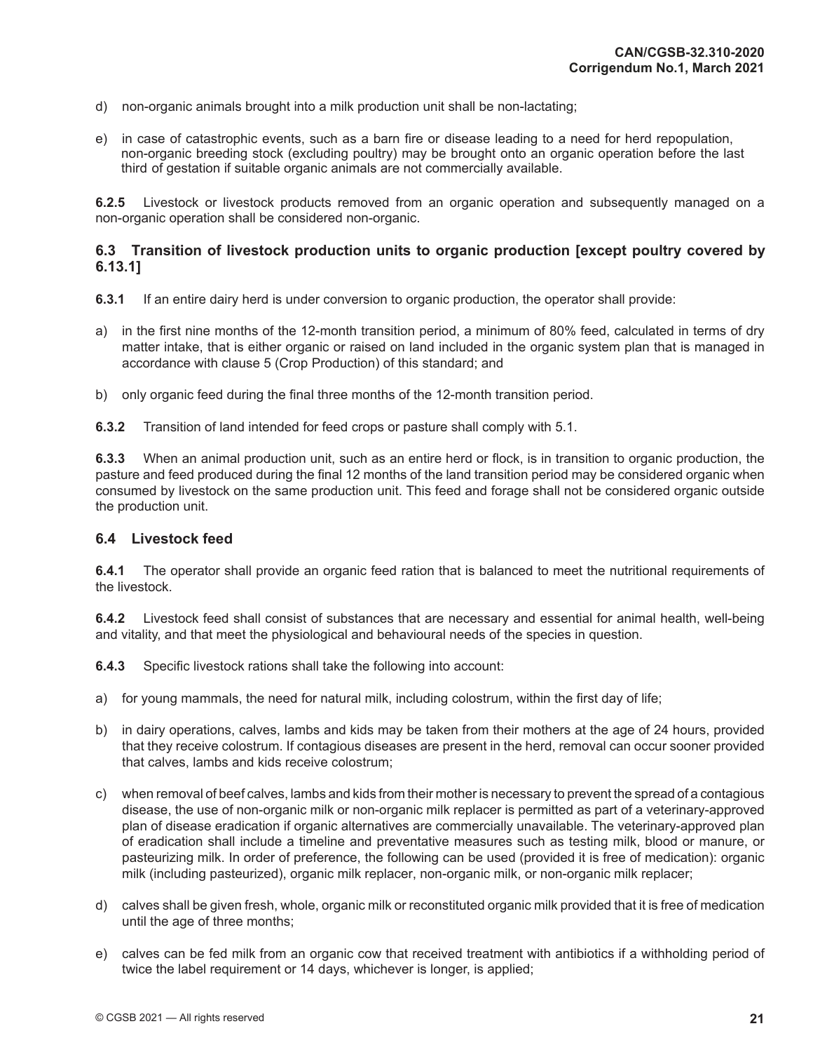d) non-organic animals brought into a milk production unit shall be non-lactating;

e) in case of catastrophic events, such as a barn fire or disease leading to a need for herd repopulation, non-organic breeding stock (excluding poultry) may be brought onto an organic operation before the last third of gestation if suitable organic animals are not commercially available.

**6.2.5** Livestock or livestock products removed from an organic operation and subsequently managed on a non-organic operation shall be considered non-organic.

### 6.3 Transition of livestock production units to organic production [except poultry covered by 6.13.1]

**6.3.1** If an entire dairy herd is under conversion to organic production, the operator shall provide:

a) in the first nine months of the 12-month transition period, a minimum of 80% feed, calculated in terms of dry matter intake, that is either organic or raised on land included in the organic system plan that is managed in accordance with clause 5 (Crop Production) of this standard; and

b) only organic feed during the final three months of the 12-month transition period.

**6.3.2** Transition of land intended for feed crops or pasture shall comply with 5.1.

**6.3.3** When an animal production unit, such as an entire herd or flock, is in transition to organic production, the pasture and feed produced during the final 12 months of the land transition period may be considered organic when consumed by livestock on the same production unit. This feed and forage shall not be considered organic outside the production unit.

### 6.4 Livestock feed

**6.4.1** The operator shall provide an organic feed ration that is balanced to meet the nutritional requirements of the livestock.

**6.4.2** Livestock feed shall consist of substances that are necessary and essential for animal health, well-being and vitality, and that meet the physiological and behavioural needs of the species in question.

**6.4.3** Specific livestock rations shall take the following into account:

a) for young mammals, the need for natural milk, including colostrum, within the first day of life;

b) in dairy operations, calves, lambs and kids may be taken from their mothers at the age of 24 hours, provided that they receive colostrum. If contagious diseases are present in the herd, removal can occur sooner provided that calves, lambs and kids receive colostrum;

c) when removal of beef calves, lambs and kids from their mother is necessary to prevent the spread of a contagious disease, the use of non-organic milk or non-organic milk replacer is permitted as part of a veterinary-approved plan of disease eradication if organic alternatives are commercially unavailable. The veterinary-approved plan of eradication shall include a timeline and preventative measures such as testing milk, blood or manure, or pasteurizing milk. In order of preference, the following can be used (provided it is free of medication): organic milk (including pasteurized), organic milk replacer, non-organic milk, or non-organic milk replacer;

d) calves shall be given fresh, whole, organic milk or reconstituted organic milk provided that it is free of medication until the age of three months;

e) calves can be fed milk from an organic cow that received treatment with antibiotics if a withholding period of twice the label requirement or 14 days, whichever is longer, is applied;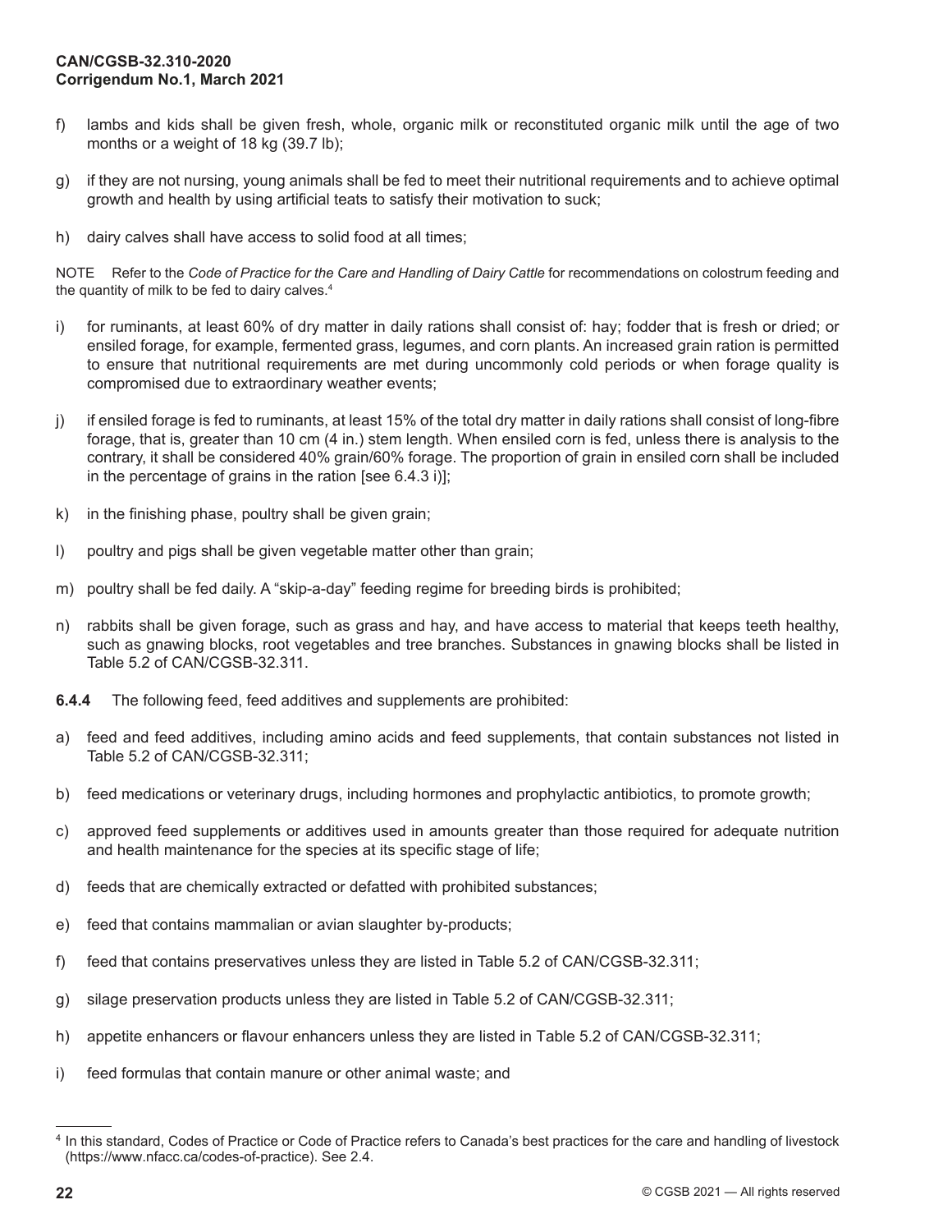f) lambs and kids shall be given fresh, whole, organic milk or reconstituted organic milk until the age of two months or a weight of 18 kg (39.7 lb);

g) if they are not nursing, young animals shall be fed to meet their nutritional requirements and to achieve optimal growth and health by using artificial teats to satisfy their motivation to suck;

h) dairy calves shall have access to solid food at all times;

NOTE Refer to the *Code of Practice for the Care and Handling of Dairy Cattle* for recommendations on colostrum feeding and the quantity of milk to be fed to dairy calves.[4]

i) for ruminants, at least 60% of dry matter in daily rations shall consist of: hay; fodder that is fresh or dried; or ensiled forage, for example, fermented grass, legumes, and corn plants. An increased grain ration is permitted to ensure that nutritional requirements are met during uncommonly cold periods or when forage quality is compromised due to extraordinary weather events;

j) if ensiled forage is fed to ruminants, at least 15% of the total dry matter in daily rations shall consist of long-fibre forage, that is, greater than 10 cm (4 in.) stem length. When ensiled corn is fed, unless there is analysis to the contrary, it shall be considered 40% grain/60% forage. The proportion of grain in ensiled corn shall be included in the percentage of grains in the ration [see 6.4.3 i)];

k) in the finishing phase, poultry shall be given grain;

l) poultry and pigs shall be given vegetable matter other than grain;

m) poultry shall be fed daily. A "skip-a-day" feeding regime for breeding birds is prohibited;

n) rabbits shall be given forage, such as grass and hay, and have access to material that keeps teeth healthy, such as gnawing blocks, root vegetables and tree branches. Substances in gnawing blocks shall be listed in Table 5.2 of CAN/CGSB-32.311.

**6.4.4** The following feed, feed additives and supplements are prohibited:

a) feed and feed additives, including amino acids and feed supplements, that contain substances not listed in Table 5.2 of CAN/CGSB-32.311;

b) feed medications or veterinary drugs, including hormones and prophylactic antibiotics, to promote growth;

c) approved feed supplements or additives used in amounts greater than those required for adequate nutrition and health maintenance for the species at its specific stage of life;

d) feeds that are chemically extracted or defatted with prohibited substances;

e) feed that contains mammalian or avian slaughter by-products;

f) feed that contains preservatives unless they are listed in Table 5.2 of CAN/CGSB-32.311;

g) silage preservation products unless they are listed in Table 5.2 of CAN/CGSB-32.311;

h) appetite enhancers or flavour enhancers unless they are listed in Table 5.2 of CAN/CGSB-32.311;

i) feed formulas that contain manure or other animal waste; and

---

[4] In this standard, Codes of Practice or Code of Practice refers to Canada's best practices for the care and handling of livestock (https://www.nfacc.ca/codes-of-practice). See 2.4.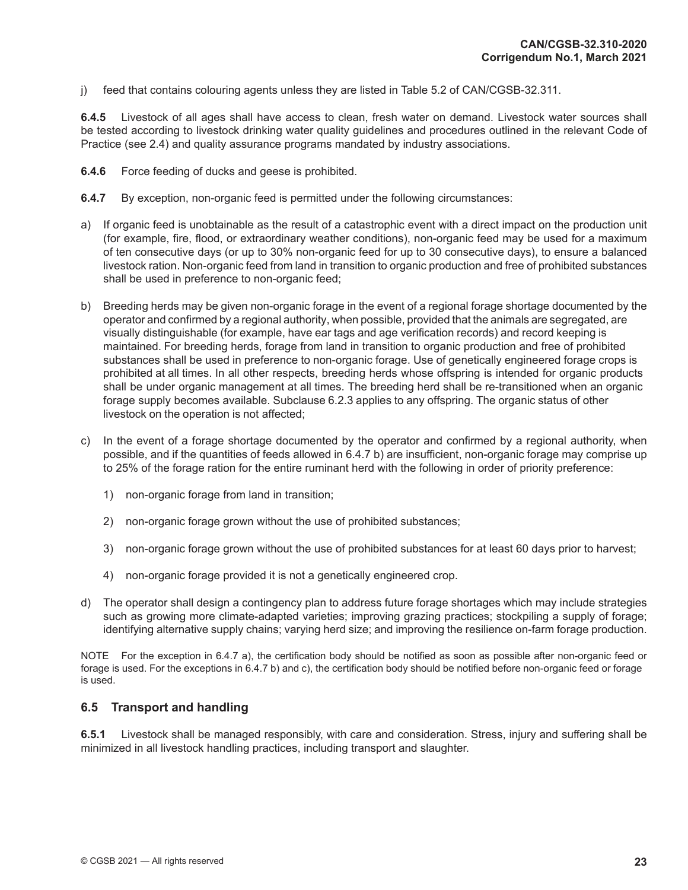j) feed that contains colouring agents unless they are listed in Table 5.2 of CAN/CGSB-32.311.

**6.4.5** Livestock of all ages shall have access to clean, fresh water on demand. Livestock water sources shall be tested according to livestock drinking water quality guidelines and procedures outlined in the relevant Code of Practice (see 2.4) and quality assurance programs mandated by industry associations.

**6.4.6** Force feeding of ducks and geese is prohibited.

**6.4.7** By exception, non-organic feed is permitted under the following circumstances:

a) If organic feed is unobtainable as the result of a catastrophic event with a direct impact on the production unit (for example, fire, flood, or extraordinary weather conditions), non-organic feed may be used for a maximum of ten consecutive days (or up to 30% non-organic feed for up to 30 consecutive days), to ensure a balanced livestock ration. Non-organic feed from land in transition to organic production and free of prohibited substances shall be used in preference to non-organic feed;

b) Breeding herds may be given non-organic forage in the event of a regional forage shortage documented by the operator and confirmed by a regional authority, when possible, provided that the animals are segregated, are visually distinguishable (for example, have ear tags and age verification records) and record keeping is maintained. For breeding herds, forage from land in transition to organic production and free of prohibited substances shall be used in preference to non-organic forage. Use of genetically engineered forage crops is prohibited at all times. In all other respects, breeding herds whose offspring is intended for organic products shall be under organic management at all times. The breeding herd shall be re-transitioned when an organic forage supply becomes available. Subclause 6.2.3 applies to any offspring. The organic status of other livestock on the operation is not affected;

c) In the event of a forage shortage documented by the operator and confirmed by a regional authority, when possible, and if the quantities of feeds allowed in 6.4.7 b) are insufficient, non-organic forage may comprise up to 25% of the forage ration for the entire ruminant herd with the following in order of priority preference:

   1) non-organic forage from land in transition;

   2) non-organic forage grown without the use of prohibited substances;

   3) non-organic forage grown without the use of prohibited substances for at least 60 days prior to harvest;

   4) non-organic forage provided it is not a genetically engineered crop.

d) The operator shall design a contingency plan to address future forage shortages which may include strategies such as growing more climate-adapted varieties; improving grazing practices; stockpiling a supply of forage; identifying alternative supply chains; varying herd size; and improving the resilience on-farm forage production.

NOTE For the exception in 6.4.7 a), the certification body should be notified as soon as possible after non-organic feed or forage is used. For the exceptions in 6.4.7 b) and c), the certification body should be notified before non-organic feed or forage is used.

## 6.5 Transport and handling

**6.5.1** Livestock shall be managed responsibly, with care and consideration. Stress, injury and suffering shall be minimized in all livestock handling practices, including transport and slaughter.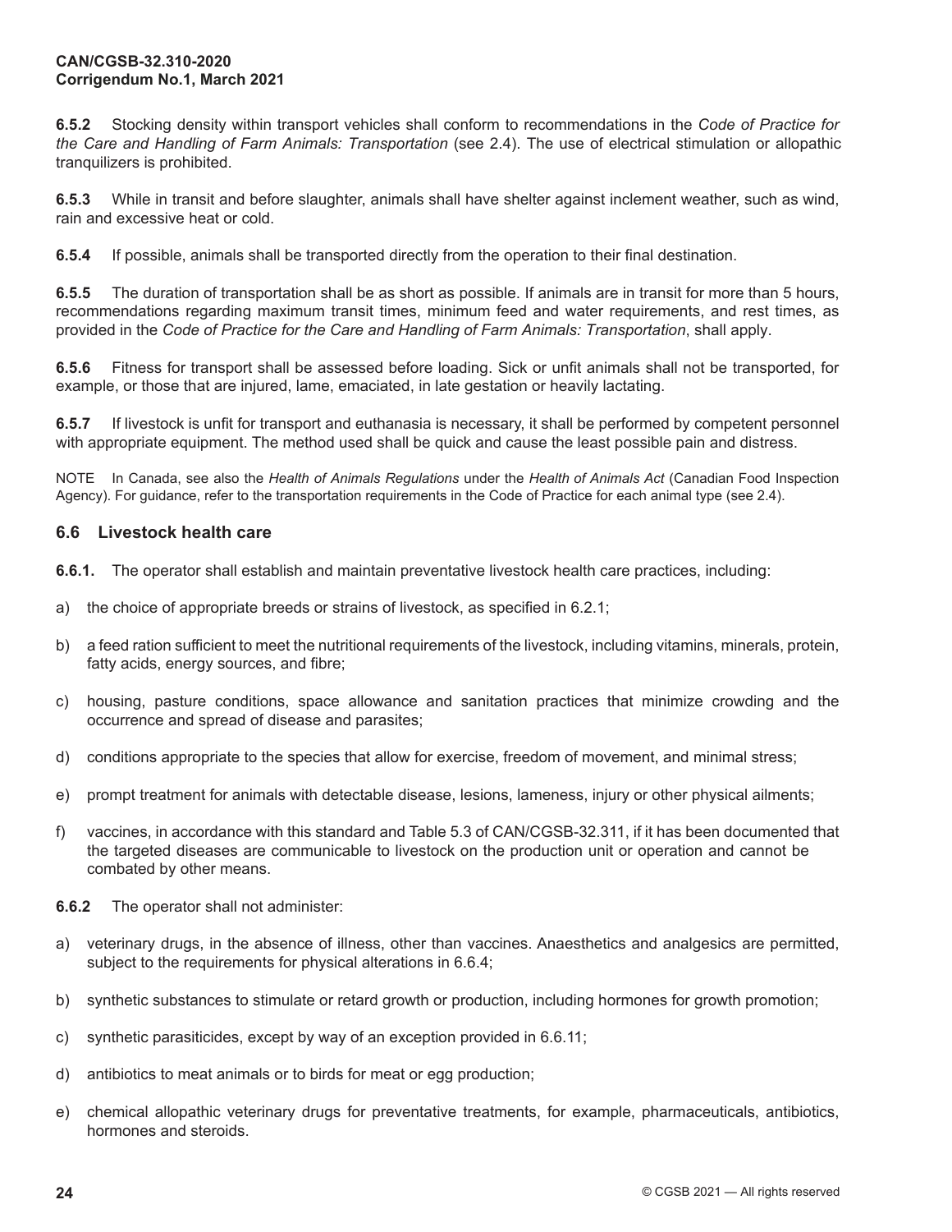**6.5.2** Stocking density within transport vehicles shall conform to recommendations in the *Code of Practice for the Care and Handling of Farm Animals: Transportation* (see 2.4). The use of electrical stimulation or allopathic tranquilizers is prohibited.

**6.5.3** While in transit and before slaughter, animals shall have shelter against inclement weather, such as wind, rain and excessive heat or cold.

**6.5.4** If possible, animals shall be transported directly from the operation to their final destination.

**6.5.5** The duration of transportation shall be as short as possible. If animals are in transit for more than 5 hours, recommendations regarding maximum transit times, minimum feed and water requirements, and rest times, as provided in the *Code of Practice for the Care and Handling of Farm Animals: Transportation*, shall apply.

**6.5.6** Fitness for transport shall be assessed before loading. Sick or unfit animals shall not be transported, for example, or those that are injured, lame, emaciated, in late gestation or heavily lactating.

**6.5.7** If livestock is unfit for transport and euthanasia is necessary, it shall be performed by competent personnel with appropriate equipment. The method used shall be quick and cause the least possible pain and distress.

NOTE In Canada, see also the *Health of Animals Regulations* under the *Health of Animals Act* (Canadian Food Inspection Agency). For guidance, refer to the transportation requirements in the Code of Practice for each animal type (see 2.4).

## 6.6 Livestock health care

**6.6.1.** The operator shall establish and maintain preventative livestock health care practices, including:

a) the choice of appropriate breeds or strains of livestock, as specified in 6.2.1;

b) a feed ration sufficient to meet the nutritional requirements of the livestock, including vitamins, minerals, protein, fatty acids, energy sources, and fibre;

c) housing, pasture conditions, space allowance and sanitation practices that minimize crowding and the occurrence and spread of disease and parasites;

d) conditions appropriate to the species that allow for exercise, freedom of movement, and minimal stress;

e) prompt treatment for animals with detectable disease, lesions, lameness, injury or other physical ailments;

f) vaccines, in accordance with this standard and Table 5.3 of CAN/CGSB-32.311, if it has been documented that the targeted diseases are communicable to livestock on the production unit or operation and cannot be combated by other means.

**6.6.2** The operator shall not administer:

a) veterinary drugs, in the absence of illness, other than vaccines. Anaesthetics and analgesics are permitted, subject to the requirements for physical alterations in 6.6.4;

b) synthetic substances to stimulate or retard growth or production, including hormones for growth promotion;

c) synthetic parasiticides, except by way of an exception provided in 6.6.11;

d) antibiotics to meat animals or to birds for meat or egg production;

e) chemical allopathic veterinary drugs for preventative treatments, for example, pharmaceuticals, antibiotics, hormones and steroids.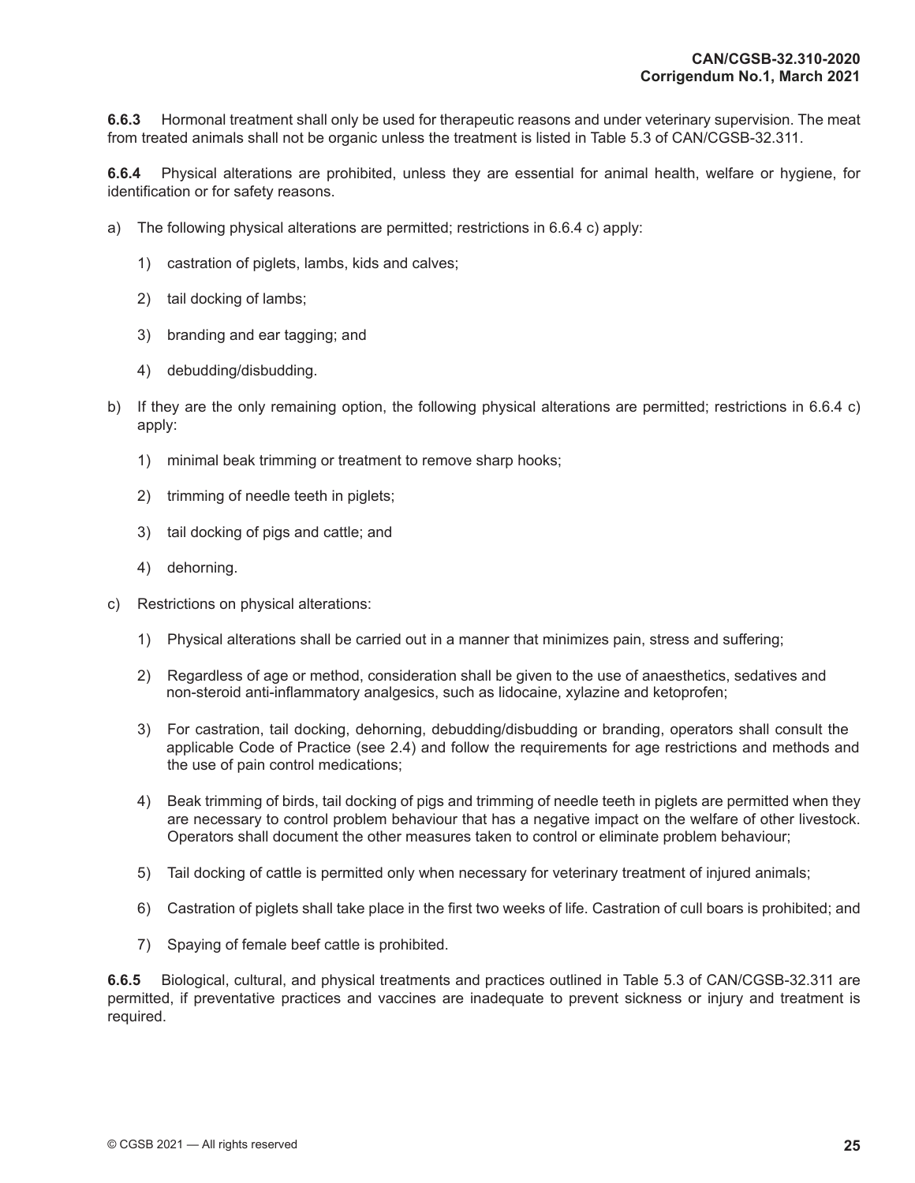**6.6.3** Hormonal treatment shall only be used for therapeutic reasons and under veterinary supervision. The meat from treated animals shall not be organic unless the treatment is listed in Table 5.3 of CAN/CGSB-32.311.

**6.6.4** Physical alterations are prohibited, unless they are essential for animal health, welfare or hygiene, for identification or for safety reasons.

a) The following physical alterations are permitted; restrictions in 6.6.4 c) apply:

   1) castration of piglets, lambs, kids and calves;

   2) tail docking of lambs;

   3) branding and ear tagging; and

   4) debudding/disbudding.

b) If they are the only remaining option, the following physical alterations are permitted; restrictions in 6.6.4 c) apply:

   1) minimal beak trimming or treatment to remove sharp hooks;

   2) trimming of needle teeth in piglets;

   3) tail docking of pigs and cattle; and

   4) dehorning.

c) Restrictions on physical alterations:

   1) Physical alterations shall be carried out in a manner that minimizes pain, stress and suffering;

   2) Regardless of age or method, consideration shall be given to the use of anaesthetics, sedatives and non-steroid anti-inflammatory analgesics, such as lidocaine, xylazine and ketoprofen;

   3) For castration, tail docking, dehorning, debudding/disbudding or branding, operators shall consult the applicable Code of Practice (see 2.4) and follow the requirements for age restrictions and methods and the use of pain control medications;

   4) Beak trimming of birds, tail docking of pigs and trimming of needle teeth in piglets are permitted when they are necessary to control problem behaviour that has a negative impact on the welfare of other livestock. Operators shall document the other measures taken to control or eliminate problem behaviour;

   5) Tail docking of cattle is permitted only when necessary for veterinary treatment of injured animals;

   6) Castration of piglets shall take place in the first two weeks of life. Castration of cull boars is prohibited; and

   7) Spaying of female beef cattle is prohibited.

**6.6.5** Biological, cultural, and physical treatments and practices outlined in Table 5.3 of CAN/CGSB-32.311 are permitted, if preventative practices and vaccines are inadequate to prevent sickness or injury and treatment is required.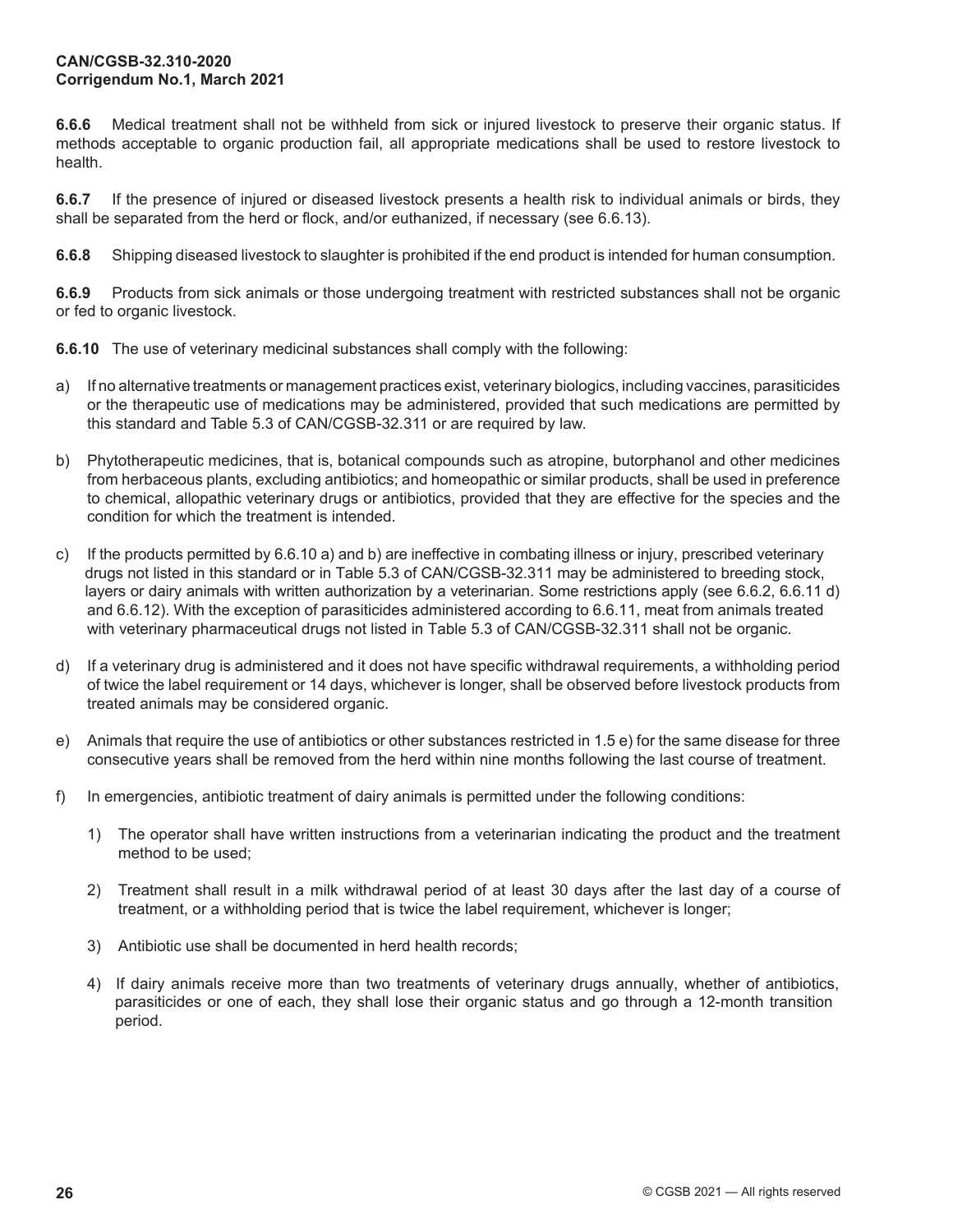**6.6.6** Medical treatment shall not be withheld from sick or injured livestock to preserve their organic status. If methods acceptable to organic production fail, all appropriate medications shall be used to restore livestock to health.

**6.6.7** If the presence of injured or diseased livestock presents a health risk to individual animals or birds, they shall be separated from the herd or flock, and/or euthanized, if necessary (see 6.6.13).

**6.6.8** Shipping diseased livestock to slaughter is prohibited if the end product is intended for human consumption.

**6.6.9** Products from sick animals or those undergoing treatment with restricted substances shall not be organic or fed to organic livestock.

**6.6.10** The use of veterinary medicinal substances shall comply with the following:

a) If no alternative treatments or management practices exist, veterinary biologics, including vaccines, parasiticides or the therapeutic use of medications may be administered, provided that such medications are permitted by this standard and Table 5.3 of CAN/CGSB-32.311 or are required by law.

b) Phytotherapeutic medicines, that is, botanical compounds such as atropine, butorphanol and other medicines from herbaceous plants, excluding antibiotics; and homeopathic or similar products, shall be used in preference to chemical, allopathic veterinary drugs or antibiotics, provided that they are effective for the species and the condition for which the treatment is intended.

c) If the products permitted by 6.6.10 a) and b) are ineffective in combating illness or injury, prescribed veterinary drugs not listed in this standard or in Table 5.3 of CAN/CGSB-32.311 may be administered to breeding stock, layers or dairy animals with written authorization by a veterinarian. Some restrictions apply (see 6.6.2, 6.6.11 d) and 6.6.12). With the exception of parasiticides administered according to 6.6.11, meat from animals treated with veterinary pharmaceutical drugs not listed in Table 5.3 of CAN/CGSB-32.311 shall not be organic.

d) If a veterinary drug is administered and it does not have specific withdrawal requirements, a withholding period of twice the label requirement or 14 days, whichever is longer, shall be observed before livestock products from treated animals may be considered organic.

e) Animals that require the use of antibiotics or other substances restricted in 1.5 e) for the same disease for three consecutive years shall be removed from the herd within nine months following the last course of treatment.

f) In emergencies, antibiotic treatment of dairy animals is permitted under the following conditions:

   1) The operator shall have written instructions from a veterinarian indicating the product and the treatment method to be used;

   2) Treatment shall result in a milk withdrawal period of at least 30 days after the last day of a course of treatment, or a withholding period that is twice the label requirement, whichever is longer;

   3) Antibiotic use shall be documented in herd health records;

   4) If dairy animals receive more than two treatments of veterinary drugs annually, whether of antibiotics, parasiticides or one of each, they shall lose their organic status and go through a 12-month transition period.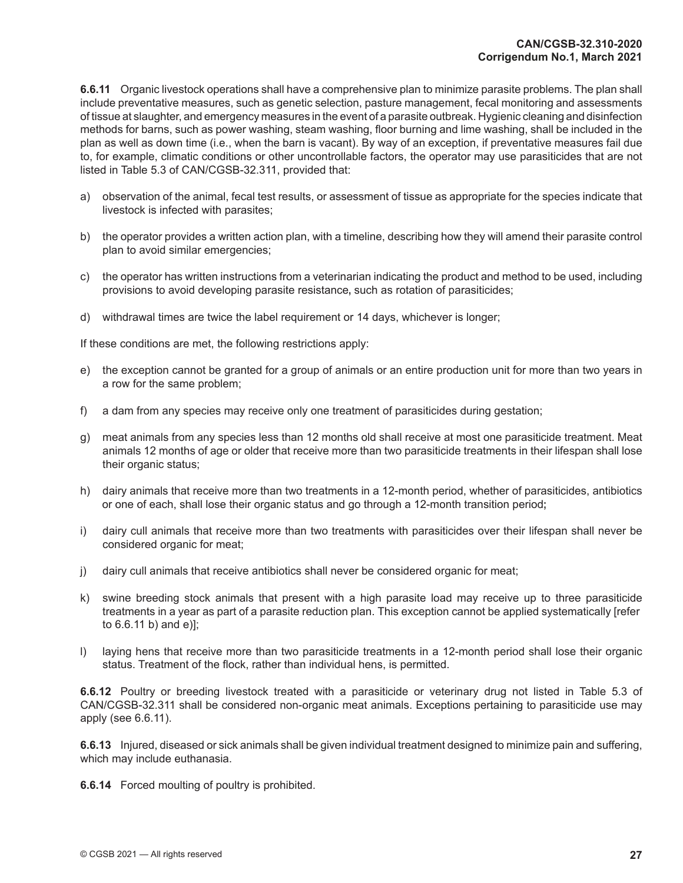**6.6.11** Organic livestock operations shall have a comprehensive plan to minimize parasite problems. The plan shall include preventative measures, such as genetic selection, pasture management, fecal monitoring and assessments of tissue at slaughter, and emergency measures in the event of a parasite outbreak. Hygienic cleaning and disinfection methods for barns, such as power washing, steam washing, floor burning and lime washing, shall be included in the plan as well as down time (i.e., when the barn is vacant). By way of an exception, if preventative measures fail due to, for example, climatic conditions or other uncontrollable factors, the operator may use parasiticides that are not listed in Table 5.3 of CAN/CGSB-32.311, provided that:

a) observation of the animal, fecal test results, or assessment of tissue as appropriate for the species indicate that livestock is infected with parasites;

b) the operator provides a written action plan, with a timeline, describing how they will amend their parasite control plan to avoid similar emergencies;

c) the operator has written instructions from a veterinarian indicating the product and method to be used, including provisions to avoid developing parasite resistance, such as rotation of parasiticides;

d) withdrawal times are twice the label requirement or 14 days, whichever is longer;

If these conditions are met, the following restrictions apply:

e) the exception cannot be granted for a group of animals or an entire production unit for more than two years in a row for the same problem;

f) a dam from any species may receive only one treatment of parasiticides during gestation;

g) meat animals from any species less than 12 months old shall receive at most one parasiticide treatment. Meat animals 12 months of age or older that receive more than two parasiticide treatments in their lifespan shall lose their organic status;

h) dairy animals that receive more than two treatments in a 12-month period, whether of parasiticides, antibiotics or one of each, shall lose their organic status and go through a 12-month transition period;

i) dairy cull animals that receive more than two treatments with parasiticides over their lifespan shall never be considered organic for meat;

j) dairy cull animals that receive antibiotics shall never be considered organic for meat;

k) swine breeding stock animals that present with a high parasite load may receive up to three parasiticide treatments in a year as part of a parasite reduction plan. This exception cannot be applied systematically [refer to 6.6.11 b) and e)];

l) laying hens that receive more than two parasiticide treatments in a 12-month period shall lose their organic status. Treatment of the flock, rather than individual hens, is permitted.

**6.6.12** Poultry or breeding livestock treated with a parasiticide or veterinary drug not listed in Table 5.3 of CAN/CGSB-32.311 shall be considered non-organic meat animals. Exceptions pertaining to parasiticide use may apply (see 6.6.11).

**6.6.13** Injured, diseased or sick animals shall be given individual treatment designed to minimize pain and suffering, which may include euthanasia.

**6.6.14** Forced moulting of poultry is prohibited.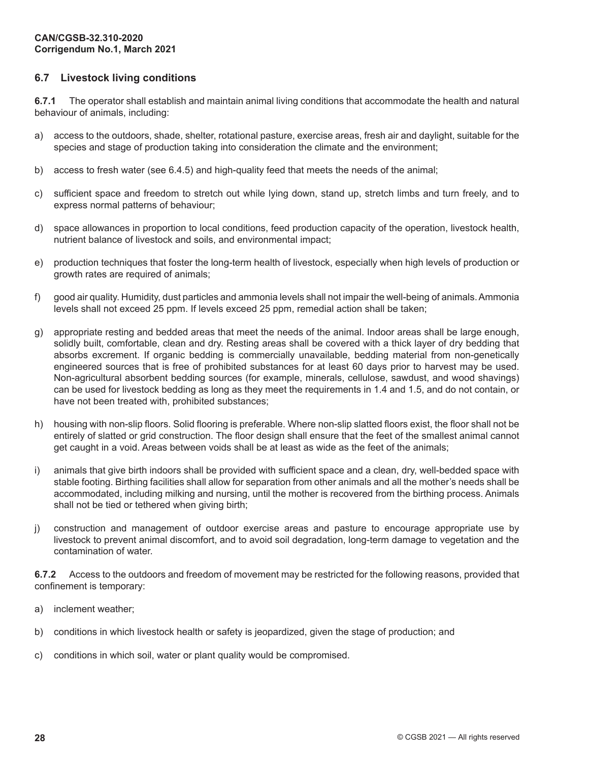## 6.7 Livestock living conditions

**6.7.1** The operator shall establish and maintain animal living conditions that accommodate the health and natural behaviour of animals, including:

a) access to the outdoors, shade, shelter, rotational pasture, exercise areas, fresh air and daylight, suitable for the species and stage of production taking into consideration the climate and the environment;

b) access to fresh water (see 6.4.5) and high-quality feed that meets the needs of the animal;

c) sufficient space and freedom to stretch out while lying down, stand up, stretch limbs and turn freely, and to express normal patterns of behaviour;

d) space allowances in proportion to local conditions, feed production capacity of the operation, livestock health, nutrient balance of livestock and soils, and environmental impact;

e) production techniques that foster the long-term health of livestock, especially when high levels of production or growth rates are required of animals;

f) good air quality. Humidity, dust particles and ammonia levels shall not impair the well-being of animals. Ammonia levels shall not exceed 25 ppm. If levels exceed 25 ppm, remedial action shall be taken;

g) appropriate resting and bedded areas that meet the needs of the animal. Indoor areas shall be large enough, solidly built, comfortable, clean and dry. Resting areas shall be covered with a thick layer of dry bedding that absorbs excrement. If organic bedding is commercially unavailable, bedding material from non-genetically engineered sources that is free of prohibited substances for at least 60 days prior to harvest may be used. Non-agricultural absorbent bedding sources (for example, minerals, cellulose, sawdust, and wood shavings) can be used for livestock bedding as long as they meet the requirements in 1.4 and 1.5, and do not contain, or have not been treated with, prohibited substances;

h) housing with non-slip floors. Solid flooring is preferable. Where non-slip slatted floors exist, the floor shall not be entirely of slatted or grid construction. The floor design shall ensure that the feet of the smallest animal cannot get caught in a void. Areas between voids shall be at least as wide as the feet of the animals;

i) animals that give birth indoors shall be provided with sufficient space and a clean, dry, well-bedded space with stable footing. Birthing facilities shall allow for separation from other animals and all the mother's needs shall be accommodated, including milking and nursing, until the mother is recovered from the birthing process. Animals shall not be tied or tethered when giving birth;

j) construction and management of outdoor exercise areas and pasture to encourage appropriate use by livestock to prevent animal discomfort, and to avoid soil degradation, long-term damage to vegetation and the contamination of water.

**6.7.2** Access to the outdoors and freedom of movement may be restricted for the following reasons, provided that confinement is temporary:

a) inclement weather;

b) conditions in which livestock health or safety is jeopardized, given the stage of production; and

c) conditions in which soil, water or plant quality would be compromised.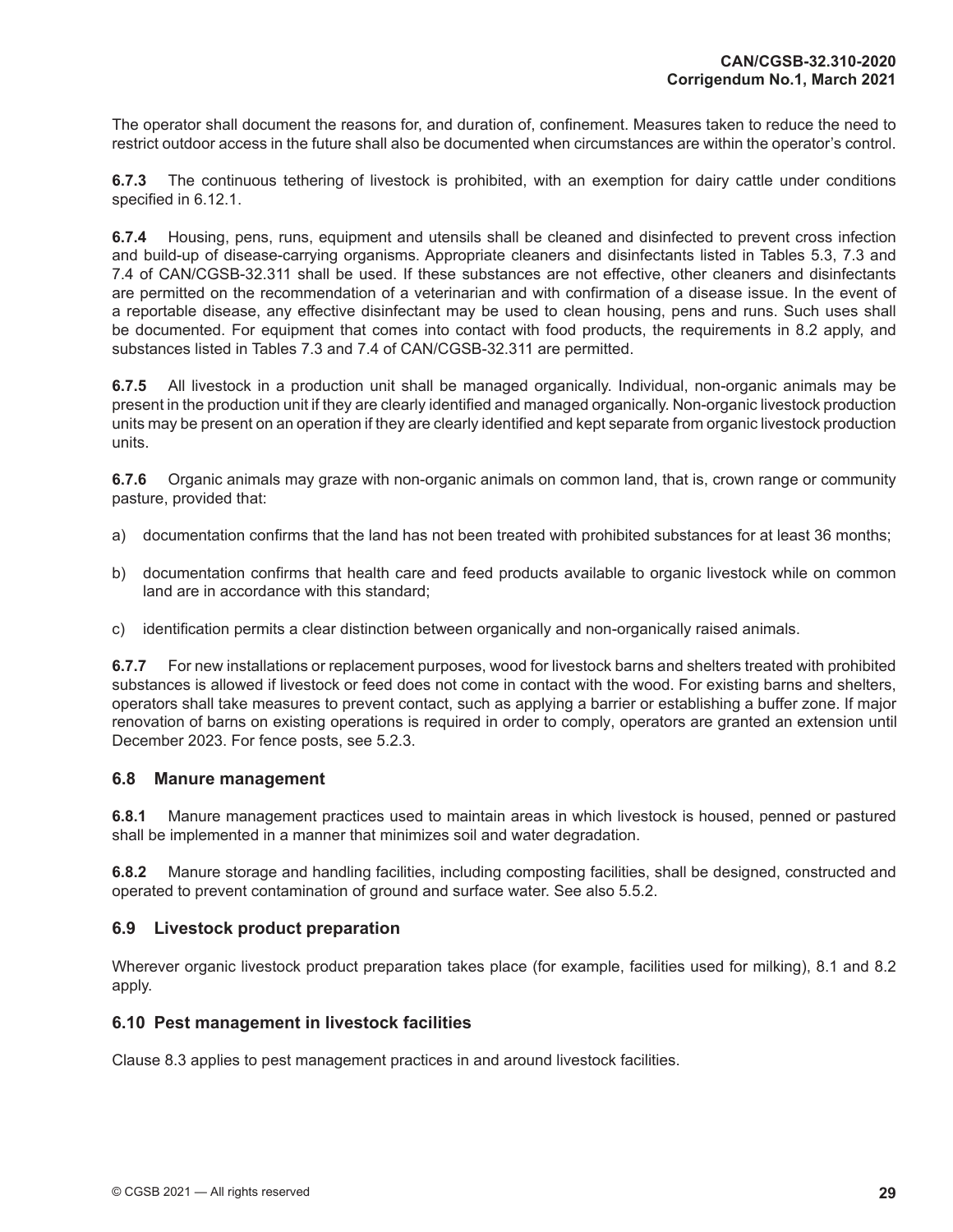The operator shall document the reasons for, and duration of, confinement. Measures taken to reduce the need to restrict outdoor access in the future shall also be documented when circumstances are within the operator's control.

**6.7.3** The continuous tethering of livestock is prohibited, with an exemption for dairy cattle under conditions specified in 6.12.1.

**6.7.4** Housing, pens, runs, equipment and utensils shall be cleaned and disinfected to prevent cross infection and build-up of disease-carrying organisms. Appropriate cleaners and disinfectants listed in Tables 5.3, 7.3 and 7.4 of CAN/CGSB-32.311 shall be used. If these substances are not effective, other cleaners and disinfectants are permitted on the recommendation of a veterinarian and with confirmation of a disease issue. In the event of a reportable disease, any effective disinfectant may be used to clean housing, pens and runs. Such uses shall be documented. For equipment that comes into contact with food products, the requirements in 8.2 apply, and substances listed in Tables 7.3 and 7.4 of CAN/CGSB-32.311 are permitted.

**6.7.5** All livestock in a production unit shall be managed organically. Individual, non-organic animals may be present in the production unit if they are clearly identified and managed organically. Non-organic livestock production units may be present on an operation if they are clearly identified and kept separate from organic livestock production units.

**6.7.6** Organic animals may graze with non-organic animals on common land, that is, crown range or community pasture, provided that:

a) documentation confirms that the land has not been treated with prohibited substances for at least 36 months;

b) documentation confirms that health care and feed products available to organic livestock while on common land are in accordance with this standard;

c) identification permits a clear distinction between organically and non-organically raised animals.

**6.7.7** For new installations or replacement purposes, wood for livestock barns and shelters treated with prohibited substances is allowed if livestock or feed does not come in contact with the wood. For existing barns and shelters, operators shall take measures to prevent contact, such as applying a barrier or establishing a buffer zone. If major renovation of barns on existing operations is required in order to comply, operators are granted an extension until December 2023. For fence posts, see 5.2.3.

## 6.8 Manure management

**6.8.1** Manure management practices used to maintain areas in which livestock is housed, penned or pastured shall be implemented in a manner that minimizes soil and water degradation.

**6.8.2** Manure storage and handling facilities, including composting facilities, shall be designed, constructed and operated to prevent contamination of ground and surface water. See also 5.5.2.

## 6.9 Livestock product preparation

Wherever organic livestock product preparation takes place (for example, facilities used for milking), 8.1 and 8.2 apply.

## 6.10 Pest management in livestock facilities

Clause 8.3 applies to pest management practices in and around livestock facilities.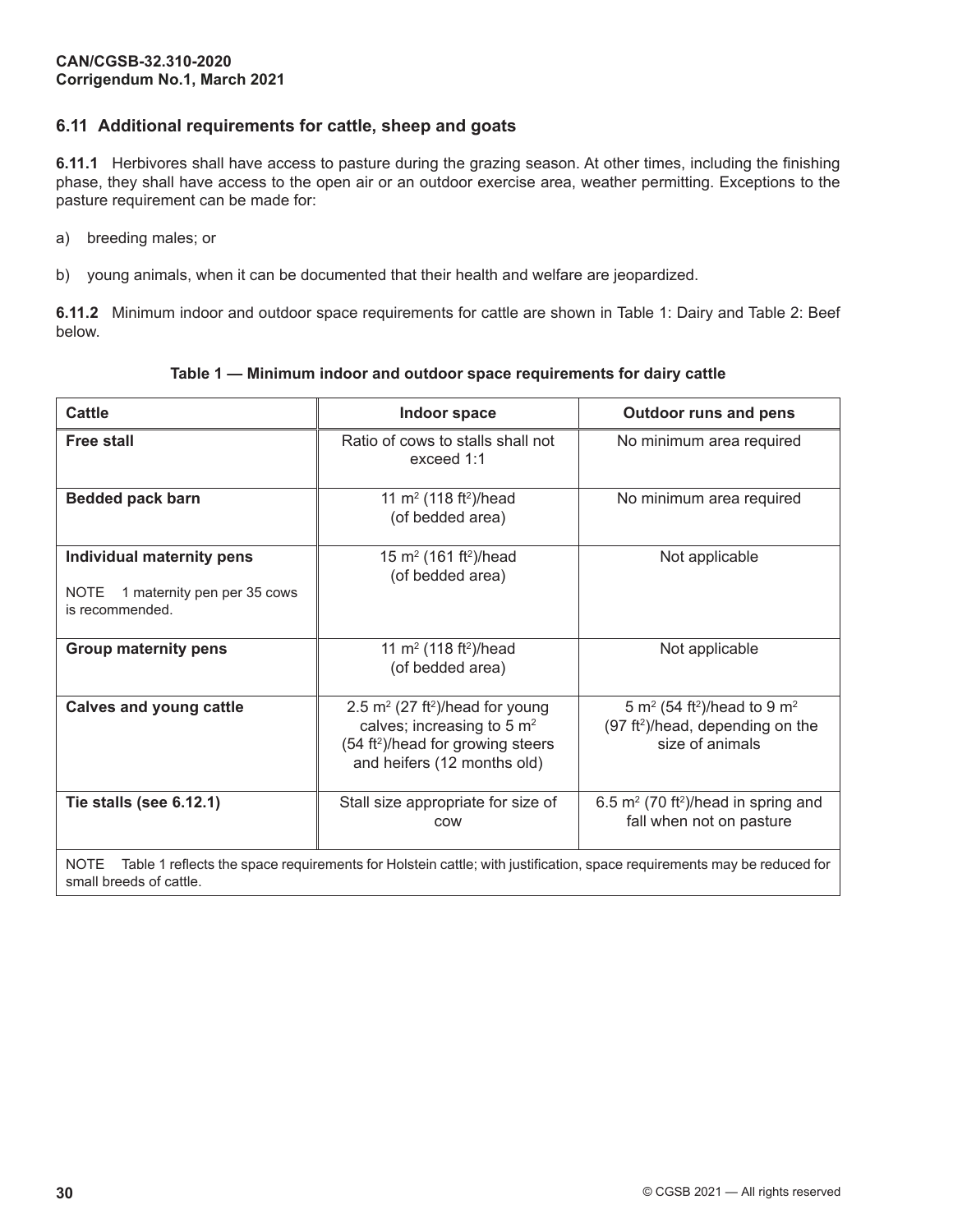## 6.11 Additional requirements for cattle, sheep and goats

**6.11.1** Herbivores shall have access to pasture during the grazing season. At other times, including the finishing phase, they shall have access to the open air or an outdoor exercise area, weather permitting. Exceptions to the pasture requirement can be made for:

a) breeding males; or

b) young animals, when it can be documented that their health and welfare are jeopardized.

**6.11.2** Minimum indoor and outdoor space requirements for cattle are shown in Table 1: Dairy and Table 2: Beef below.

**Table 1 — Minimum indoor and outdoor space requirements for dairy cattle**

| Cattle | Indoor space | Outdoor runs and pens |
|---|---|---|
| **Free stall** | Ratio of cows to stalls shall not exceed 1:1 | No minimum area required |
| **Bedded pack barn** | 11 $m^2$ (118 $ft^2$)/head (of bedded area) | No minimum area required |
| **Individual maternity pens**<br><br>NOTE 1 maternity pen per 35 cows is recommended. | 15 $m^2$ (161 $ft^2$)/head (of bedded area) | Not applicable |
| **Group maternity pens** | 11 $m^2$ (118 $ft^2$)/head (of bedded area) | Not applicable |
| **Calves and young cattle** | 2.5 $m^2$ (27 $ft^2$)/head for young calves; increasing to 5 $m^2$ (54 $ft^2$)/head for growing steers and heifers (12 months old) | 5 $m^2$ (54 $ft^2$)/head to 9 $m^2$ (97 $ft^2$)/head, depending on the size of animals |
| **Tie stalls (see 6.12.1)** | Stall size appropriate for size of cow | 6.5 $m^2$ (70 $ft^2$)/head in spring and fall when not on pasture |

NOTE Table 1 reflects the space requirements for Holstein cattle; with justification, space requirements may be reduced for small breeds of cattle.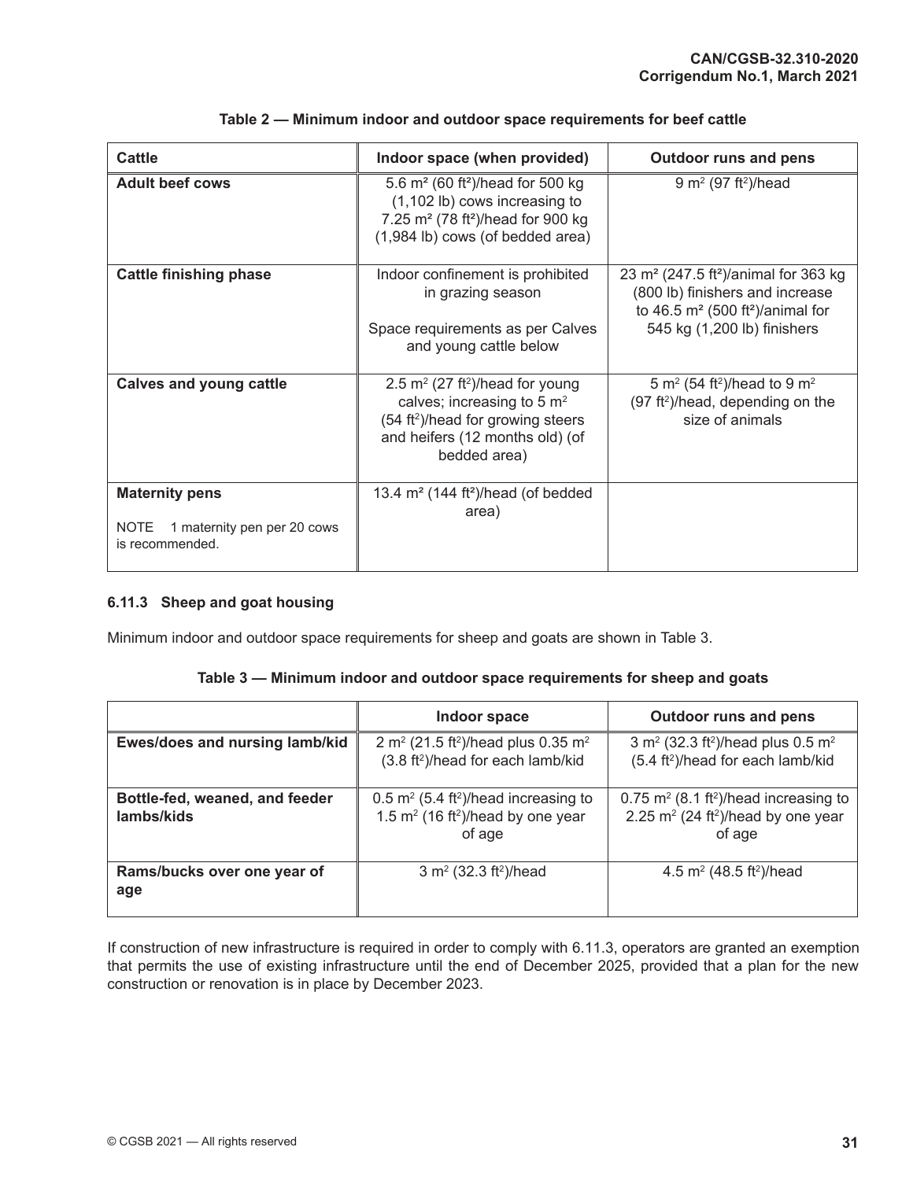**Table 2 — Minimum indoor and outdoor space requirements for beef cattle**

| Cattle | Indoor space (when provided) | Outdoor runs and pens |
|---|---|---|
| **Adult beef cows** | 5.6 m² (60 ft²)/head for 500 kg (1,102 lb) cows increasing to 7.25 m² (78 ft²)/head for 900 kg (1,984 lb) cows (of bedded area) | 9 m² (97 ft²)/head |
| **Cattle finishing phase** | Indoor confinement is prohibited in grazing season<br><br>Space requirements as per Calves and young cattle below | 23 m² (247.5 ft²)/animal for 363 kg (800 lb) finishers and increase to 46.5 m² (500 ft²)/animal for 545 kg (1,200 lb) finishers |
| **Calves and young cattle** | 2.5 m² (27 ft²)/head for young calves; increasing to 5 m² (54 ft²)/head for growing steers and heifers (12 months old) (of bedded area) | 5 m² (54 ft²)/head to 9 m² (97 ft²)/head, depending on the size of animals |
| **Maternity pens**<br><br>NOTE 1 maternity pen per 20 cows is recommended. | 13.4 m² (144 ft²)/head (of bedded area) | |

### 6.11.3 Sheep and goat housing

Minimum indoor and outdoor space requirements for sheep and goats are shown in Table 3.

**Table 3 — Minimum indoor and outdoor space requirements for sheep and goats**

| | Indoor space | Outdoor runs and pens |
|---|---|---|
| **Ewes/does and nursing lamb/kid** | 2 m² (21.5 ft²)/head plus 0.35 m² (3.8 ft²)/head for each lamb/kid | 3 m² (32.3 ft²)/head plus 0.5 m² (5.4 ft²)/head for each lamb/kid |
| **Bottle-fed, weaned, and feeder lambs/kids** | 0.5 m² (5.4 ft²)/head increasing to 1.5 m² (16 ft²)/head by one year of age | 0.75 m² (8.1 ft²)/head increasing to 2.25 m² (24 ft²)/head by one year of age |
| **Rams/bucks over one year of age** | 3 m² (32.3 ft²)/head | 4.5 m² (48.5 ft²)/head |

If construction of new infrastructure is required in order to comply with 6.11.3, operators are granted an exemption that permits the use of existing infrastructure until the end of December 2025, provided that a plan for the new construction or renovation is in place by December 2023.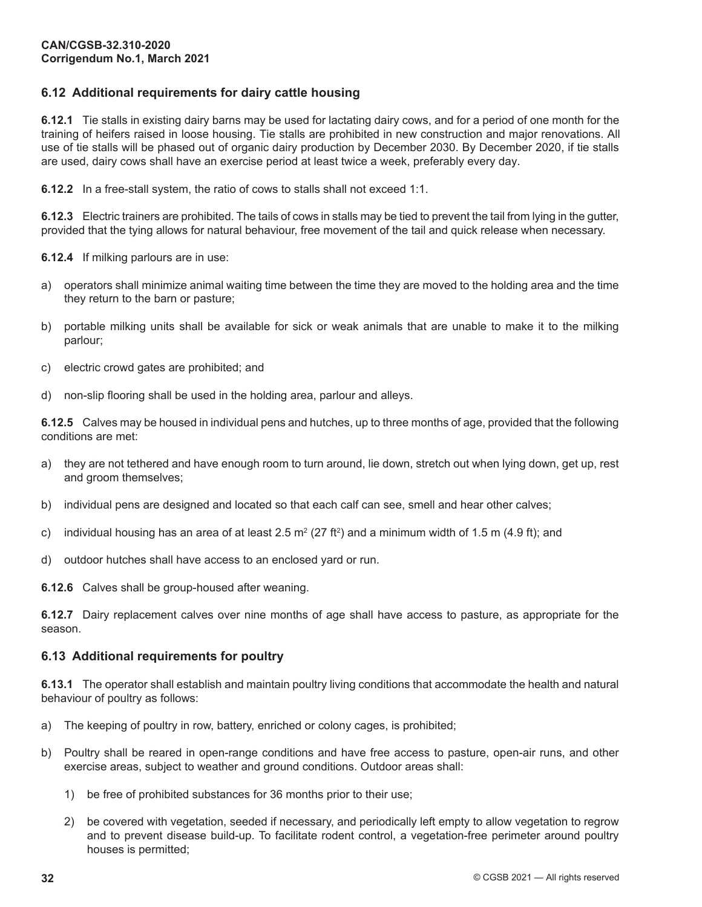## 6.12 Additional requirements for dairy cattle housing

**6.12.1** Tie stalls in existing dairy barns may be used for lactating dairy cows, and for a period of one month for the training of heifers raised in loose housing. Tie stalls are prohibited in new construction and major renovations. All use of tie stalls will be phased out of organic dairy production by December 2030. By December 2020, if tie stalls are used, dairy cows shall have an exercise period at least twice a week, preferably every day.

**6.12.2** In a free-stall system, the ratio of cows to stalls shall not exceed 1:1.

**6.12.3** Electric trainers are prohibited. The tails of cows in stalls may be tied to prevent the tail from lying in the gutter, provided that the tying allows for natural behaviour, free movement of the tail and quick release when necessary.

**6.12.4** If milking parlours are in use:

a) operators shall minimize animal waiting time between the time they are moved to the holding area and the time they return to the barn or pasture;

b) portable milking units shall be available for sick or weak animals that are unable to make it to the milking parlour;

c) electric crowd gates are prohibited; and

d) non-slip flooring shall be used in the holding area, parlour and alleys.

**6.12.5** Calves may be housed in individual pens and hutches, up to three months of age, provided that the following conditions are met:

a) they are not tethered and have enough room to turn around, lie down, stretch out when lying down, get up, rest and groom themselves;

b) individual pens are designed and located so that each calf can see, smell and hear other calves;

c) individual housing has an area of at least 2.5 $m^2$ (27 $ft^2$) and a minimum width of 1.5 m (4.9 ft); and

d) outdoor hutches shall have access to an enclosed yard or run.

**6.12.6** Calves shall be group-housed after weaning.

**6.12.7** Dairy replacement calves over nine months of age shall have access to pasture, as appropriate for the season.

## 6.13 Additional requirements for poultry

**6.13.1** The operator shall establish and maintain poultry living conditions that accommodate the health and natural behaviour of poultry as follows:

a) The keeping of poultry in row, battery, enriched or colony cages, is prohibited;

b) Poultry shall be reared in open-range conditions and have free access to pasture, open-air runs, and other exercise areas, subject to weather and ground conditions. Outdoor areas shall:

   1) be free of prohibited substances for 36 months prior to their use;

   2) be covered with vegetation, seeded if necessary, and periodically left empty to allow vegetation to regrow and to prevent disease build-up. To facilitate rodent control, a vegetation-free perimeter around poultry houses is permitted;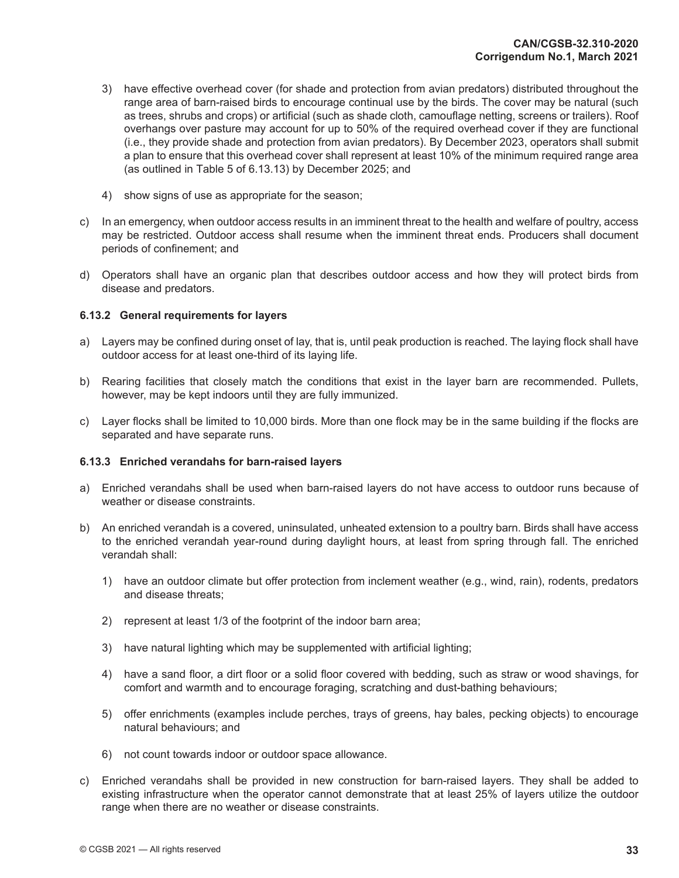3) have effective overhead cover (for shade and protection from avian predators) distributed throughout the range area of barn-raised birds to encourage continual use by the birds. The cover may be natural (such as trees, shrubs and crops) or artificial (such as shade cloth, camouflage netting, screens or trailers). Roof overhangs over pasture may account for up to 50% of the required overhead cover if they are functional (i.e., they provide shade and protection from avian predators). By December 2023, operators shall submit a plan to ensure that this overhead cover shall represent at least 10% of the minimum required range area (as outlined in Table 5 of 6.13.13) by December 2025; and

4) show signs of use as appropriate for the season;

c) In an emergency, when outdoor access results in an imminent threat to the health and welfare of poultry, access may be restricted. Outdoor access shall resume when the imminent threat ends. Producers shall document periods of confinement; and

d) Operators shall have an organic plan that describes outdoor access and how they will protect birds from disease and predators.

### 6.13.2 General requirements for layers

a) Layers may be confined during onset of lay, that is, until peak production is reached. The laying flock shall have outdoor access for at least one-third of its laying life.

b) Rearing facilities that closely match the conditions that exist in the layer barn are recommended. Pullets, however, may be kept indoors until they are fully immunized.

c) Layer flocks shall be limited to 10,000 birds. More than one flock may be in the same building if the flocks are separated and have separate runs.

### 6.13.3 Enriched verandahs for barn-raised layers

a) Enriched verandahs shall be used when barn-raised layers do not have access to outdoor runs because of weather or disease constraints.

b) An enriched verandah is a covered, uninsulated, unheated extension to a poultry barn. Birds shall have access to the enriched verandah year-round during daylight hours, at least from spring through fall. The enriched verandah shall:

1) have an outdoor climate but offer protection from inclement weather (e.g., wind, rain), rodents, predators and disease threats;

2) represent at least 1/3 of the footprint of the indoor barn area;

3) have natural lighting which may be supplemented with artificial lighting;

4) have a sand floor, a dirt floor or a solid floor covered with bedding, such as straw or wood shavings, for comfort and warmth and to encourage foraging, scratching and dust-bathing behaviours;

5) offer enrichments (examples include perches, trays of greens, hay bales, pecking objects) to encourage natural behaviours; and

6) not count towards indoor or outdoor space allowance.

c) Enriched verandahs shall be provided in new construction for barn-raised layers. They shall be added to existing infrastructure when the operator cannot demonstrate that at least 25% of layers utilize the outdoor range when there are no weather or disease constraints.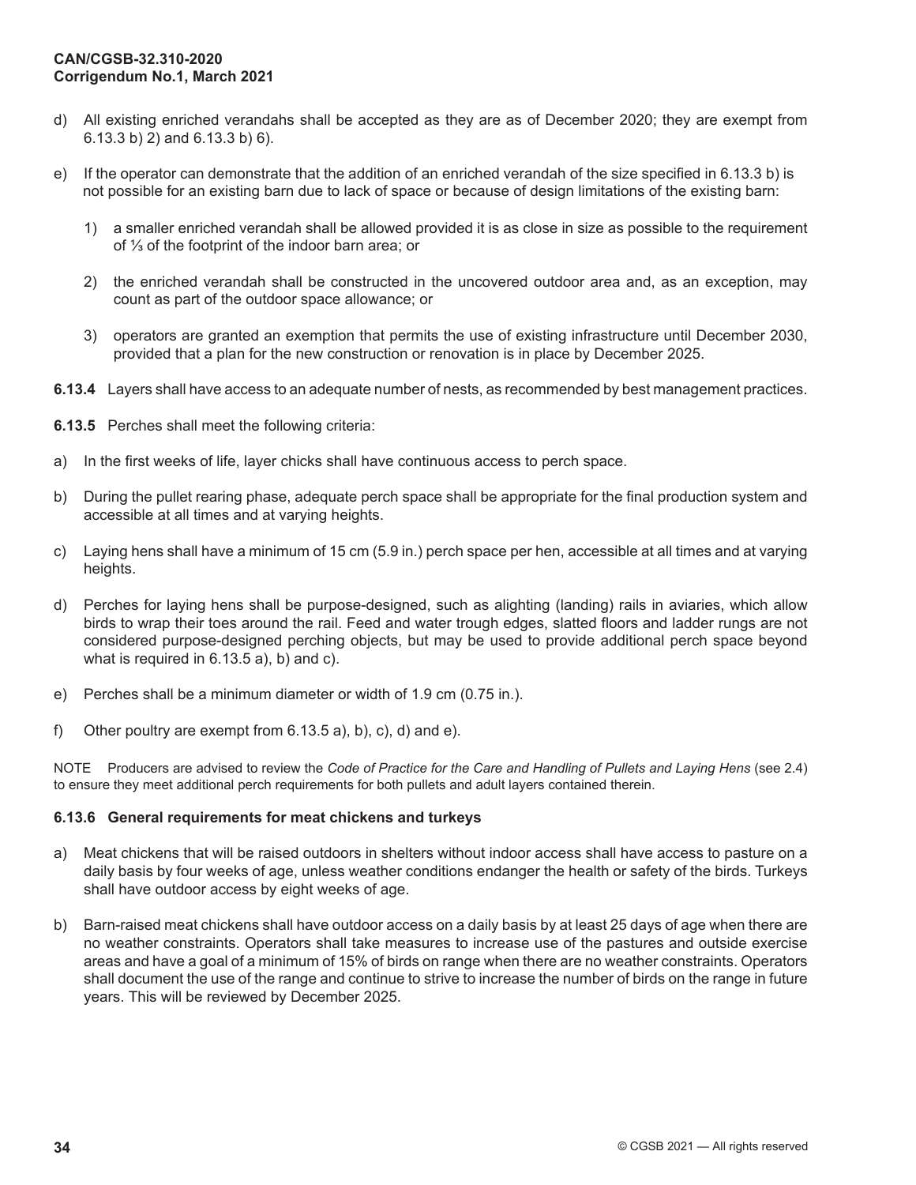d) All existing enriched verandahs shall be accepted as they are as of December 2020; they are exempt from 6.13.3 b) 2) and 6.13.3 b) 6).

e) If the operator can demonstrate that the addition of an enriched verandah of the size specified in 6.13.3 b) is not possible for an existing barn due to lack of space or because of design limitations of the existing barn:

   1) a smaller enriched verandah shall be allowed provided it is as close in size as possible to the requirement of ⅓ of the footprint of the indoor barn area; or

   2) the enriched verandah shall be constructed in the uncovered outdoor area and, as an exception, may count as part of the outdoor space allowance; or

   3) operators are granted an exemption that permits the use of existing infrastructure until December 2030, provided that a plan for the new construction or renovation is in place by December 2025.

**6.13.4** Layers shall have access to an adequate number of nests, as recommended by best management practices.

**6.13.5** Perches shall meet the following criteria:

a) In the first weeks of life, layer chicks shall have continuous access to perch space.

b) During the pullet rearing phase, adequate perch space shall be appropriate for the final production system and accessible at all times and at varying heights.

c) Laying hens shall have a minimum of 15 cm (5.9 in.) perch space per hen, accessible at all times and at varying heights.

d) Perches for laying hens shall be purpose-designed, such as alighting (landing) rails in aviaries, which allow birds to wrap their toes around the rail. Feed and water trough edges, slatted floors and ladder rungs are not considered purpose-designed perching objects, but may be used to provide additional perch space beyond what is required in 6.13.5 a), b) and c).

e) Perches shall be a minimum diameter or width of 1.9 cm (0.75 in.).

f) Other poultry are exempt from 6.13.5 a), b), c), d) and e).

NOTE Producers are advised to review the *Code of Practice for the Care and Handling of Pullets and Laying Hens* (see 2.4) to ensure they meet additional perch requirements for both pullets and adult layers contained therein.

**6.13.6 General requirements for meat chickens and turkeys**

a) Meat chickens that will be raised outdoors in shelters without indoor access shall have access to pasture on a daily basis by four weeks of age, unless weather conditions endanger the health or safety of the birds. Turkeys shall have outdoor access by eight weeks of age.

b) Barn-raised meat chickens shall have outdoor access on a daily basis by at least 25 days of age when there are no weather constraints. Operators shall take measures to increase use of the pastures and outside exercise areas and have a goal of a minimum of 15% of birds on range when there are no weather constraints. Operators shall document the use of the range and continue to strive to increase the number of birds on the range in future years. This will be reviewed by December 2025.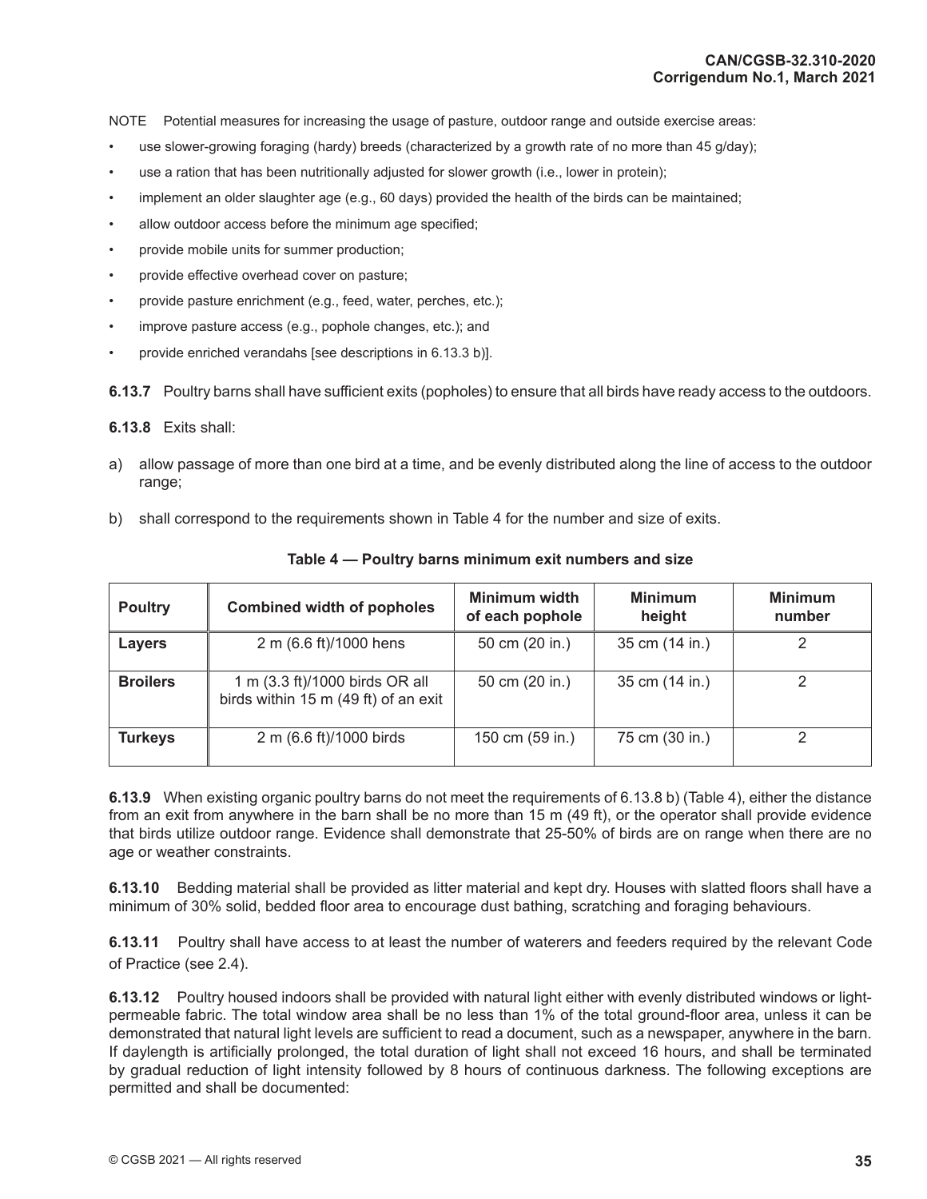NOTE Potential measures for increasing the usage of pasture, outdoor range and outside exercise areas:

- use slower-growing foraging (hardy) breeds (characterized by a growth rate of no more than 45 g/day);
- use a ration that has been nutritionally adjusted for slower growth (i.e., lower in protein);
- implement an older slaughter age (e.g., 60 days) provided the health of the birds can be maintained;
- allow outdoor access before the minimum age specified;
- provide mobile units for summer production;
- provide effective overhead cover on pasture;
- provide pasture enrichment (e.g., feed, water, perches, etc.);
- improve pasture access (e.g., pophole changes, etc.); and
- provide enriched verandahs [see descriptions in 6.13.3 b)].

**6.13.7** Poultry barns shall have sufficient exits (popholes) to ensure that all birds have ready access to the outdoors.

**6.13.8** Exits shall:

a) allow passage of more than one bird at a time, and be evenly distributed along the line of access to the outdoor range;

b) shall correspond to the requirements shown in Table 4 for the number and size of exits.

**Table 4 — Poultry barns minimum exit numbers and size**

| Poultry | Combined width of popholes | Minimum width of each pophole | Minimum height | Minimum number |
|---|---|---|---|---|
| **Layers** | 2 m (6.6 ft)/1000 hens | 50 cm (20 in.) | 35 cm (14 in.) | 2 |
| **Broilers** | 1 m (3.3 ft)/1000 birds OR all birds within 15 m (49 ft) of an exit | 50 cm (20 in.) | 35 cm (14 in.) | 2 |
| **Turkeys** | 2 m (6.6 ft)/1000 birds | 150 cm (59 in.) | 75 cm (30 in.) | 2 |

**6.13.9** When existing organic poultry barns do not meet the requirements of 6.13.8 b) (Table 4), either the distance from an exit from anywhere in the barn shall be no more than 15 m (49 ft), or the operator shall provide evidence that birds utilize outdoor range. Evidence shall demonstrate that 25-50% of birds are on range when there are no age or weather constraints.

**6.13.10** Bedding material shall be provided as litter material and kept dry. Houses with slatted floors shall have a minimum of 30% solid, bedded floor area to encourage dust bathing, scratching and foraging behaviours.

**6.13.11** Poultry shall have access to at least the number of waterers and feeders required by the relevant Code of Practice (see 2.4).

**6.13.12** Poultry housed indoors shall be provided with natural light either with evenly distributed windows or light-permeable fabric. The total window area shall be no less than 1% of the total ground-floor area, unless it can be demonstrated that natural light levels are sufficient to read a document, such as a newspaper, anywhere in the barn. If daylength is artificially prolonged, the total duration of light shall not exceed 16 hours, and shall be terminated by gradual reduction of light intensity followed by 8 hours of continuous darkness. The following exceptions are permitted and shall be documented: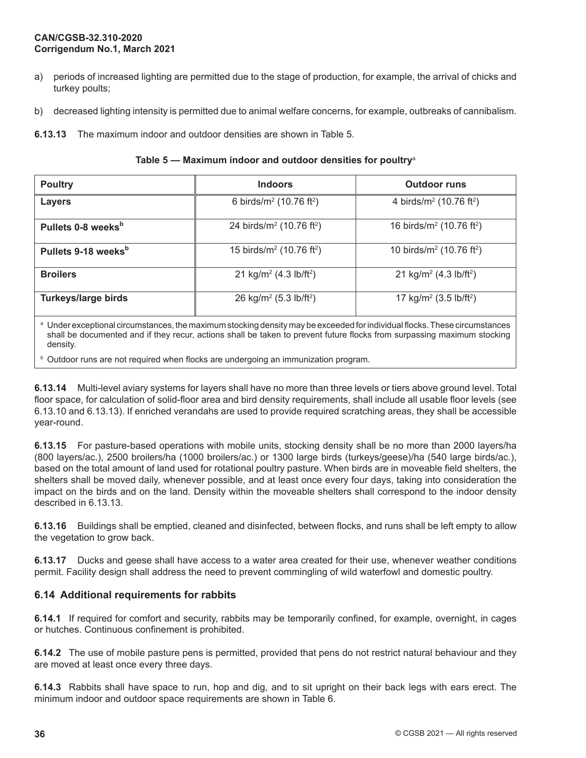a) periods of increased lighting are permitted due to the stage of production, for example, the arrival of chicks and turkey poults;

b) decreased lighting intensity is permitted due to animal welfare concerns, for example, outbreaks of cannibalism.

**6.13.13** The maximum indoor and outdoor densities are shown in Table 5.

**Table 5 — Maximum indoor and outdoor densities for poultry**[a]

| Poultry | Indoors | Outdoor runs |
|---|---|---|
| **Layers** | 6 birds/m$^2$ (10.76 ft$^2$) | 4 birds/m$^2$ (10.76 ft$^2$) |
| **Pullets 0-8 weeks**[b] | 24 birds/m$^2$ (10.76 ft$^2$) | 16 birds/m$^2$ (10.76 ft$^2$) |
| **Pullets 9-18 weeks**[b] | 15 birds/m$^2$ (10.76 ft$^2$) | 10 birds/m$^2$ (10.76 ft$^2$) |
| **Broilers** | 21 kg/m$^2$ (4.3 lb/ft$^2$) | 21 kg/m$^2$ (4.3 lb/ft$^2$) |
| **Turkeys/large birds** | 26 kg/m$^2$ (5.3 lb/ft$^2$) | 17 kg/m$^2$ (3.5 lb/ft$^2$) |

[a] Under exceptional circumstances, the maximum stocking density may be exceeded for individual flocks. These circumstances shall be documented and if they recur, actions shall be taken to prevent future flocks from surpassing maximum stocking density.

[b] Outdoor runs are not required when flocks are undergoing an immunization program.

**6.13.14** Multi-level aviary systems for layers shall have no more than three levels or tiers above ground level. Total floor space, for calculation of solid-floor area and bird density requirements, shall include all usable floor levels (see 6.13.10 and 6.13.13). If enriched verandahs are used to provide required scratching areas, they shall be accessible year-round.

**6.13.15** For pasture-based operations with mobile units, stocking density shall be no more than 2000 layers/ha (800 layers/ac.), 2500 broilers/ha (1000 broilers/ac.) or 1300 large birds (turkeys/geese)/ha (540 large birds/ac.), based on the total amount of land used for rotational poultry pasture. When birds are in moveable field shelters, the shelters shall be moved daily, whenever possible, and at least once every four days, taking into consideration the impact on the birds and on the land. Density within the moveable shelters shall correspond to the indoor density described in 6.13.13.

**6.13.16** Buildings shall be emptied, cleaned and disinfected, between flocks, and runs shall be left empty to allow the vegetation to grow back.

**6.13.17** Ducks and geese shall have access to a water area created for their use, whenever weather conditions permit. Facility design shall address the need to prevent commingling of wild waterfowl and domestic poultry.

## 6.14 Additional requirements for rabbits

**6.14.1** If required for comfort and security, rabbits may be temporarily confined, for example, overnight, in cages or hutches. Continuous confinement is prohibited.

**6.14.2** The use of mobile pasture pens is permitted, provided that pens do not restrict natural behaviour and they are moved at least once every three days.

**6.14.3** Rabbits shall have space to run, hop and dig, and to sit upright on their back legs with ears erect. The minimum indoor and outdoor space requirements are shown in Table 6.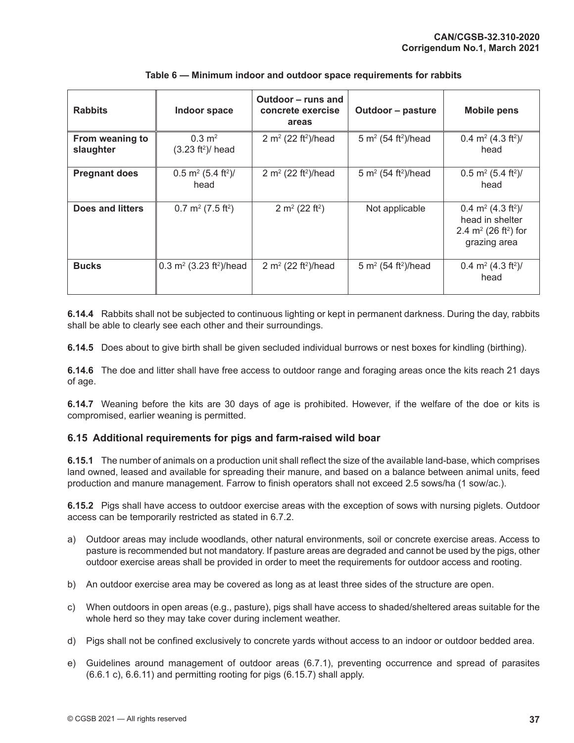**Table 6 — Minimum indoor and outdoor space requirements for rabbits**

| Rabbits | Indoor space | Outdoor – runs and concrete exercise areas | Outdoor – pasture | Mobile pens |
|---|---|---|---|---|
| **From weaning to slaughter** | 0.3 $m^2$ (3.23 $ft^2$)/ head | 2 $m^2$ (22 $ft^2$)/head | 5 $m^2$ (54 $ft^2$)/head | 0.4 $m^2$ (4.3 $ft^2$)/ head |
| **Pregnant does** | 0.5 $m^2$ (5.4 $ft^2$)/ head | 2 $m^2$ (22 $ft^2$)/head | 5 $m^2$ (54 $ft^2$)/head | 0.5 $m^2$ (5.4 $ft^2$)/ head |
| **Does and litters** | 0.7 $m^2$ (7.5 $ft^2$) | 2 $m^2$ (22 $ft^2$) | Not applicable | 0.4 $m^2$ (4.3 $ft^2$)/ head in shelter 2.4 $m^2$ (26 $ft^2$) for grazing area |
| **Bucks** | 0.3 $m^2$ (3.23 $ft^2$)/head | 2 $m^2$ (22 $ft^2$)/head | 5 $m^2$ (54 $ft^2$)/head | 0.4 $m^2$ (4.3 $ft^2$)/ head |

**6.14.4** Rabbits shall not be subjected to continuous lighting or kept in permanent darkness. During the day, rabbits shall be able to clearly see each other and their surroundings.

**6.14.5** Does about to give birth shall be given secluded individual burrows or nest boxes for kindling (birthing).

**6.14.6** The doe and litter shall have free access to outdoor range and foraging areas once the kits reach 21 days of age.

**6.14.7** Weaning before the kits are 30 days of age is prohibited. However, if the welfare of the doe or kits is compromised, earlier weaning is permitted.

## 6.15 Additional requirements for pigs and farm-raised wild boar

**6.15.1** The number of animals on a production unit shall reflect the size of the available land-base, which comprises land owned, leased and available for spreading their manure, and based on a balance between animal units, feed production and manure management. Farrow to finish operators shall not exceed 2.5 sows/ha (1 sow/ac.).

**6.15.2** Pigs shall have access to outdoor exercise areas with the exception of sows with nursing piglets. Outdoor access can be temporarily restricted as stated in 6.7.2.

a) Outdoor areas may include woodlands, other natural environments, soil or concrete exercise areas. Access to pasture is recommended but not mandatory. If pasture areas are degraded and cannot be used by the pigs, other outdoor exercise areas shall be provided in order to meet the requirements for outdoor access and rooting.

b) An outdoor exercise area may be covered as long as at least three sides of the structure are open.

c) When outdoors in open areas (e.g., pasture), pigs shall have access to shaded/sheltered areas suitable for the whole herd so they may take cover during inclement weather.

d) Pigs shall not be confined exclusively to concrete yards without access to an indoor or outdoor bedded area.

e) Guidelines around management of outdoor areas (6.7.1), preventing occurrence and spread of parasites (6.6.1 c), 6.6.11) and permitting rooting for pigs (6.15.7) shall apply.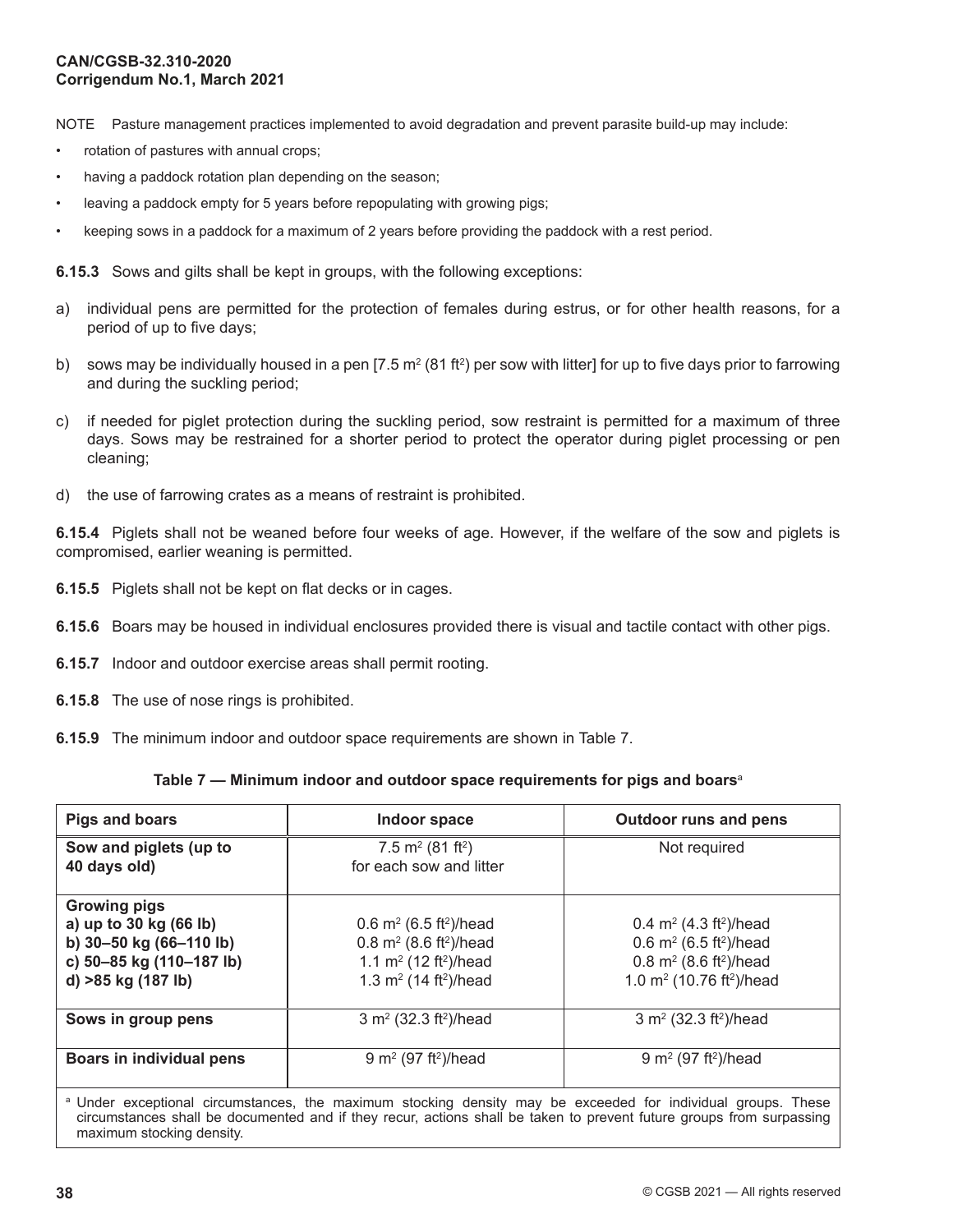NOTE Pasture management practices implemented to avoid degradation and prevent parasite build-up may include:

- rotation of pastures with annual crops;
- having a paddock rotation plan depending on the season;
- leaving a paddock empty for 5 years before repopulating with growing pigs;
- keeping sows in a paddock for a maximum of 2 years before providing the paddock with a rest period.

**6.15.3** Sows and gilts shall be kept in groups, with the following exceptions:

a) individual pens are permitted for the protection of females during estrus, or for other health reasons, for a period of up to five days;

b) sows may be individually housed in a pen [7.5 $m^2$ (81 $ft^2$) per sow with litter] for up to five days prior to farrowing and during the suckling period;

c) if needed for piglet protection during the suckling period, sow restraint is permitted for a maximum of three days. Sows may be restrained for a shorter period to protect the operator during piglet processing or pen cleaning;

d) the use of farrowing crates as a means of restraint is prohibited.

**6.15.4** Piglets shall not be weaned before four weeks of age. However, if the welfare of the sow and piglets is compromised, earlier weaning is permitted.

**6.15.5** Piglets shall not be kept on flat decks or in cages.

**6.15.6** Boars may be housed in individual enclosures provided there is visual and tactile contact with other pigs.

**6.15.7** Indoor and outdoor exercise areas shall permit rooting.

**6.15.8** The use of nose rings is prohibited.

**6.15.9** The minimum indoor and outdoor space requirements are shown in Table 7.

**Table 7 — Minimum indoor and outdoor space requirements for pigs and boars[a]**

| Pigs and boars | Indoor space | Outdoor runs and pens |
|---|---|---|
| **Sow and piglets (up to 40 days old)** | 7.5 $m^2$ (81 $ft^2$) for each sow and litter | Not required |
| **Growing pigs**<br>**a) up to 30 kg (66 lb)**<br>**b) 30–50 kg (66–110 lb)**<br>**c) 50–85 kg (110–187 lb)**<br>**d) >85 kg (187 lb)** | <br>0.6 $m^2$ (6.5 $ft^2$)/head<br>0.8 $m^2$ (8.6 $ft^2$)/head<br>1.1 $m^2$ (12 $ft^2$)/head<br>1.3 $m^2$ (14 $ft^2$)/head | <br>0.4 $m^2$ (4.3 $ft^2$)/head<br>0.6 $m^2$ (6.5 $ft^2$)/head<br>0.8 $m^2$ (8.6 $ft^2$)/head<br>1.0 $m^2$ (10.76 $ft^2$)/head |
| **Sows in group pens** | 3 $m^2$ (32.3 $ft^2$)/head | 3 $m^2$ (32.3 $ft^2$)/head |
| **Boars in individual pens** | 9 $m^2$ (97 $ft^2$)/head | 9 $m^2$ (97 $ft^2$)/head |

[a] Under exceptional circumstances, the maximum stocking density may be exceeded for individual groups. These circumstances shall be documented and if they recur, actions shall be taken to prevent future groups from surpassing maximum stocking density.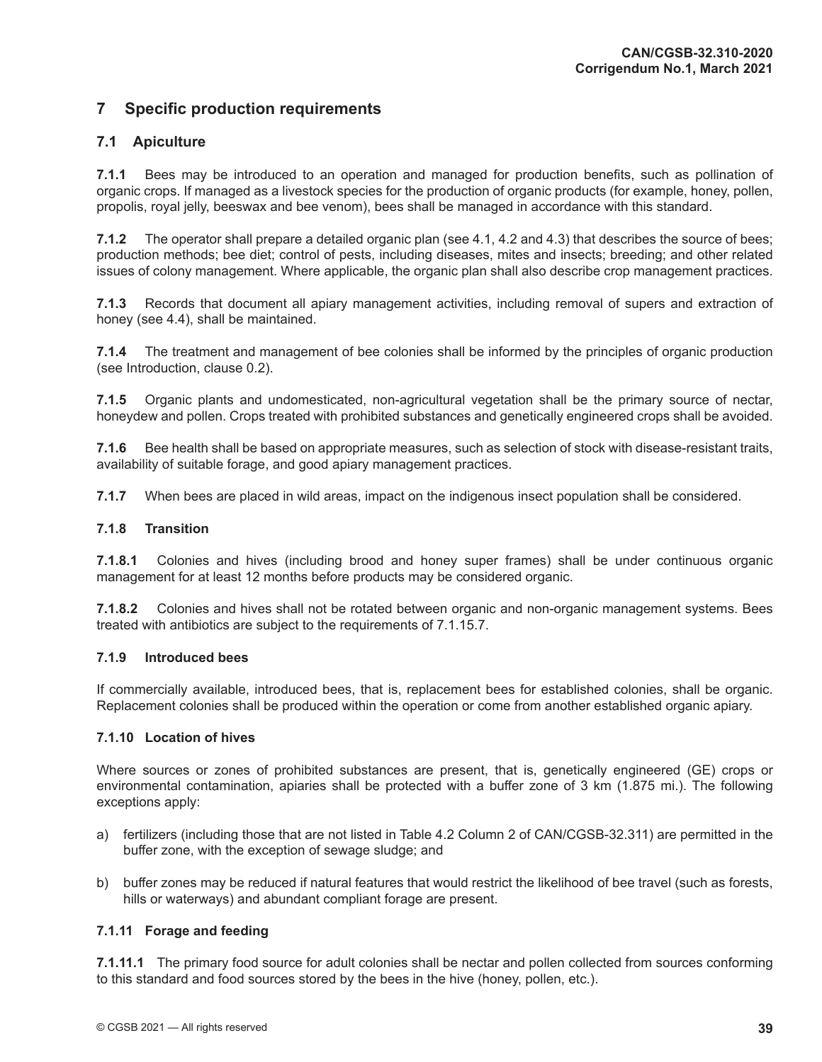## 7 Specific production requirements

### 7.1 Apiculture

**7.1.1** Bees may be introduced to an operation and managed for production benefits, such as pollination of organic crops. If managed as a livestock species for the production of organic products (for example, honey, pollen, propolis, royal jelly, beeswax and bee venom), bees shall be managed in accordance with this standard.

**7.1.2** The operator shall prepare a detailed organic plan (see 4.1, 4.2 and 4.3) that describes the source of bees; production methods; bee diet; control of pests, including diseases, mites and insects; breeding; and other related issues of colony management. Where applicable, the organic plan shall also describe crop management practices.

**7.1.3** Records that document all apiary management activities, including removal of supers and extraction of honey (see 4.4), shall be maintained.

**7.1.4** The treatment and management of bee colonies shall be informed by the principles of organic production (see Introduction, clause 0.2).

**7.1.5** Organic plants and undomesticated, non-agricultural vegetation shall be the primary source of nectar, honeydew and pollen. Crops treated with prohibited substances and genetically engineered crops shall be avoided.

**7.1.6** Bee health shall be based on appropriate measures, such as selection of stock with disease-resistant traits, availability of suitable forage, and good apiary management practices.

**7.1.7** When bees are placed in wild areas, impact on the indigenous insect population shall be considered.

#### 7.1.8 Transition

**7.1.8.1** Colonies and hives (including brood and honey super frames) shall be under continuous organic management for at least 12 months before products may be considered organic.

**7.1.8.2** Colonies and hives shall not be rotated between organic and non-organic management systems. Bees treated with antibiotics are subject to the requirements of 7.1.15.7.

#### 7.1.9 Introduced bees

If commercially available, introduced bees, that is, replacement bees for established colonies, shall be organic. Replacement colonies shall be produced within the operation or come from another established organic apiary.

#### 7.1.10 Location of hives

Where sources or zones of prohibited substances are present, that is, genetically engineered (GE) crops or environmental contamination, apiaries shall be protected with a buffer zone of 3 km (1.875 mi.). The following exceptions apply:

a) fertilizers (including those that are not listed in Table 4.2 Column 2 of CAN/CGSB-32.311) are permitted in the buffer zone, with the exception of sewage sludge; and

b) buffer zones may be reduced if natural features that would restrict the likelihood of bee travel (such as forests, hills or waterways) and abundant compliant forage are present.

#### 7.1.11 Forage and feeding

**7.1.11.1** The primary food source for adult colonies shall be nectar and pollen collected from sources conforming to this standard and food sources stored by the bees in the hive (honey, pollen, etc.).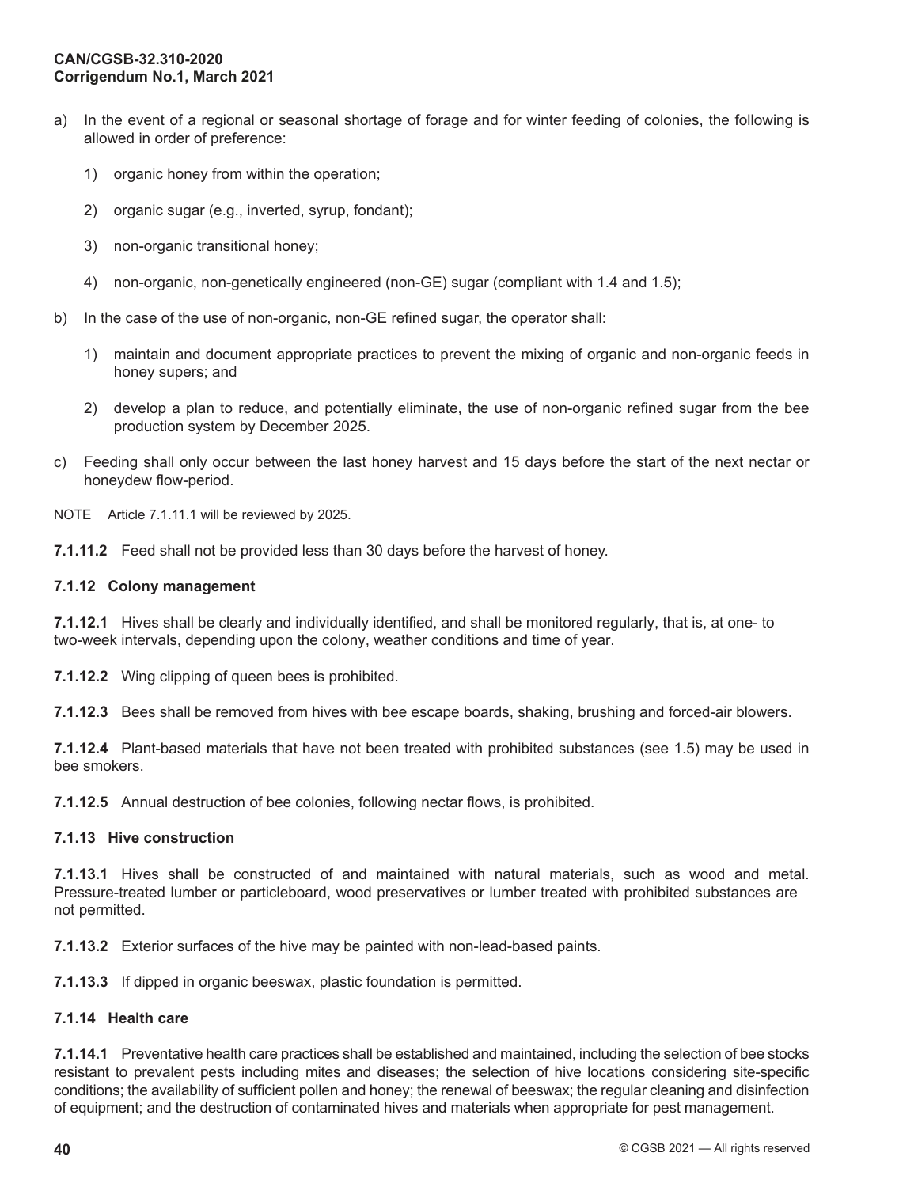a) In the event of a regional or seasonal shortage of forage and for winter feeding of colonies, the following is allowed in order of preference:

   1) organic honey from within the operation;

   2) organic sugar (e.g., inverted, syrup, fondant);

   3) non-organic transitional honey;

   4) non-organic, non-genetically engineered (non-GE) sugar (compliant with 1.4 and 1.5);

b) In the case of the use of non-organic, non-GE refined sugar, the operator shall:

   1) maintain and document appropriate practices to prevent the mixing of organic and non-organic feeds in honey supers; and

   2) develop a plan to reduce, and potentially eliminate, the use of non-organic refined sugar from the bee production system by December 2025.

c) Feeding shall only occur between the last honey harvest and 15 days before the start of the next nectar or honeydew flow-period.

NOTE Article 7.1.11.1 will be reviewed by 2025.

**7.1.11.2** Feed shall not be provided less than 30 days before the harvest of honey.

#### 7.1.12 Colony management

**7.1.12.1** Hives shall be clearly and individually identified, and shall be monitored regularly, that is, at one- to two-week intervals, depending upon the colony, weather conditions and time of year.

**7.1.12.2** Wing clipping of queen bees is prohibited.

**7.1.12.3** Bees shall be removed from hives with bee escape boards, shaking, brushing and forced-air blowers.

**7.1.12.4** Plant-based materials that have not been treated with prohibited substances (see 1.5) may be used in bee smokers.

**7.1.12.5** Annual destruction of bee colonies, following nectar flows, is prohibited.

#### 7.1.13 Hive construction

**7.1.13.1** Hives shall be constructed of and maintained with natural materials, such as wood and metal. Pressure-treated lumber or particleboard, wood preservatives or lumber treated with prohibited substances are not permitted.

**7.1.13.2** Exterior surfaces of the hive may be painted with non-lead-based paints.

**7.1.13.3** If dipped in organic beeswax, plastic foundation is permitted.

#### 7.1.14 Health care

**7.1.14.1** Preventative health care practices shall be established and maintained, including the selection of bee stocks resistant to prevalent pests including mites and diseases; the selection of hive locations considering site-specific conditions; the availability of sufficient pollen and honey; the renewal of beeswax; the regular cleaning and disinfection of equipment; and the destruction of contaminated hives and materials when appropriate for pest management.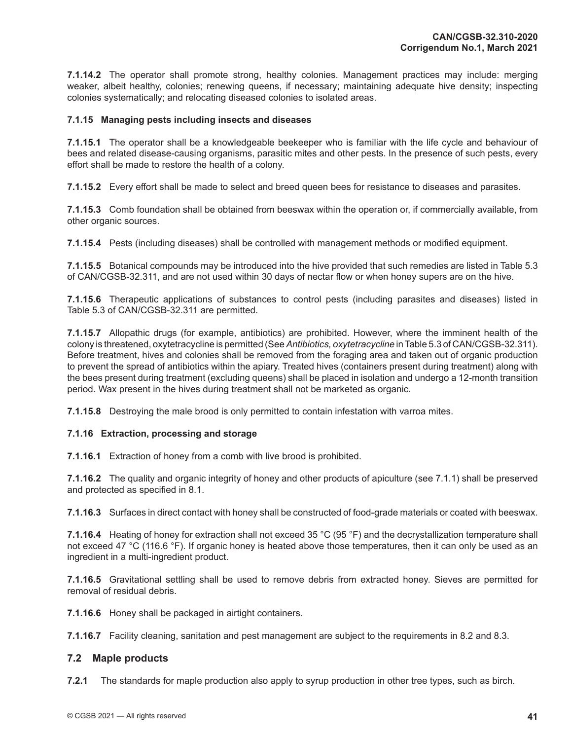**7.1.14.2** The operator shall promote strong, healthy colonies. Management practices may include: merging weaker, albeit healthy, colonies; renewing queens, if necessary; maintaining adequate hive density; inspecting colonies systematically; and relocating diseased colonies to isolated areas.

#### 7.1.15 Managing pests including insects and diseases

**7.1.15.1** The operator shall be a knowledgeable beekeeper who is familiar with the life cycle and behaviour of bees and related disease-causing organisms, parasitic mites and other pests. In the presence of such pests, every effort shall be made to restore the health of a colony.

**7.1.15.2** Every effort shall be made to select and breed queen bees for resistance to diseases and parasites.

**7.1.15.3** Comb foundation shall be obtained from beeswax within the operation or, if commercially available, from other organic sources.

**7.1.15.4** Pests (including diseases) shall be controlled with management methods or modified equipment.

**7.1.15.5** Botanical compounds may be introduced into the hive provided that such remedies are listed in Table 5.3 of CAN/CGSB-32.311, and are not used within 30 days of nectar flow or when honey supers are on the hive.

**7.1.15.6** Therapeutic applications of substances to control pests (including parasites and diseases) listed in Table 5.3 of CAN/CGSB-32.311 are permitted.

**7.1.15.7** Allopathic drugs (for example, antibiotics) are prohibited. However, where the imminent health of the colony is threatened, oxytetracycline is permitted (See *Antibiotics, oxytetracycline* in Table 5.3 of CAN/CGSB-32.311). Before treatment, hives and colonies shall be removed from the foraging area and taken out of organic production to prevent the spread of antibiotics within the apiary. Treated hives (containers present during treatment) along with the bees present during treatment (excluding queens) shall be placed in isolation and undergo a 12-month transition period. Wax present in the hives during treatment shall not be marketed as organic.

**7.1.15.8** Destroying the male brood is only permitted to contain infestation with varroa mites.

#### 7.1.16 Extraction, processing and storage

**7.1.16.1** Extraction of honey from a comb with live brood is prohibited.

**7.1.16.2** The quality and organic integrity of honey and other products of apiculture (see 7.1.1) shall be preserved and protected as specified in 8.1.

**7.1.16.3** Surfaces in direct contact with honey shall be constructed of food-grade materials or coated with beeswax.

**7.1.16.4** Heating of honey for extraction shall not exceed 35 °C (95 °F) and the decrystallization temperature shall not exceed 47 °C (116.6 °F). If organic honey is heated above those temperatures, then it can only be used as an ingredient in a multi-ingredient product.

**7.1.16.5** Gravitational settling shall be used to remove debris from extracted honey. Sieves are permitted for removal of residual debris.

**7.1.16.6** Honey shall be packaged in airtight containers.

**7.1.16.7** Facility cleaning, sanitation and pest management are subject to the requirements in 8.2 and 8.3.

### 7.2 Maple products

**7.2.1** The standards for maple production also apply to syrup production in other tree types, such as birch.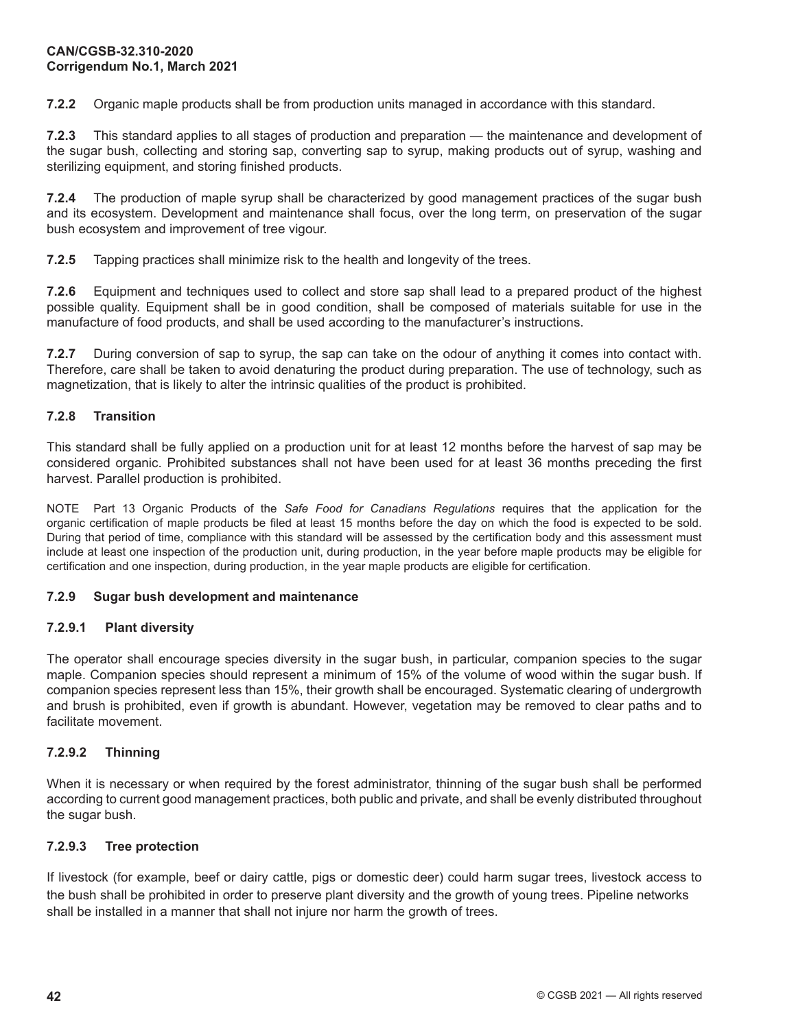**7.2.2** Organic maple products shall be from production units managed in accordance with this standard.

**7.2.3** This standard applies to all stages of production and preparation — the maintenance and development of the sugar bush, collecting and storing sap, converting sap to syrup, making products out of syrup, washing and sterilizing equipment, and storing finished products.

**7.2.4** The production of maple syrup shall be characterized by good management practices of the sugar bush and its ecosystem. Development and maintenance shall focus, over the long term, on preservation of the sugar bush ecosystem and improvement of tree vigour.

**7.2.5** Tapping practices shall minimize risk to the health and longevity of the trees.

**7.2.6** Equipment and techniques used to collect and store sap shall lead to a prepared product of the highest possible quality. Equipment shall be in good condition, shall be composed of materials suitable for use in the manufacture of food products, and shall be used according to the manufacturer's instructions.

**7.2.7** During conversion of sap to syrup, the sap can take on the odour of anything it comes into contact with. Therefore, care shall be taken to avoid denaturing the product during preparation. The use of technology, such as magnetization, that is likely to alter the intrinsic qualities of the product is prohibited.

#### 7.2.8 Transition

This standard shall be fully applied on a production unit for at least 12 months before the harvest of sap may be considered organic. Prohibited substances shall not have been used for at least 36 months preceding the first harvest. Parallel production is prohibited.

NOTE Part 13 Organic Products of the *Safe Food for Canadians Regulations* requires that the application for the organic certification of maple products be filed at least 15 months before the day on which the food is expected to be sold. During that period of time, compliance with this standard will be assessed by the certification body and this assessment must include at least one inspection of the production unit, during production, in the year before maple products may be eligible for certification and one inspection, during production, in the year maple products are eligible for certification.

#### 7.2.9 Sugar bush development and maintenance

##### 7.2.9.1 Plant diversity

The operator shall encourage species diversity in the sugar bush, in particular, companion species to the sugar maple. Companion species should represent a minimum of 15% of the volume of wood within the sugar bush. If companion species represent less than 15%, their growth shall be encouraged. Systematic clearing of undergrowth and brush is prohibited, even if growth is abundant. However, vegetation may be removed to clear paths and to facilitate movement.

##### 7.2.9.2 Thinning

When it is necessary or when required by the forest administrator, thinning of the sugar bush shall be performed according to current good management practices, both public and private, and shall be evenly distributed throughout the sugar bush.

##### 7.2.9.3 Tree protection

If livestock (for example, beef or dairy cattle, pigs or domestic deer) could harm sugar trees, livestock access to the bush shall be prohibited in order to preserve plant diversity and the growth of young trees. Pipeline networks shall be installed in a manner that shall not injure nor harm the growth of trees.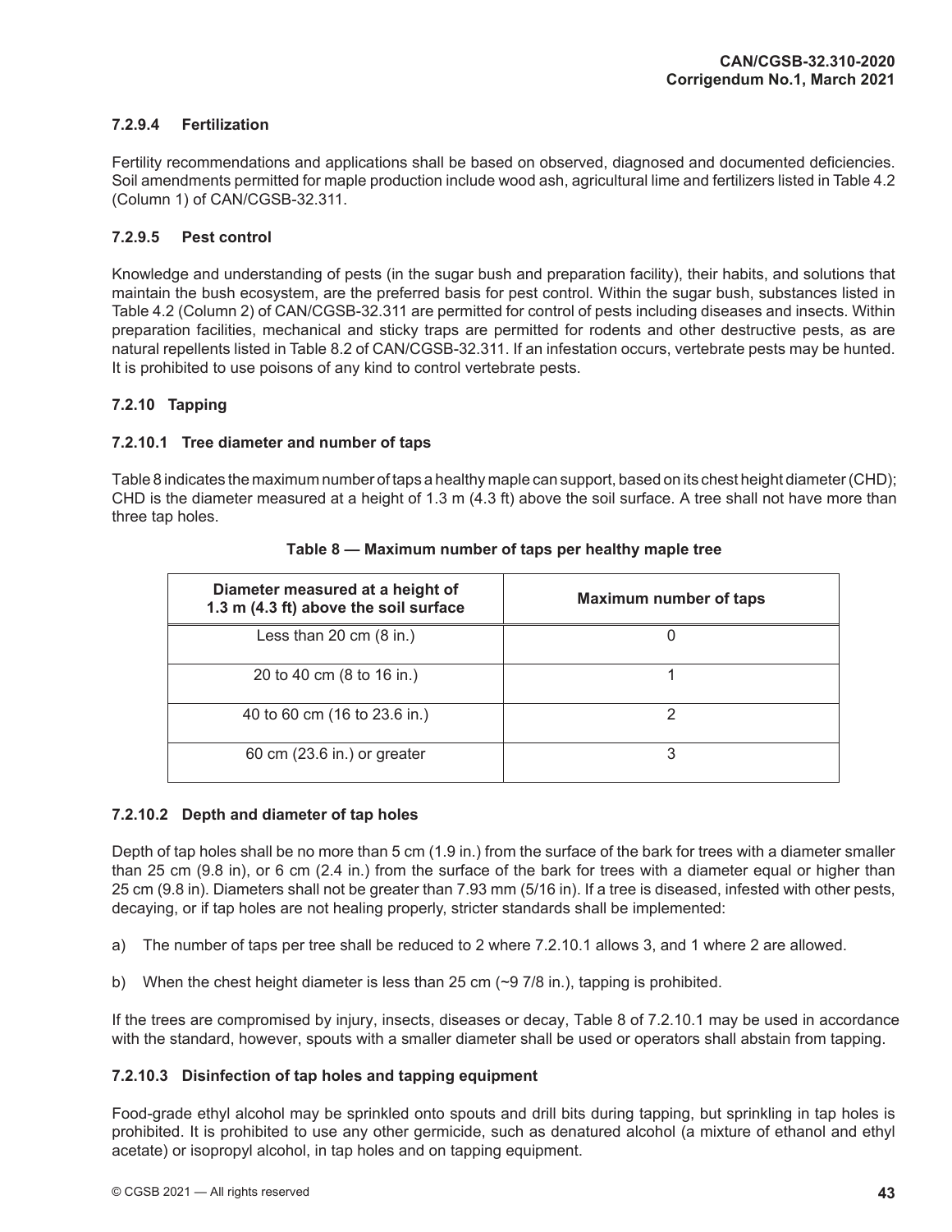#### 7.2.9.4 Fertilization

Fertility recommendations and applications shall be based on observed, diagnosed and documented deficiencies. Soil amendments permitted for maple production include wood ash, agricultural lime and fertilizers listed in Table 4.2 (Column 1) of CAN/CGSB-32.311.

#### 7.2.9.5 Pest control

Knowledge and understanding of pests (in the sugar bush and preparation facility), their habits, and solutions that maintain the bush ecosystem, are the preferred basis for pest control. Within the sugar bush, substances listed in Table 4.2 (Column 2) of CAN/CGSB-32.311 are permitted for control of pests including diseases and insects. Within preparation facilities, mechanical and sticky traps are permitted for rodents and other destructive pests, as are natural repellents listed in Table 8.2 of CAN/CGSB-32.311. If an infestation occurs, vertebrate pests may be hunted. It is prohibited to use poisons of any kind to control vertebrate pests.

### 7.2.10 Tapping

#### 7.2.10.1 Tree diameter and number of taps

Table 8 indicates the maximum number of taps a healthy maple can support, based on its chest height diameter (CHD); CHD is the diameter measured at a height of 1.3 m (4.3 ft) above the soil surface. A tree shall not have more than three tap holes.

**Table 8 — Maximum number of taps per healthy maple tree**

| Diameter measured at a height of 1.3 m (4.3 ft) above the soil surface | Maximum number of taps |
|---|---|
| Less than 20 cm (8 in.) | 0 |
| 20 to 40 cm (8 to 16 in.) | 1 |
| 40 to 60 cm (16 to 23.6 in.) | 2 |
| 60 cm (23.6 in.) or greater | 3 |

#### 7.2.10.2 Depth and diameter of tap holes

Depth of tap holes shall be no more than 5 cm (1.9 in.) from the surface of the bark for trees with a diameter smaller than 25 cm (9.8 in), or 6 cm (2.4 in.) from the surface of the bark for trees with a diameter equal or higher than 25 cm (9.8 in). Diameters shall not be greater than 7.93 mm (5/16 in). If a tree is diseased, infested with other pests, decaying, or if tap holes are not healing properly, stricter standards shall be implemented:

a) The number of taps per tree shall be reduced to 2 where 7.2.10.1 allows 3, and 1 where 2 are allowed.

b) When the chest height diameter is less than 25 cm (~9 7/8 in.), tapping is prohibited.

If the trees are compromised by injury, insects, diseases or decay, Table 8 of 7.2.10.1 may be used in accordance with the standard, however, spouts with a smaller diameter shall be used or operators shall abstain from tapping.

#### 7.2.10.3 Disinfection of tap holes and tapping equipment

Food-grade ethyl alcohol may be sprinkled onto spouts and drill bits during tapping, but sprinkling in tap holes is prohibited. It is prohibited to use any other germicide, such as denatured alcohol (a mixture of ethanol and ethyl acetate) or isopropyl alcohol, in tap holes and on tapping equipment.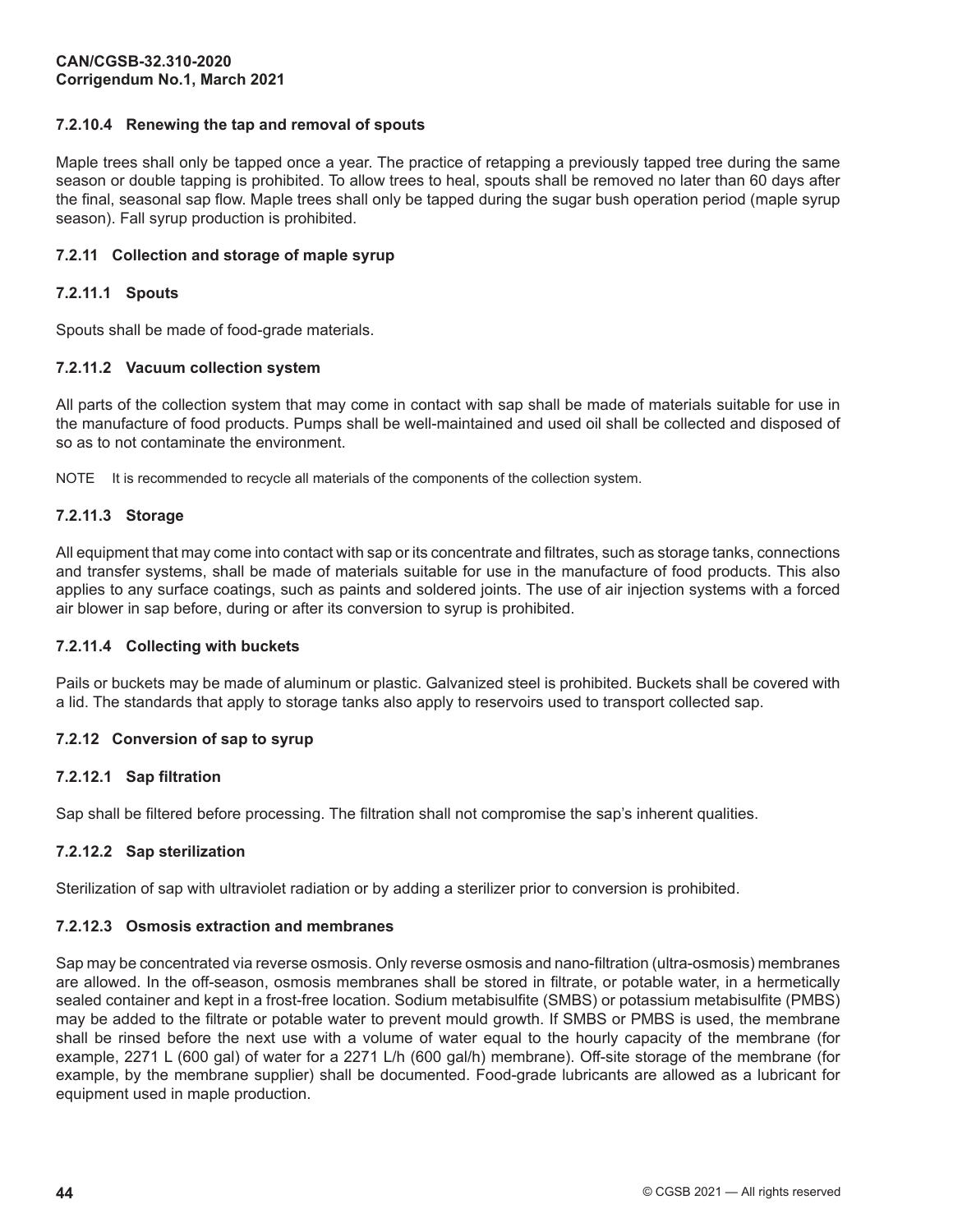#### 7.2.10.4 Renewing the tap and removal of spouts

Maple trees shall only be tapped once a year. The practice of retapping a previously tapped tree during the same season or double tapping is prohibited. To allow trees to heal, spouts shall be removed no later than 60 days after the final, seasonal sap flow. Maple trees shall only be tapped during the sugar bush operation period (maple syrup season). Fall syrup production is prohibited.

### 7.2.11 Collection and storage of maple syrup

#### 7.2.11.1 Spouts

Spouts shall be made of food-grade materials.

#### 7.2.11.2 Vacuum collection system

All parts of the collection system that may come in contact with sap shall be made of materials suitable for use in the manufacture of food products. Pumps shall be well-maintained and used oil shall be collected and disposed of so as to not contaminate the environment.

NOTE It is recommended to recycle all materials of the components of the collection system.

#### 7.2.11.3 Storage

All equipment that may come into contact with sap or its concentrate and filtrates, such as storage tanks, connections and transfer systems, shall be made of materials suitable for use in the manufacture of food products. This also applies to any surface coatings, such as paints and soldered joints. The use of air injection systems with a forced air blower in sap before, during or after its conversion to syrup is prohibited.

#### 7.2.11.4 Collecting with buckets

Pails or buckets may be made of aluminum or plastic. Galvanized steel is prohibited. Buckets shall be covered with a lid. The standards that apply to storage tanks also apply to reservoirs used to transport collected sap.

### 7.2.12 Conversion of sap to syrup

#### 7.2.12.1 Sap filtration

Sap shall be filtered before processing. The filtration shall not compromise the sap's inherent qualities.

#### 7.2.12.2 Sap sterilization

Sterilization of sap with ultraviolet radiation or by adding a sterilizer prior to conversion is prohibited.

#### 7.2.12.3 Osmosis extraction and membranes

Sap may be concentrated via reverse osmosis. Only reverse osmosis and nano-filtration (ultra-osmosis) membranes are allowed. In the off-season, osmosis membranes shall be stored in filtrate, or potable water, in a hermetically sealed container and kept in a frost-free location. Sodium metabisulfite (SMBS) or potassium metabisulfite (PMBS) may be added to the filtrate or potable water to prevent mould growth. If SMBS or PMBS is used, the membrane shall be rinsed before the next use with a volume of water equal to the hourly capacity of the membrane (for example, 2271 L (600 gal) of water for a 2271 L/h (600 gal/h) membrane). Off-site storage of the membrane (for example, by the membrane supplier) shall be documented. Food-grade lubricants are allowed as a lubricant for equipment used in maple production.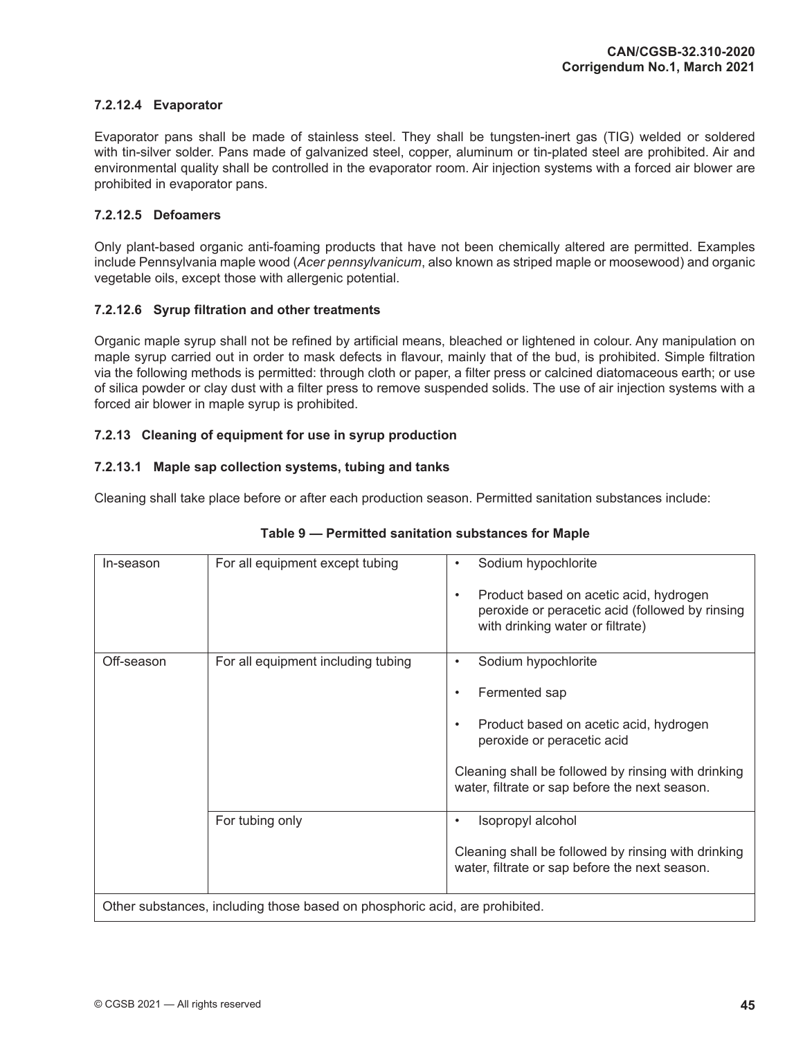#### 7.2.12.4 Evaporator

Evaporator pans shall be made of stainless steel. They shall be tungsten-inert gas (TIG) welded or soldered with tin-silver solder. Pans made of galvanized steel, copper, aluminum or tin-plated steel are prohibited. Air and environmental quality shall be controlled in the evaporator room. Air injection systems with a forced air blower are prohibited in evaporator pans.

#### 7.2.12.5 Defoamers

Only plant-based organic anti-foaming products that have not been chemically altered are permitted. Examples include Pennsylvania maple wood (*Acer pennsylvanicum*, also known as striped maple or moosewood) and organic vegetable oils, except those with allergenic potential.

#### 7.2.12.6 Syrup filtration and other treatments

Organic maple syrup shall not be refined by artificial means, bleached or lightened in colour. Any manipulation on maple syrup carried out in order to mask defects in flavour, mainly that of the bud, is prohibited. Simple filtration via the following methods is permitted: through cloth or paper, a filter press or calcined diatomaceous earth; or use of silica powder or clay dust with a filter press to remove suspended solids. The use of air injection systems with a forced air blower in maple syrup is prohibited.

### 7.2.13 Cleaning of equipment for use in syrup production

#### 7.2.13.1 Maple sap collection systems, tubing and tanks

Cleaning shall take place before or after each production season. Permitted sanitation substances include:

**Table 9 — Permitted sanitation substances for Maple**

| | | |
|---|---|---|
| In-season | For all equipment except tubing | • Sodium hypochlorite<br>• Product based on acetic acid, hydrogen peroxide or peracetic acid (followed by rinsing with drinking water or filtrate) |
| Off-season | For all equipment including tubing | • Sodium hypochlorite<br>• Fermented sap<br>• Product based on acetic acid, hydrogen peroxide or peracetic acid<br>Cleaning shall be followed by rinsing with drinking water, filtrate or sap before the next season. |
| | For tubing only | • Isopropyl alcohol<br>Cleaning shall be followed by rinsing with drinking water, filtrate or sap before the next season. |
| Other substances, including those based on phosphoric acid, are prohibited. | | |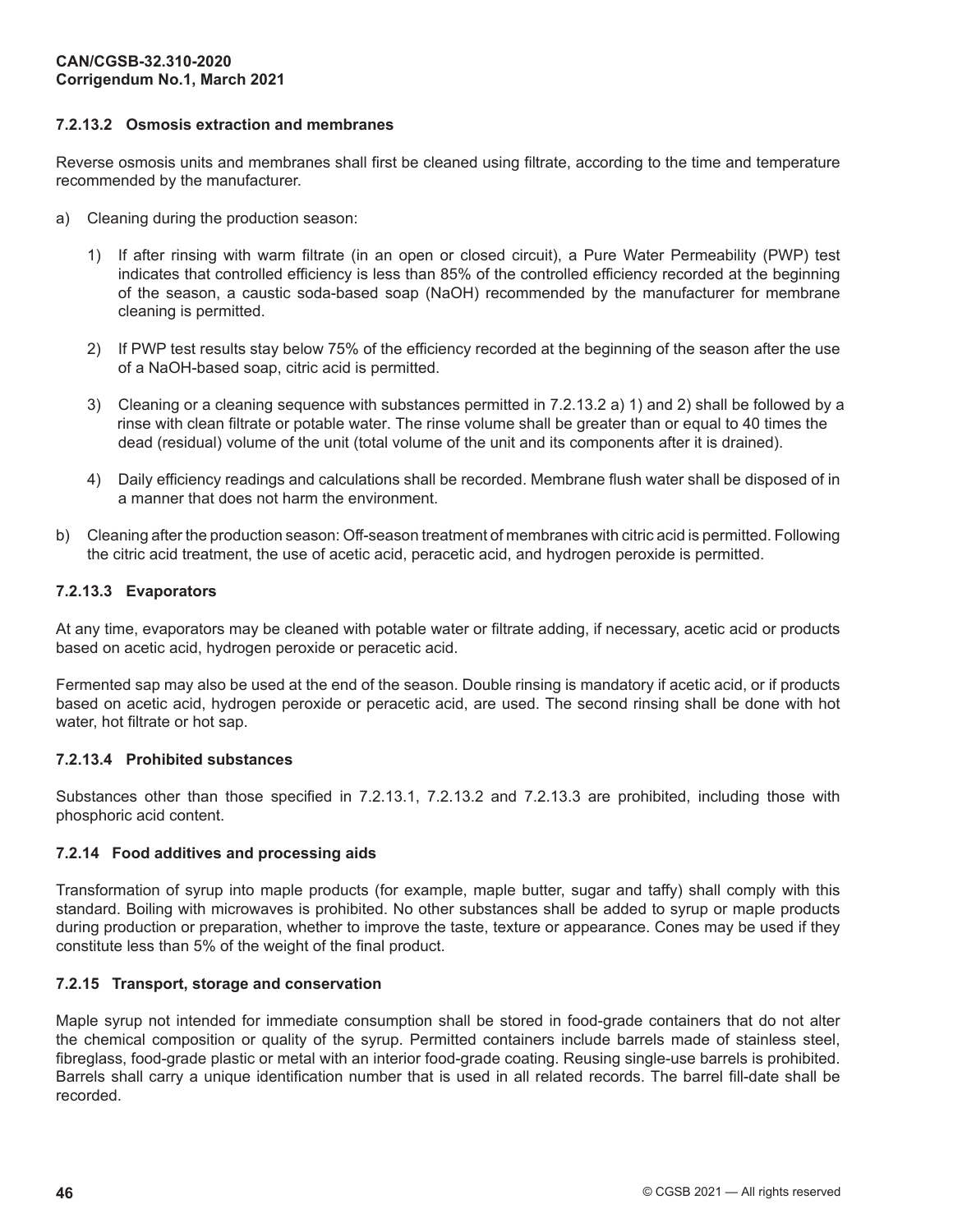#### 7.2.13.2 Osmosis extraction and membranes

Reverse osmosis units and membranes shall first be cleaned using filtrate, according to the time and temperature recommended by the manufacturer.

a) Cleaning during the production season:

   1) If after rinsing with warm filtrate (in an open or closed circuit), a Pure Water Permeability (PWP) test indicates that controlled efficiency is less than 85% of the controlled efficiency recorded at the beginning of the season, a caustic soda-based soap (NaOH) recommended by the manufacturer for membrane cleaning is permitted.

   2) If PWP test results stay below 75% of the efficiency recorded at the beginning of the season after the use of a NaOH-based soap, citric acid is permitted.

   3) Cleaning or a cleaning sequence with substances permitted in 7.2.13.2 a) 1) and 2) shall be followed by a rinse with clean filtrate or potable water. The rinse volume shall be greater than or equal to 40 times the dead (residual) volume of the unit (total volume of the unit and its components after it is drained).

   4) Daily efficiency readings and calculations shall be recorded. Membrane flush water shall be disposed of in a manner that does not harm the environment.

b) Cleaning after the production season: Off-season treatment of membranes with citric acid is permitted. Following the citric acid treatment, the use of acetic acid, peracetic acid, and hydrogen peroxide is permitted.

#### 7.2.13.3 Evaporators

At any time, evaporators may be cleaned with potable water or filtrate adding, if necessary, acetic acid or products based on acetic acid, hydrogen peroxide or peracetic acid.

Fermented sap may also be used at the end of the season. Double rinsing is mandatory if acetic acid, or if products based on acetic acid, hydrogen peroxide or peracetic acid, are used. The second rinsing shall be done with hot water, hot filtrate or hot sap.

#### 7.2.13.4 Prohibited substances

Substances other than those specified in 7.2.13.1, 7.2.13.2 and 7.2.13.3 are prohibited, including those with phosphoric acid content.

### 7.2.14 Food additives and processing aids

Transformation of syrup into maple products (for example, maple butter, sugar and taffy) shall comply with this standard. Boiling with microwaves is prohibited. No other substances shall be added to syrup or maple products during production or preparation, whether to improve the taste, texture or appearance. Cones may be used if they constitute less than 5% of the weight of the final product.

### 7.2.15 Transport, storage and conservation

Maple syrup not intended for immediate consumption shall be stored in food-grade containers that do not alter the chemical composition or quality of the syrup. Permitted containers include barrels made of stainless steel, fibreglass, food-grade plastic or metal with an interior food-grade coating. Reusing single-use barrels is prohibited. Barrels shall carry a unique identification number that is used in all related records. The barrel fill-date shall be recorded.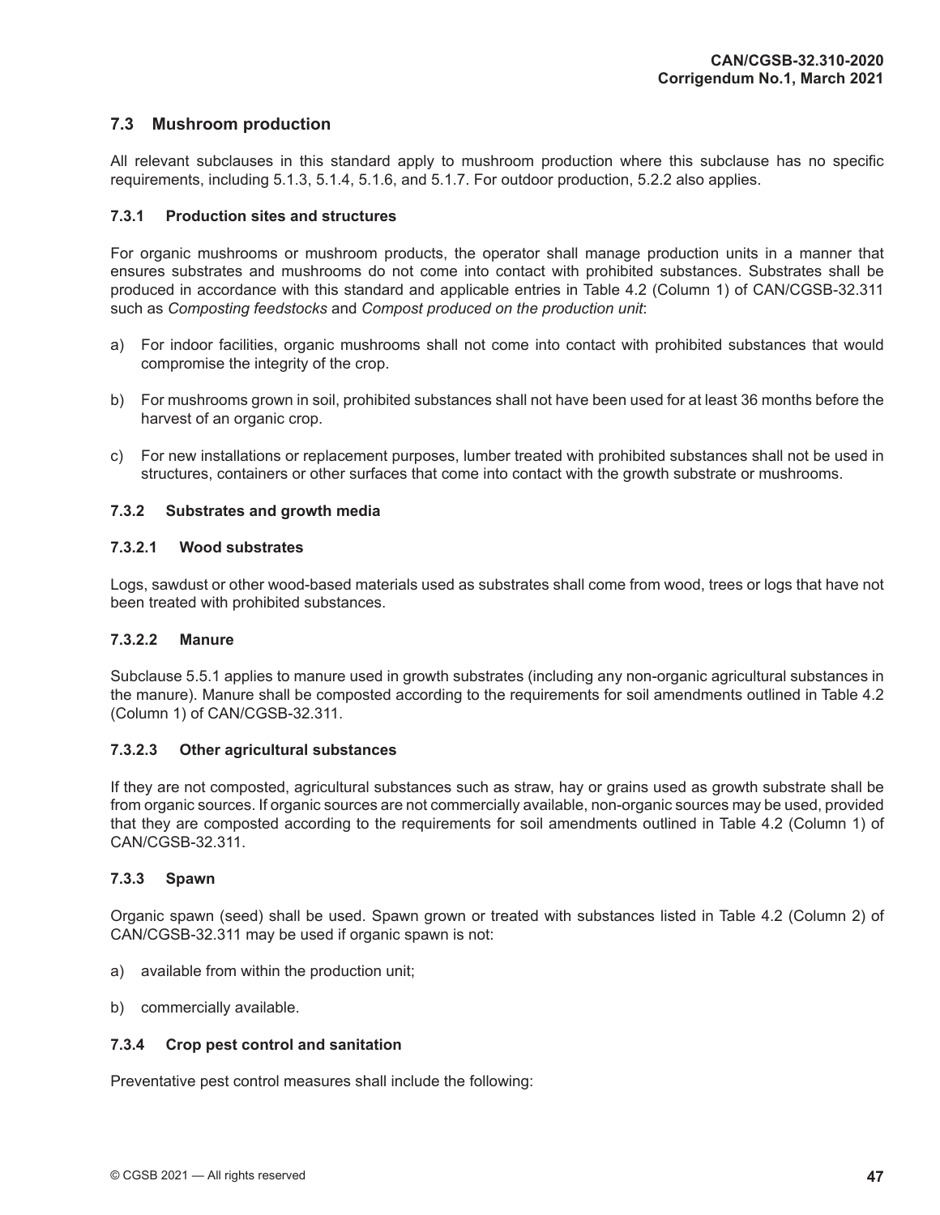## 7.3 Mushroom production

All relevant subclauses in this standard apply to mushroom production where this subclause has no specific requirements, including 5.1.3, 5.1.4, 5.1.6, and 5.1.7. For outdoor production, 5.2.2 also applies.

### 7.3.1 Production sites and structures

For organic mushrooms or mushroom products, the operator shall manage production units in a manner that ensures substrates and mushrooms do not come into contact with prohibited substances. Substrates shall be produced in accordance with this standard and applicable entries in Table 4.2 (Column 1) of CAN/CGSB-32.311 such as *Composting feedstocks* and *Compost produced on the production unit*:

a) For indoor facilities, organic mushrooms shall not come into contact with prohibited substances that would compromise the integrity of the crop.

b) For mushrooms grown in soil, prohibited substances shall not have been used for at least 36 months before the harvest of an organic crop.

c) For new installations or replacement purposes, lumber treated with prohibited substances shall not be used in structures, containers or other surfaces that come into contact with the growth substrate or mushrooms.

### 7.3.2 Substrates and growth media

#### 7.3.2.1 Wood substrates

Logs, sawdust or other wood-based materials used as substrates shall come from wood, trees or logs that have not been treated with prohibited substances.

#### 7.3.2.2 Manure

Subclause 5.5.1 applies to manure used in growth substrates (including any non-organic agricultural substances in the manure). Manure shall be composted according to the requirements for soil amendments outlined in Table 4.2 (Column 1) of CAN/CGSB-32.311.

#### 7.3.2.3 Other agricultural substances

If they are not composted, agricultural substances such as straw, hay or grains used as growth substrate shall be from organic sources. If organic sources are not commercially available, non-organic sources may be used, provided that they are composted according to the requirements for soil amendments outlined in Table 4.2 (Column 1) of CAN/CGSB-32.311.

### 7.3.3 Spawn

Organic spawn (seed) shall be used. Spawn grown or treated with substances listed in Table 4.2 (Column 2) of CAN/CGSB-32.311 may be used if organic spawn is not:

a) available from within the production unit;

b) commercially available.

### 7.3.4 Crop pest control and sanitation

Preventative pest control measures shall include the following: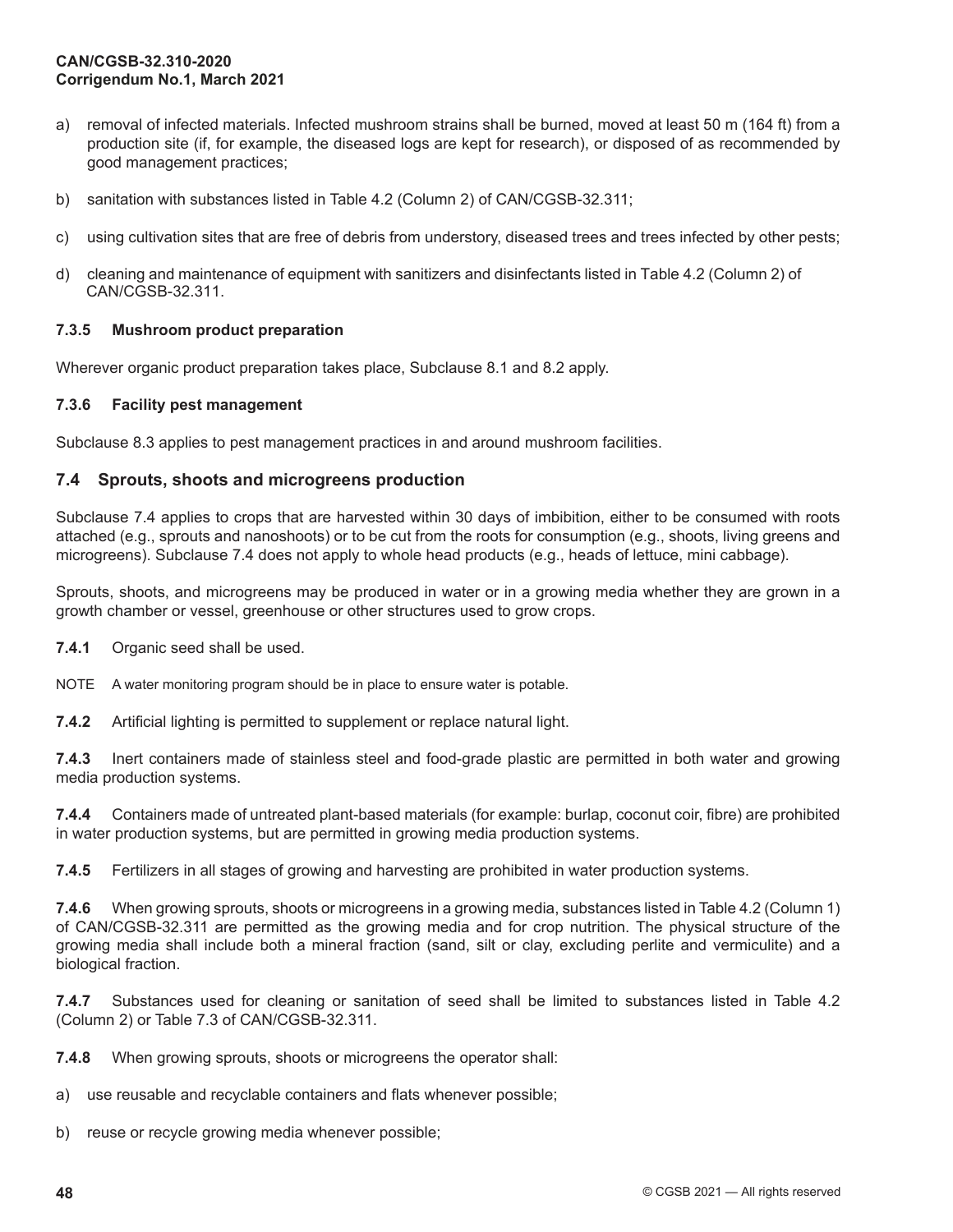a) removal of infected materials. Infected mushroom strains shall be burned, moved at least 50 m (164 ft) from a production site (if, for example, the diseased logs are kept for research), or disposed of as recommended by good management practices;

b) sanitation with substances listed in Table 4.2 (Column 2) of CAN/CGSB-32.311;

c) using cultivation sites that are free of debris from understory, diseased trees and trees infected by other pests;

d) cleaning and maintenance of equipment with sanitizers and disinfectants listed in Table 4.2 (Column 2) of CAN/CGSB-32.311.

#### 7.3.5 Mushroom product preparation

Wherever organic product preparation takes place, Subclause 8.1 and 8.2 apply.

#### 7.3.6 Facility pest management

Subclause 8.3 applies to pest management practices in and around mushroom facilities.

### 7.4 Sprouts, shoots and microgreens production

Subclause 7.4 applies to crops that are harvested within 30 days of imbibition, either to be consumed with roots attached (e.g., sprouts and nanoshoots) or to be cut from the roots for consumption (e.g., shoots, living greens and microgreens). Subclause 7.4 does not apply to whole head products (e.g., heads of lettuce, mini cabbage).

Sprouts, shoots, and microgreens may be produced in water or in a growing media whether they are grown in a growth chamber or vessel, greenhouse or other structures used to grow crops.

**7.4.1** Organic seed shall be used.

NOTE A water monitoring program should be in place to ensure water is potable.

**7.4.2** Artificial lighting is permitted to supplement or replace natural light.

**7.4.3** Inert containers made of stainless steel and food-grade plastic are permitted in both water and growing media production systems.

**7.4.4** Containers made of untreated plant-based materials (for example: burlap, coconut coir, fibre) are prohibited in water production systems, but are permitted in growing media production systems.

**7.4.5** Fertilizers in all stages of growing and harvesting are prohibited in water production systems.

**7.4.6** When growing sprouts, shoots or microgreens in a growing media, substances listed in Table 4.2 (Column 1) of CAN/CGSB-32.311 are permitted as the growing media and for crop nutrition. The physical structure of the growing media shall include both a mineral fraction (sand, silt or clay, excluding perlite and vermiculite) and a biological fraction.

**7.4.7** Substances used for cleaning or sanitation of seed shall be limited to substances listed in Table 4.2 (Column 2) or Table 7.3 of CAN/CGSB-32.311.

**7.4.8** When growing sprouts, shoots or microgreens the operator shall:

a) use reusable and recyclable containers and flats whenever possible;

b) reuse or recycle growing media whenever possible;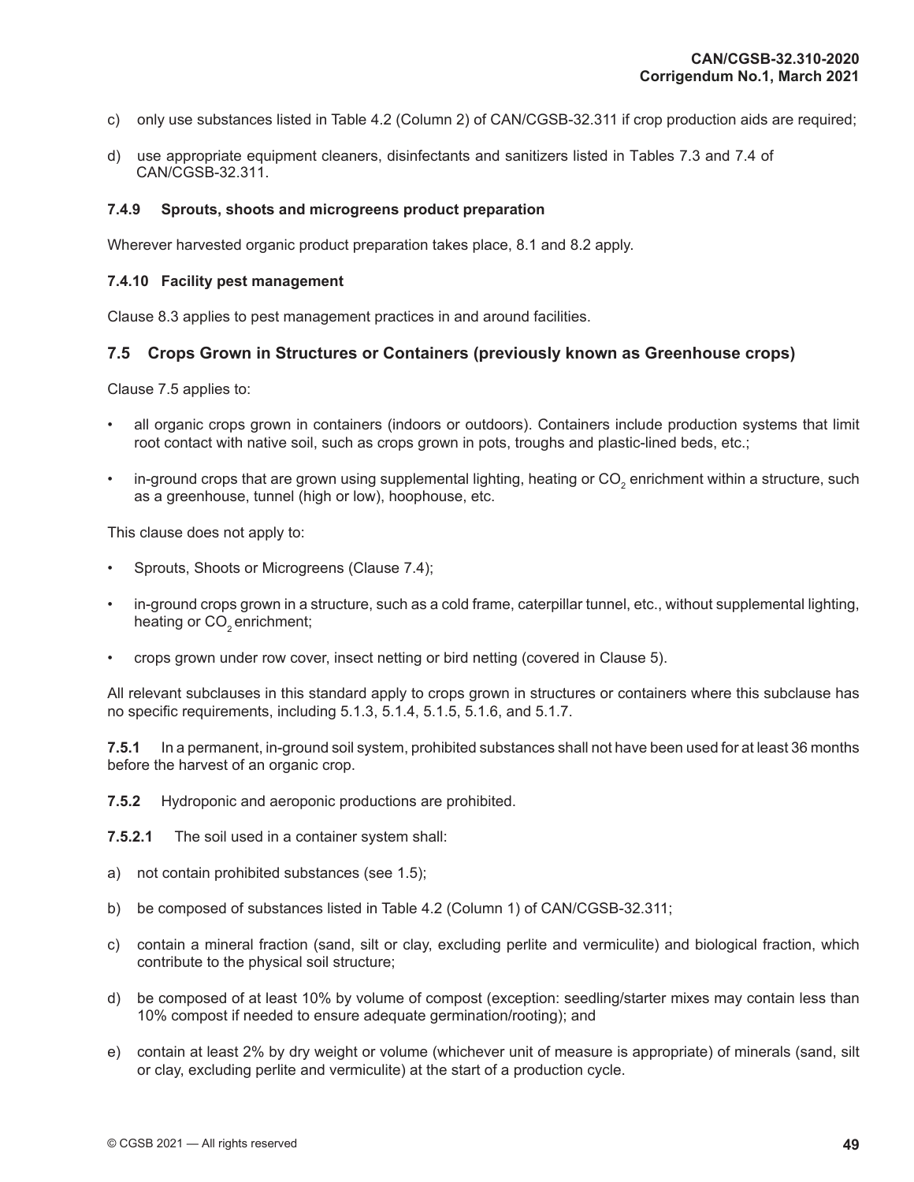c) only use substances listed in Table 4.2 (Column 2) of CAN/CGSB-32.311 if crop production aids are required;

d) use appropriate equipment cleaners, disinfectants and sanitizers listed in Tables 7.3 and 7.4 of CAN/CGSB-32.311.

#### 7.4.9 Sprouts, shoots and microgreens product preparation

Wherever harvested organic product preparation takes place, 8.1 and 8.2 apply.

#### 7.4.10 Facility pest management

Clause 8.3 applies to pest management practices in and around facilities.

### 7.5 Crops Grown in Structures or Containers (previously known as Greenhouse crops)

Clause 7.5 applies to:

- all organic crops grown in containers (indoors or outdoors). Containers include production systems that limit root contact with native soil, such as crops grown in pots, troughs and plastic-lined beds, etc.;
- in-ground crops that are grown using supplemental lighting, heating or $CO_2$ enrichment within a structure, such as a greenhouse, tunnel (high or low), hoophouse, etc.

This clause does not apply to:

- Sprouts, Shoots or Microgreens (Clause 7.4);
- in-ground crops grown in a structure, such as a cold frame, caterpillar tunnel, etc., without supplemental lighting, heating or $CO_2$ enrichment;
- crops grown under row cover, insect netting or bird netting (covered in Clause 5).

All relevant subclauses in this standard apply to crops grown in structures or containers where this subclause has no specific requirements, including 5.1.3, 5.1.4, 5.1.5, 5.1.6, and 5.1.7.

**7.5.1** In a permanent, in-ground soil system, prohibited substances shall not have been used for at least 36 months before the harvest of an organic crop.

**7.5.2** Hydroponic and aeroponic productions are prohibited.

**7.5.2.1** The soil used in a container system shall:

a) not contain prohibited substances (see 1.5);

b) be composed of substances listed in Table 4.2 (Column 1) of CAN/CGSB-32.311;

c) contain a mineral fraction (sand, silt or clay, excluding perlite and vermiculite) and biological fraction, which contribute to the physical soil structure;

d) be composed of at least 10% by volume of compost (exception: seedling/starter mixes may contain less than 10% compost if needed to ensure adequate germination/rooting); and

e) contain at least 2% by dry weight or volume (whichever unit of measure is appropriate) of minerals (sand, silt or clay, excluding perlite and vermiculite) at the start of a production cycle.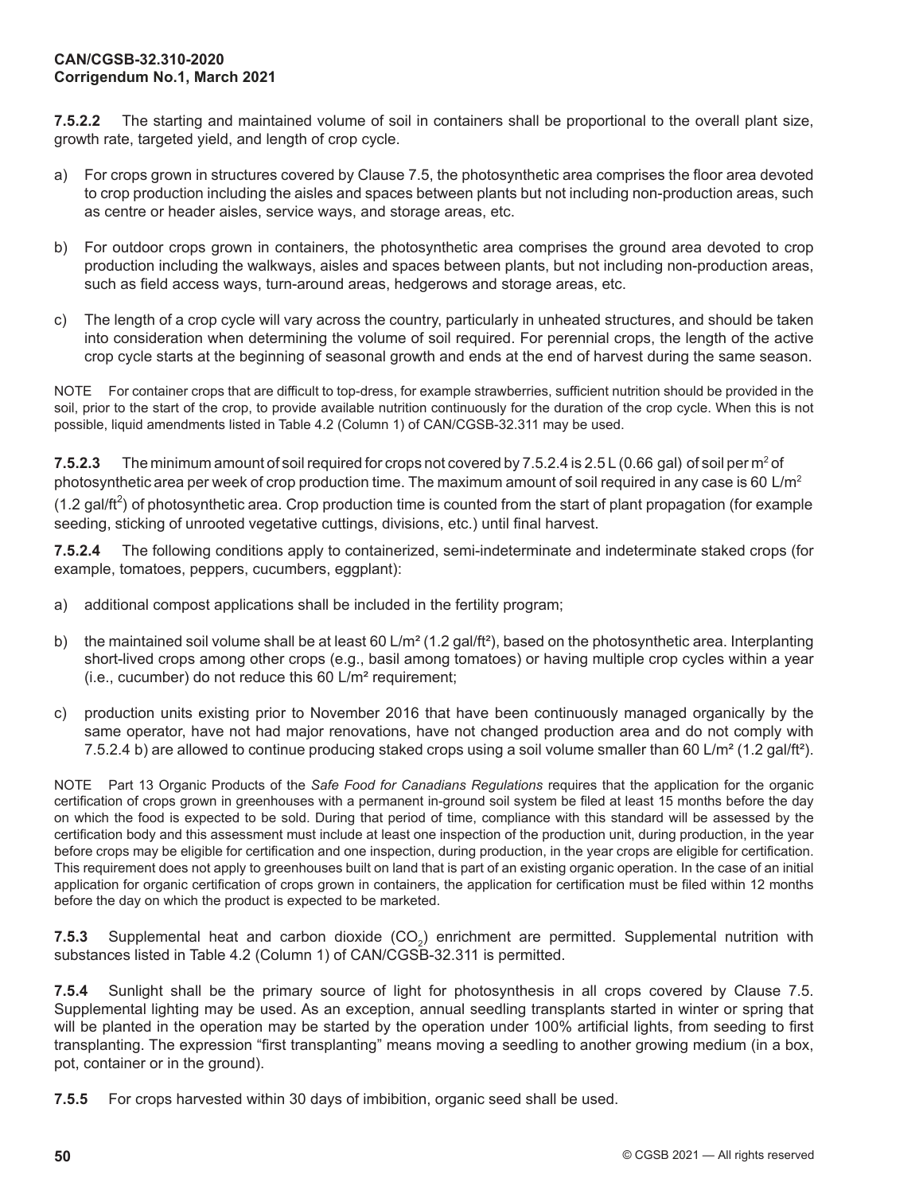**7.5.2.2** The starting and maintained volume of soil in containers shall be proportional to the overall plant size, growth rate, targeted yield, and length of crop cycle.

a) For crops grown in structures covered by Clause 7.5, the photosynthetic area comprises the floor area devoted to crop production including the aisles and spaces between plants but not including non-production areas, such as centre or header aisles, service ways, and storage areas, etc.

b) For outdoor crops grown in containers, the photosynthetic area comprises the ground area devoted to crop production including the walkways, aisles and spaces between plants, but not including non-production areas, such as field access ways, turn-around areas, hedgerows and storage areas, etc.

c) The length of a crop cycle will vary across the country, particularly in unheated structures, and should be taken into consideration when determining the volume of soil required. For perennial crops, the length of the active crop cycle starts at the beginning of seasonal growth and ends at the end of harvest during the same season.

NOTE For container crops that are difficult to top-dress, for example strawberries, sufficient nutrition should be provided in the soil, prior to the start of the crop, to provide available nutrition continuously for the duration of the crop cycle. When this is not possible, liquid amendments listed in Table 4.2 (Column 1) of CAN/CGSB-32.311 may be used.

**7.5.2.3** The minimum amount of soil required for crops not covered by 7.5.2.4 is 2.5 L (0.66 gal) of soil per $m^2$ of photosynthetic area per week of crop production time. The maximum amount of soil required in any case is 60 L/$m^2$ (1.2 gal/$ft^2$) of photosynthetic area. Crop production time is counted from the start of plant propagation (for example seeding, sticking of unrooted vegetative cuttings, divisions, etc.) until final harvest.

**7.5.2.4** The following conditions apply to containerized, semi-indeterminate and indeterminate staked crops (for example, tomatoes, peppers, cucumbers, eggplant):

a) additional compost applications shall be included in the fertility program;

b) the maintained soil volume shall be at least 60 L/m² (1.2 gal/ft²), based on the photosynthetic area. Interplanting short-lived crops among other crops (e.g., basil among tomatoes) or having multiple crop cycles within a year (i.e., cucumber) do not reduce this 60 L/m² requirement;

c) production units existing prior to November 2016 that have been continuously managed organically by the same operator, have not had major renovations, have not changed production area and do not comply with 7.5.2.4 b) are allowed to continue producing staked crops using a soil volume smaller than 60 L/m² (1.2 gal/ft²).

NOTE Part 13 Organic Products of the *Safe Food for Canadians Regulations* requires that the application for the organic certification of crops grown in greenhouses with a permanent in-ground soil system be filed at least 15 months before the day on which the food is expected to be sold. During that period of time, compliance with this standard will be assessed by the certification body and this assessment must include at least one inspection of the production unit, during production, in the year before crops may be eligible for certification and one inspection, during production, in the year crops are eligible for certification. This requirement does not apply to greenhouses built on land that is part of an existing organic operation. In the case of an initial application for organic certification of crops grown in containers, the application for certification must be filed within 12 months before the day on which the product is expected to be marketed.

**7.5.3** Supplemental heat and carbon dioxide ($CO_2$) enrichment are permitted. Supplemental nutrition with substances listed in Table 4.2 (Column 1) of CAN/CGSB-32.311 is permitted.

**7.5.4** Sunlight shall be the primary source of light for photosynthesis in all crops covered by Clause 7.5. Supplemental lighting may be used. As an exception, annual seedling transplants started in winter or spring that will be planted in the operation may be started by the operation under 100% artificial lights, from seeding to first transplanting. The expression “first transplanting” means moving a seedling to another growing medium (in a box, pot, container or in the ground).

**7.5.5** For crops harvested within 30 days of imbibition, organic seed shall be used.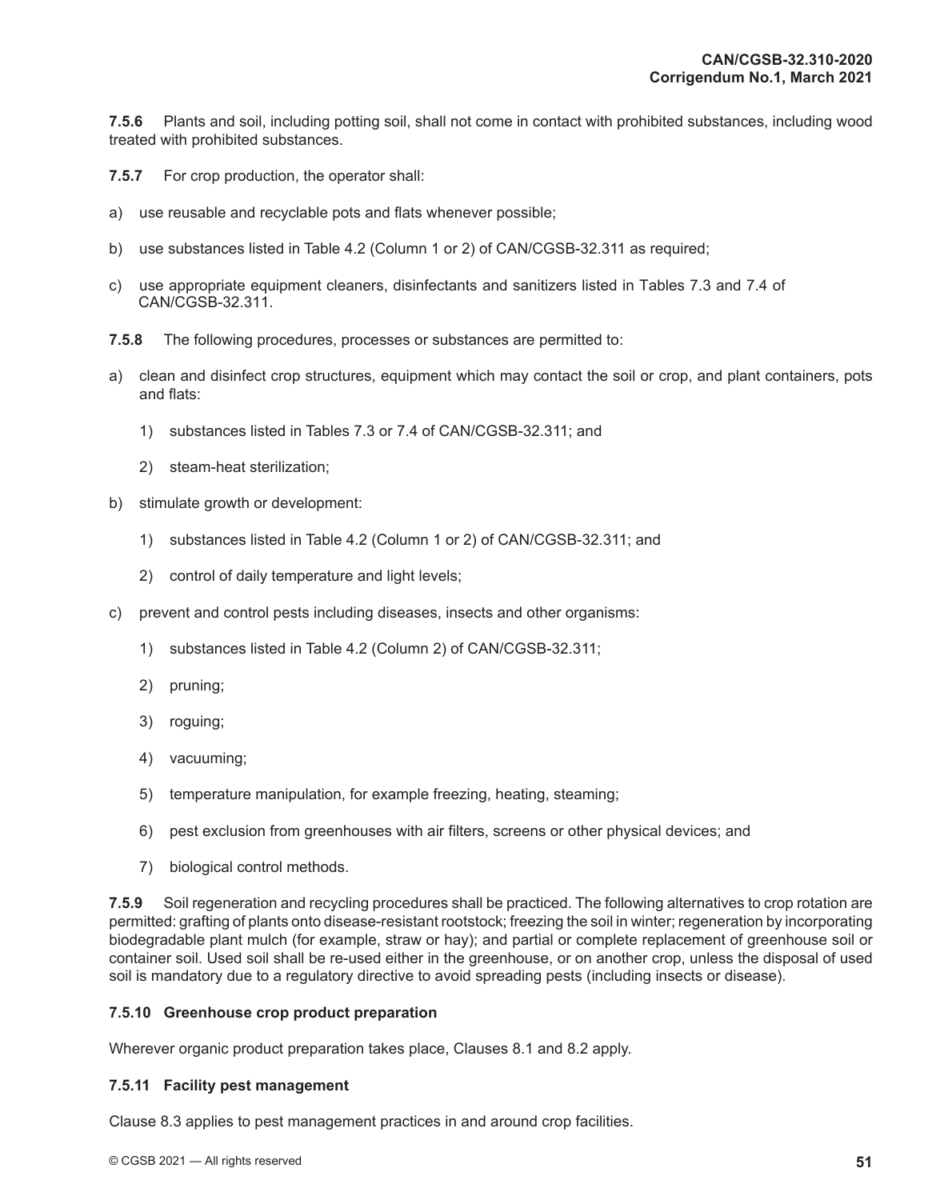**7.5.6** Plants and soil, including potting soil, shall not come in contact with prohibited substances, including wood treated with prohibited substances.

**7.5.7** For crop production, the operator shall:

a) use reusable and recyclable pots and flats whenever possible;

b) use substances listed in Table 4.2 (Column 1 or 2) of CAN/CGSB-32.311 as required;

c) use appropriate equipment cleaners, disinfectants and sanitizers listed in Tables 7.3 and 7.4 of CAN/CGSB-32.311.

**7.5.8** The following procedures, processes or substances are permitted to:

a) clean and disinfect crop structures, equipment which may contact the soil or crop, and plant containers, pots and flats:

   1) substances listed in Tables 7.3 or 7.4 of CAN/CGSB-32.311; and

   2) steam-heat sterilization;

b) stimulate growth or development:

   1) substances listed in Table 4.2 (Column 1 or 2) of CAN/CGSB-32.311; and

   2) control of daily temperature and light levels;

c) prevent and control pests including diseases, insects and other organisms:

   1) substances listed in Table 4.2 (Column 2) of CAN/CGSB-32.311;

   2) pruning;

   3) roguing;

   4) vacuuming;

   5) temperature manipulation, for example freezing, heating, steaming;

   6) pest exclusion from greenhouses with air filters, screens or other physical devices; and

   7) biological control methods.

**7.5.9** Soil regeneration and recycling procedures shall be practiced. The following alternatives to crop rotation are permitted: grafting of plants onto disease-resistant rootstock; freezing the soil in winter; regeneration by incorporating biodegradable plant mulch (for example, straw or hay); and partial or complete replacement of greenhouse soil or container soil. Used soil shall be re-used either in the greenhouse, or on another crop, unless the disposal of used soil is mandatory due to a regulatory directive to avoid spreading pests (including insects or disease).

#### 7.5.10 Greenhouse crop product preparation

Wherever organic product preparation takes place, Clauses 8.1 and 8.2 apply.

#### 7.5.11 Facility pest management

Clause 8.3 applies to pest management practices in and around crop facilities.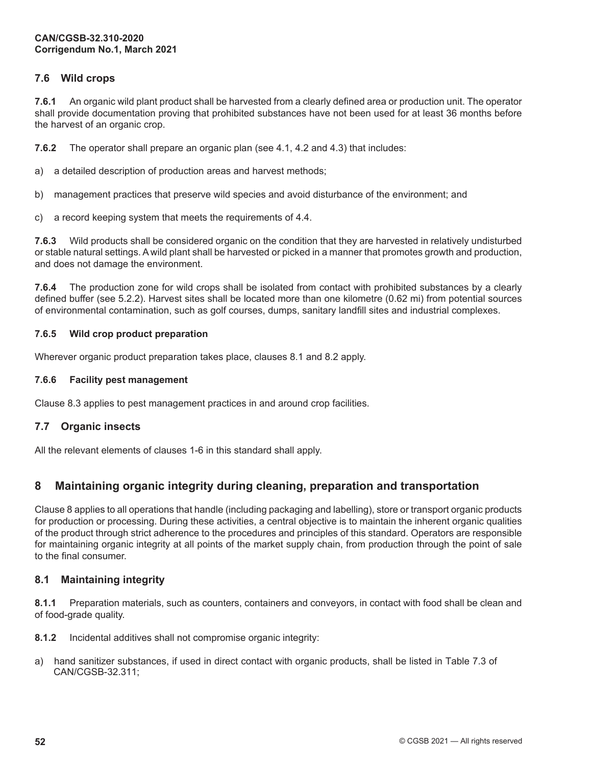## 7.6 Wild crops

**7.6.1** An organic wild plant product shall be harvested from a clearly defined area or production unit. The operator shall provide documentation proving that prohibited substances have not been used for at least 36 months before the harvest of an organic crop.

**7.6.2** The operator shall prepare an organic plan (see 4.1, 4.2 and 4.3) that includes:

a) a detailed description of production areas and harvest methods;

b) management practices that preserve wild species and avoid disturbance of the environment; and

c) a record keeping system that meets the requirements of 4.4.

**7.6.3** Wild products shall be considered organic on the condition that they are harvested in relatively undisturbed or stable natural settings. A wild plant shall be harvested or picked in a manner that promotes growth and production, and does not damage the environment.

**7.6.4** The production zone for wild crops shall be isolated from contact with prohibited substances by a clearly defined buffer (see 5.2.2). Harvest sites shall be located more than one kilometre (0.62 mi) from potential sources of environmental contamination, such as golf courses, dumps, sanitary landfill sites and industrial complexes.

### 7.6.5 Wild crop product preparation

Wherever organic product preparation takes place, clauses 8.1 and 8.2 apply.

### 7.6.6 Facility pest management

Clause 8.3 applies to pest management practices in and around crop facilities.

## 7.7 Organic insects

All the relevant elements of clauses 1-6 in this standard shall apply.

# 8 Maintaining organic integrity during cleaning, preparation and transportation

Clause 8 applies to all operations that handle (including packaging and labelling), store or transport organic products for production or processing. During these activities, a central objective is to maintain the inherent organic qualities of the product through strict adherence to the procedures and principles of this standard. Operators are responsible for maintaining organic integrity at all points of the market supply chain, from production through the point of sale to the final consumer.

## 8.1 Maintaining integrity

**8.1.1** Preparation materials, such as counters, containers and conveyors, in contact with food shall be clean and of food-grade quality.

**8.1.2** Incidental additives shall not compromise organic integrity:

a) hand sanitizer substances, if used in direct contact with organic products, shall be listed in Table 7.3 of CAN/CGSB-32.311;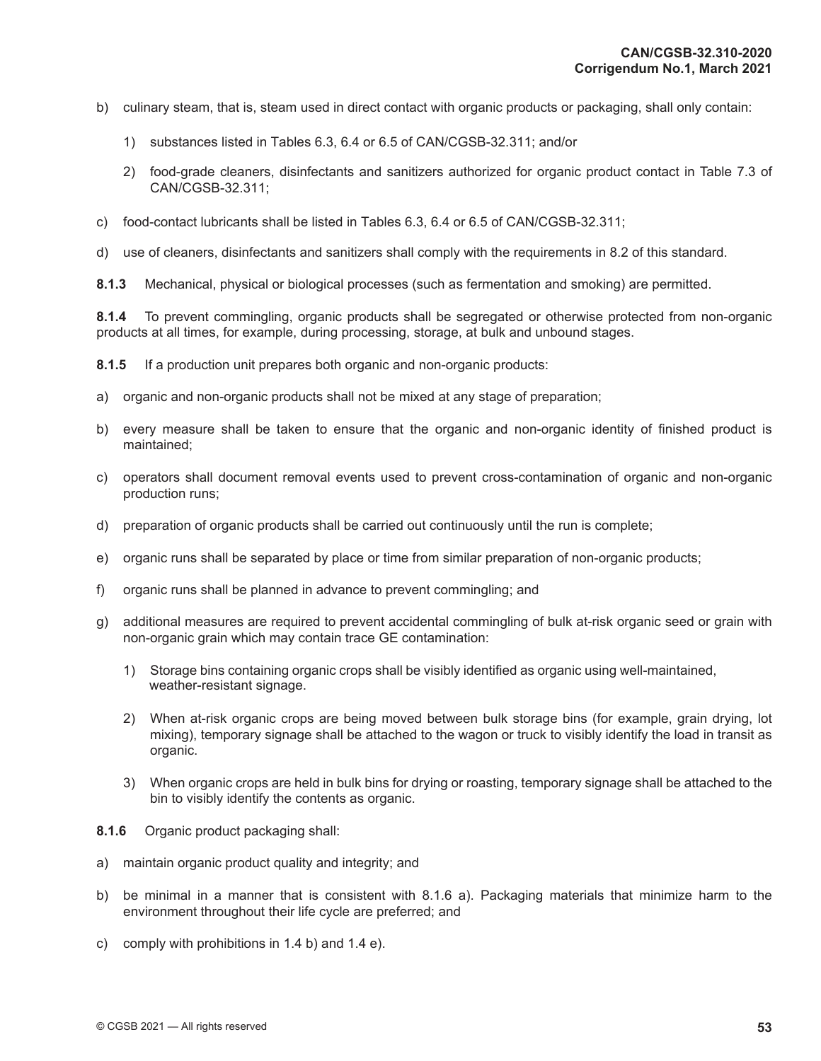b) culinary steam, that is, steam used in direct contact with organic products or packaging, shall only contain:

   1) substances listed in Tables 6.3, 6.4 or 6.5 of CAN/CGSB-32.311; and/or

   2) food-grade cleaners, disinfectants and sanitizers authorized for organic product contact in Table 7.3 of CAN/CGSB-32.311;

c) food-contact lubricants shall be listed in Tables 6.3, 6.4 or 6.5 of CAN/CGSB-32.311;

d) use of cleaners, disinfectants and sanitizers shall comply with the requirements in 8.2 of this standard.

**8.1.3** Mechanical, physical or biological processes (such as fermentation and smoking) are permitted.

**8.1.4** To prevent commingling, organic products shall be segregated or otherwise protected from non-organic products at all times, for example, during processing, storage, at bulk and unbound stages.

**8.1.5** If a production unit prepares both organic and non-organic products:

a) organic and non-organic products shall not be mixed at any stage of preparation;

b) every measure shall be taken to ensure that the organic and non-organic identity of finished product is maintained;

c) operators shall document removal events used to prevent cross-contamination of organic and non-organic production runs;

d) preparation of organic products shall be carried out continuously until the run is complete;

e) organic runs shall be separated by place or time from similar preparation of non-organic products;

f) organic runs shall be planned in advance to prevent commingling; and

g) additional measures are required to prevent accidental commingling of bulk at-risk organic seed or grain with non-organic grain which may contain trace GE contamination:

   1) Storage bins containing organic crops shall be visibly identified as organic using well-maintained, weather-resistant signage.

   2) When at-risk organic crops are being moved between bulk storage bins (for example, grain drying, lot mixing), temporary signage shall be attached to the wagon or truck to visibly identify the load in transit as organic.

   3) When organic crops are held in bulk bins for drying or roasting, temporary signage shall be attached to the bin to visibly identify the contents as organic.

**8.1.6** Organic product packaging shall:

a) maintain organic product quality and integrity; and

b) be minimal in a manner that is consistent with 8.1.6 a). Packaging materials that minimize harm to the environment throughout their life cycle are preferred; and

c) comply with prohibitions in 1.4 b) and 1.4 e).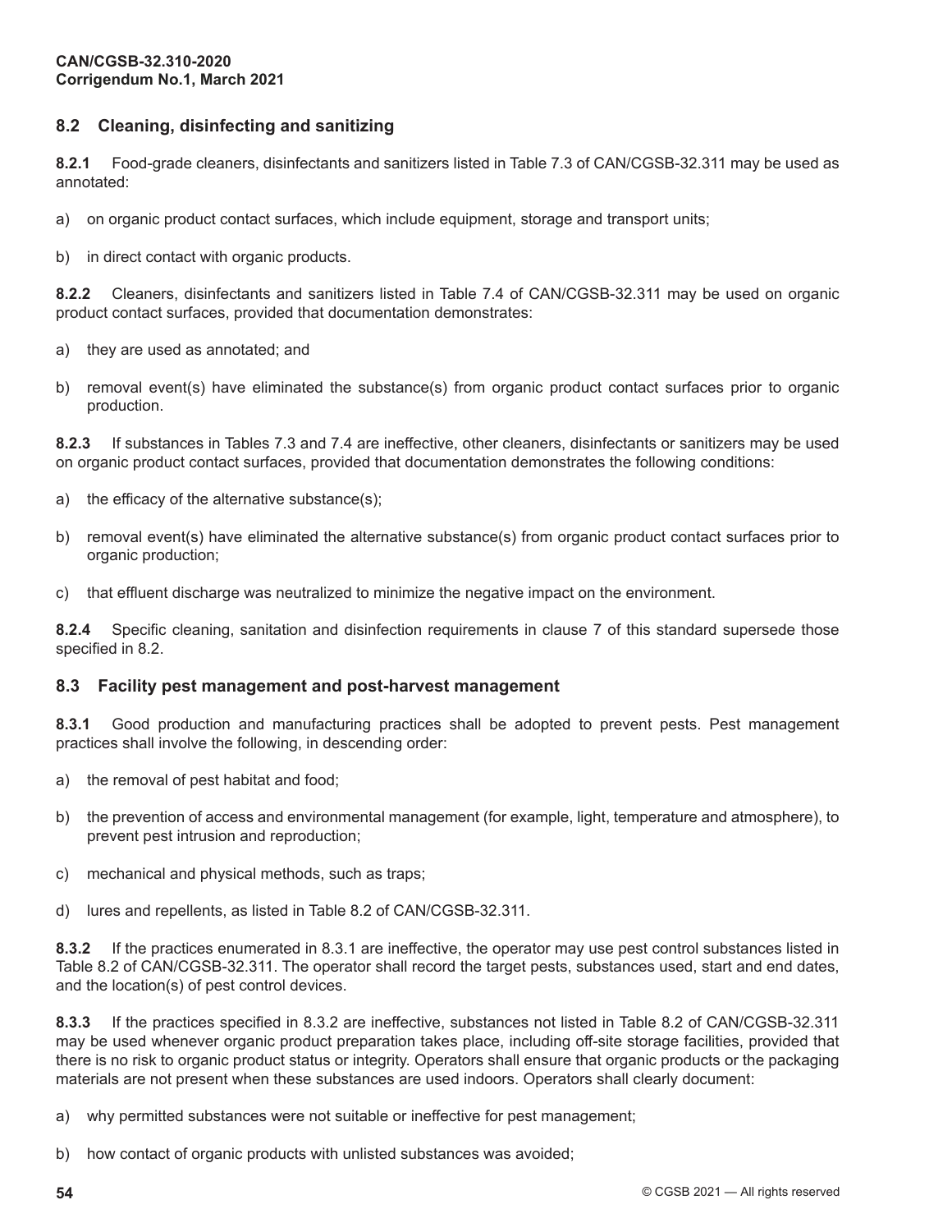## 8.2 Cleaning, disinfecting and sanitizing

**8.2.1** Food-grade cleaners, disinfectants and sanitizers listed in Table 7.3 of CAN/CGSB-32.311 may be used as annotated:

a) on organic product contact surfaces, which include equipment, storage and transport units;

b) in direct contact with organic products.

**8.2.2** Cleaners, disinfectants and sanitizers listed in Table 7.4 of CAN/CGSB-32.311 may be used on organic product contact surfaces, provided that documentation demonstrates:

a) they are used as annotated; and

b) removal event(s) have eliminated the substance(s) from organic product contact surfaces prior to organic production.

**8.2.3** If substances in Tables 7.3 and 7.4 are ineffective, other cleaners, disinfectants or sanitizers may be used on organic product contact surfaces, provided that documentation demonstrates the following conditions:

a) the efficacy of the alternative substance(s);

b) removal event(s) have eliminated the alternative substance(s) from organic product contact surfaces prior to organic production;

c) that effluent discharge was neutralized to minimize the negative impact on the environment.

**8.2.4** Specific cleaning, sanitation and disinfection requirements in clause 7 of this standard supersede those specified in 8.2.

## 8.3 Facility pest management and post-harvest management

**8.3.1** Good production and manufacturing practices shall be adopted to prevent pests. Pest management practices shall involve the following, in descending order:

a) the removal of pest habitat and food;

b) the prevention of access and environmental management (for example, light, temperature and atmosphere), to prevent pest intrusion and reproduction;

c) mechanical and physical methods, such as traps;

d) lures and repellents, as listed in Table 8.2 of CAN/CGSB-32.311.

**8.3.2** If the practices enumerated in 8.3.1 are ineffective, the operator may use pest control substances listed in Table 8.2 of CAN/CGSB-32.311. The operator shall record the target pests, substances used, start and end dates, and the location(s) of pest control devices.

**8.3.3** If the practices specified in 8.3.2 are ineffective, substances not listed in Table 8.2 of CAN/CGSB-32.311 may be used whenever organic product preparation takes place, including off-site storage facilities, provided that there is no risk to organic product status or integrity. Operators shall ensure that organic products or the packaging materials are not present when these substances are used indoors. Operators shall clearly document:

a) why permitted substances were not suitable or ineffective for pest management;

b) how contact of organic products with unlisted substances was avoided;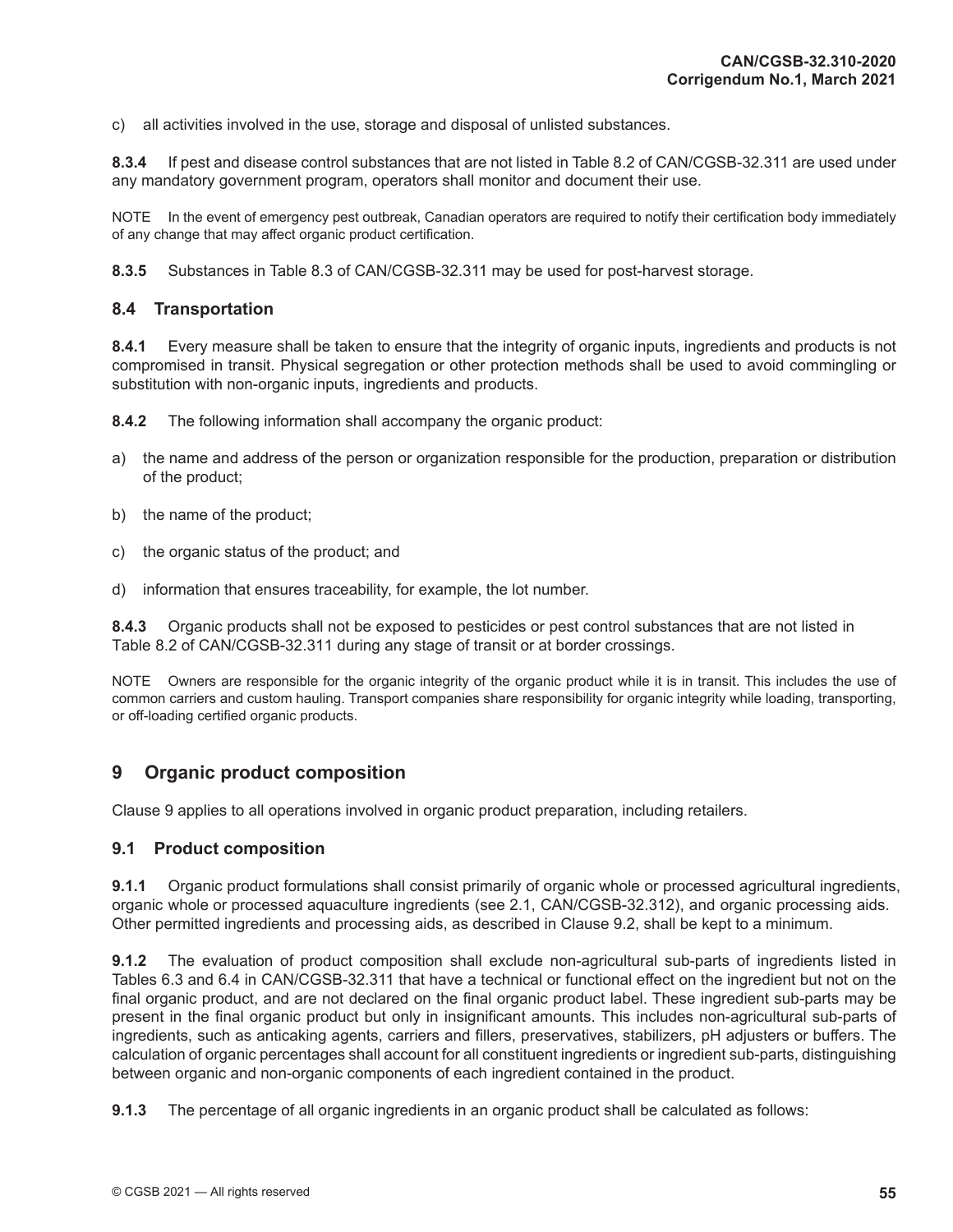c) all activities involved in the use, storage and disposal of unlisted substances.

**8.3.4** If pest and disease control substances that are not listed in Table 8.2 of CAN/CGSB-32.311 are used under any mandatory government program, operators shall monitor and document their use.

NOTE In the event of emergency pest outbreak, Canadian operators are required to notify their certification body immediately of any change that may affect organic product certification.

**8.3.5** Substances in Table 8.3 of CAN/CGSB-32.311 may be used for post-harvest storage.

### 8.4 Transportation

**8.4.1** Every measure shall be taken to ensure that the integrity of organic inputs, ingredients and products is not compromised in transit. Physical segregation or other protection methods shall be used to avoid commingling or substitution with non-organic inputs, ingredients and products.

**8.4.2** The following information shall accompany the organic product:

a) the name and address of the person or organization responsible for the production, preparation or distribution of the product;

b) the name of the product;

c) the organic status of the product; and

d) information that ensures traceability, for example, the lot number.

**8.4.3** Organic products shall not be exposed to pesticides or pest control substances that are not listed in Table 8.2 of CAN/CGSB-32.311 during any stage of transit or at border crossings.

NOTE Owners are responsible for the organic integrity of the organic product while it is in transit. This includes the use of common carriers and custom hauling. Transport companies share responsibility for organic integrity while loading, transporting, or off-loading certified organic products.

## 9 Organic product composition

Clause 9 applies to all operations involved in organic product preparation, including retailers.

### 9.1 Product composition

**9.1.1** Organic product formulations shall consist primarily of organic whole or processed agricultural ingredients, organic whole or processed aquaculture ingredients (see 2.1, CAN/CGSB-32.312), and organic processing aids. Other permitted ingredients and processing aids, as described in Clause 9.2, shall be kept to a minimum.

**9.1.2** The evaluation of product composition shall exclude non-agricultural sub-parts of ingredients listed in Tables 6.3 and 6.4 in CAN/CGSB-32.311 that have a technical or functional effect on the ingredient but not on the final organic product, and are not declared on the final organic product label. These ingredient sub-parts may be present in the final organic product but only in insignificant amounts. This includes non-agricultural sub-parts of ingredients, such as anticaking agents, carriers and fillers, preservatives, stabilizers, pH adjusters or buffers. The calculation of organic percentages shall account for all constituent ingredients or ingredient sub-parts, distinguishing between organic and non-organic components of each ingredient contained in the product.

**9.1.3** The percentage of all organic ingredients in an organic product shall be calculated as follows: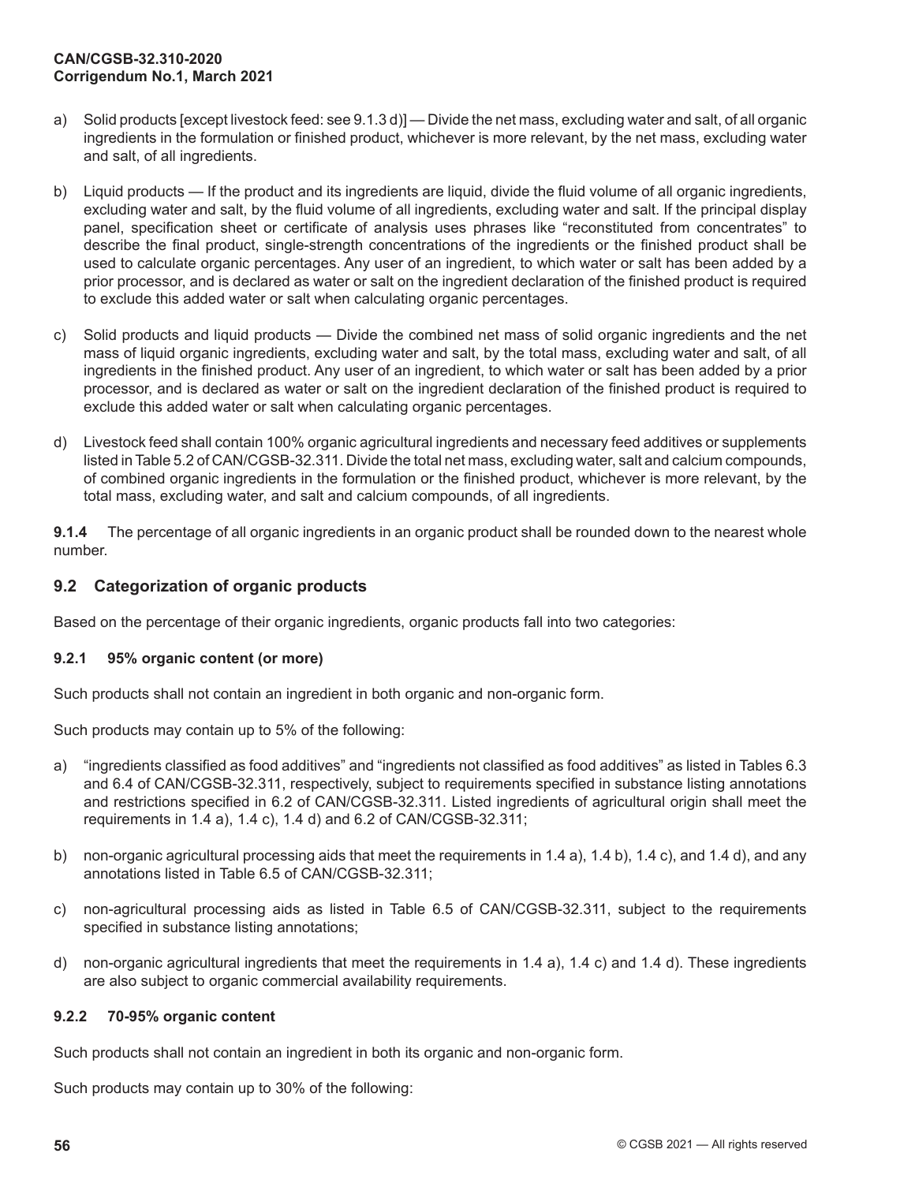a) Solid products [except livestock feed: see 9.1.3 d)] — Divide the net mass, excluding water and salt, of all organic ingredients in the formulation or finished product, whichever is more relevant, by the net mass, excluding water and salt, of all ingredients.

b) Liquid products — If the product and its ingredients are liquid, divide the fluid volume of all organic ingredients, excluding water and salt, by the fluid volume of all ingredients, excluding water and salt. If the principal display panel, specification sheet or certificate of analysis uses phrases like "reconstituted from concentrates" to describe the final product, single-strength concentrations of the ingredients or the finished product shall be used to calculate organic percentages. Any user of an ingredient, to which water or salt has been added by a prior processor, and is declared as water or salt on the ingredient declaration of the finished product is required to exclude this added water or salt when calculating organic percentages.

c) Solid products and liquid products — Divide the combined net mass of solid organic ingredients and the net mass of liquid organic ingredients, excluding water and salt, by the total mass, excluding water and salt, of all ingredients in the finished product. Any user of an ingredient, to which water or salt has been added by a prior processor, and is declared as water or salt on the ingredient declaration of the finished product is required to exclude this added water or salt when calculating organic percentages.

d) Livestock feed shall contain 100% organic agricultural ingredients and necessary feed additives or supplements listed in Table 5.2 of CAN/CGSB-32.311. Divide the total net mass, excluding water, salt and calcium compounds, of combined organic ingredients in the formulation or the finished product, whichever is more relevant, by the total mass, excluding water, and salt and calcium compounds, of all ingredients.

**9.1.4** The percentage of all organic ingredients in an organic product shall be rounded down to the nearest whole number.

## 9.2 Categorization of organic products

Based on the percentage of their organic ingredients, organic products fall into two categories:

### 9.2.1 95% organic content (or more)

Such products shall not contain an ingredient in both organic and non-organic form.

Such products may contain up to 5% of the following:

a) "ingredients classified as food additives" and "ingredients not classified as food additives" as listed in Tables 6.3 and 6.4 of CAN/CGSB-32.311, respectively, subject to requirements specified in substance listing annotations and restrictions specified in 6.2 of CAN/CGSB-32.311. Listed ingredients of agricultural origin shall meet the requirements in 1.4 a), 1.4 c), 1.4 d) and 6.2 of CAN/CGSB-32.311;

b) non-organic agricultural processing aids that meet the requirements in 1.4 a), 1.4 b), 1.4 c), and 1.4 d), and any annotations listed in Table 6.5 of CAN/CGSB-32.311;

c) non-agricultural processing aids as listed in Table 6.5 of CAN/CGSB-32.311, subject to the requirements specified in substance listing annotations;

d) non-organic agricultural ingredients that meet the requirements in 1.4 a), 1.4 c) and 1.4 d). These ingredients are also subject to organic commercial availability requirements.

### 9.2.2 70-95% organic content

Such products shall not contain an ingredient in both its organic and non-organic form.

Such products may contain up to 30% of the following: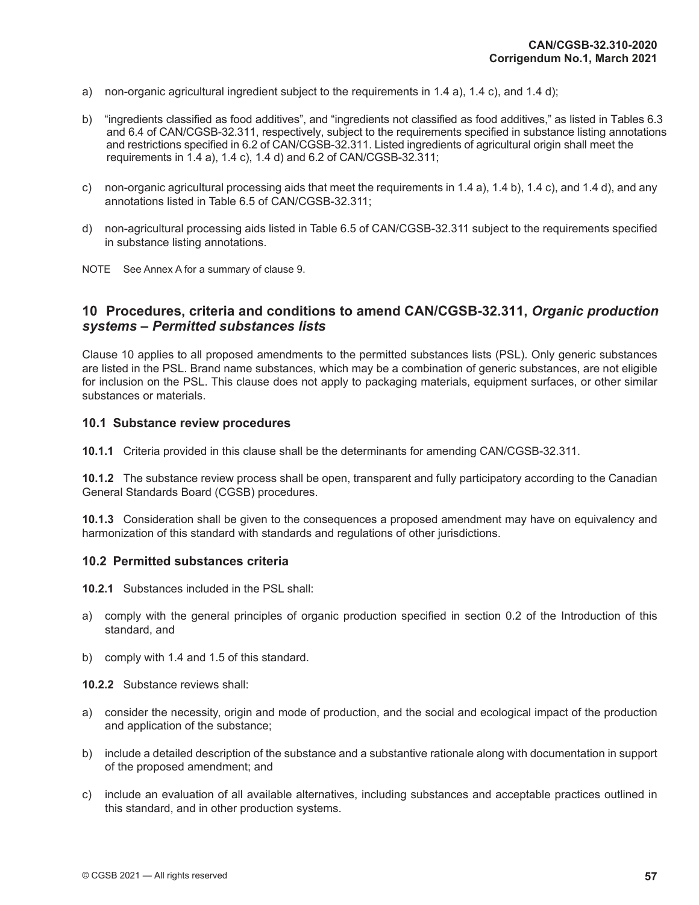a) non-organic agricultural ingredient subject to the requirements in 1.4 a), 1.4 c), and 1.4 d);

b) "ingredients classified as food additives", and "ingredients not classified as food additives," as listed in Tables 6.3 and 6.4 of CAN/CGSB-32.311, respectively, subject to the requirements specified in substance listing annotations and restrictions specified in 6.2 of CAN/CGSB-32.311. Listed ingredients of agricultural origin shall meet the requirements in 1.4 a), 1.4 c), 1.4 d) and 6.2 of CAN/CGSB-32.311;

c) non-organic agricultural processing aids that meet the requirements in 1.4 a), 1.4 b), 1.4 c), and 1.4 d), and any annotations listed in Table 6.5 of CAN/CGSB-32.311;

d) non-agricultural processing aids listed in Table 6.5 of CAN/CGSB-32.311 subject to the requirements specified in substance listing annotations.

NOTE See Annex A for a summary of clause 9.

## 10 Procedures, criteria and conditions to amend CAN/CGSB-32.311, *Organic production systems – Permitted substances lists*

Clause 10 applies to all proposed amendments to the permitted substances lists (PSL). Only generic substances are listed in the PSL. Brand name substances, which may be a combination of generic substances, are not eligible for inclusion on the PSL. This clause does not apply to packaging materials, equipment surfaces, or other similar substances or materials.

### 10.1 Substance review procedures

**10.1.1** Criteria provided in this clause shall be the determinants for amending CAN/CGSB-32.311.

**10.1.2** The substance review process shall be open, transparent and fully participatory according to the Canadian General Standards Board (CGSB) procedures.

**10.1.3** Consideration shall be given to the consequences a proposed amendment may have on equivalency and harmonization of this standard with standards and regulations of other jurisdictions.

### 10.2 Permitted substances criteria

**10.2.1** Substances included in the PSL shall:

a) comply with the general principles of organic production specified in section 0.2 of the Introduction of this standard, and

b) comply with 1.4 and 1.5 of this standard.

**10.2.2** Substance reviews shall:

a) consider the necessity, origin and mode of production, and the social and ecological impact of the production and application of the substance;

b) include a detailed description of the substance and a substantive rationale along with documentation in support of the proposed amendment; and

c) include an evaluation of all available alternatives, including substances and acceptable practices outlined in this standard, and in other production systems.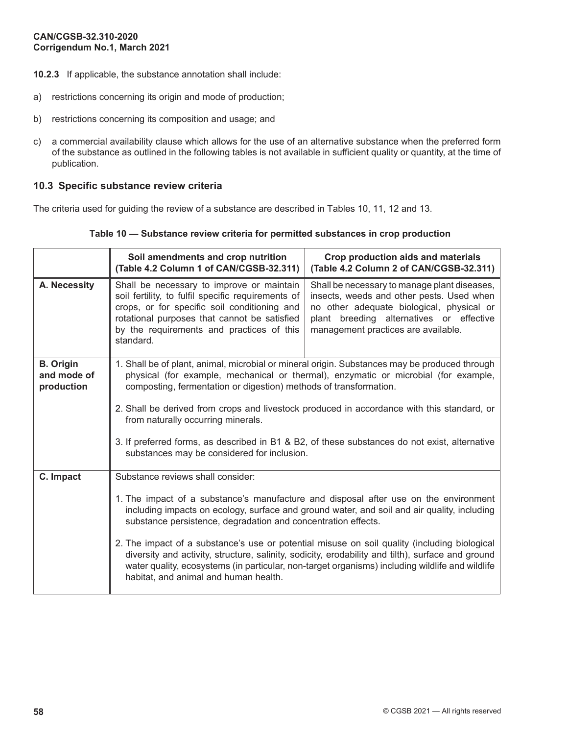**10.2.3** If applicable, the substance annotation shall include:

a) restrictions concerning its origin and mode of production;

b) restrictions concerning its composition and usage; and

c) a commercial availability clause which allows for the use of an alternative substance when the preferred form of the substance as outlined in the following tables is not available in sufficient quality or quantity, at the time of publication.

### 10.3 Specific substance review criteria

The criteria used for guiding the review of a substance are described in Tables 10, 11, 12 and 13.

**Table 10 — Substance review criteria for permitted substances in crop production**

| | Soil amendments and crop nutrition (Table 4.2 Column 1 of CAN/CGSB-32.311) | Crop production aids and materials (Table 4.2 Column 2 of CAN/CGSB-32.311) |
|---|---|---|
| **A. Necessity** | Shall be necessary to improve or maintain soil fertility, to fulfil specific requirements of crops, or for specific soil conditioning and rotational purposes that cannot be satisfied by the requirements and practices of this standard. | Shall be necessary to manage plant diseases, insects, weeds and other pests. Used when no other adequate biological, physical or plant breeding alternatives or effective management practices are available. |
| **B. Origin and mode of production** | 1. Shall be of plant, animal, microbial or mineral origin. Substances may be produced through physical (for example, mechanical or thermal), enzymatic or microbial (for example, composting, fermentation or digestion) methods of transformation.<br><br>2. Shall be derived from crops and livestock produced in accordance with this standard, or from naturally occurring minerals.<br><br>3. If preferred forms, as described in B1 & B2, of these substances do not exist, alternative substances may be considered for inclusion. | |
| **C. Impact** | Substance reviews shall consider:<br><br>1. The impact of a substance's manufacture and disposal after use on the environment including impacts on ecology, surface and ground water, and soil and air quality, including substance persistence, degradation and concentration effects.<br><br>2. The impact of a substance's use or potential misuse on soil quality (including biological diversity and activity, structure, salinity, sodicity, erodability and tilth), surface and ground water quality, ecosystems (in particular, non-target organisms) including wildlife and wildlife habitat, and animal and human health. | |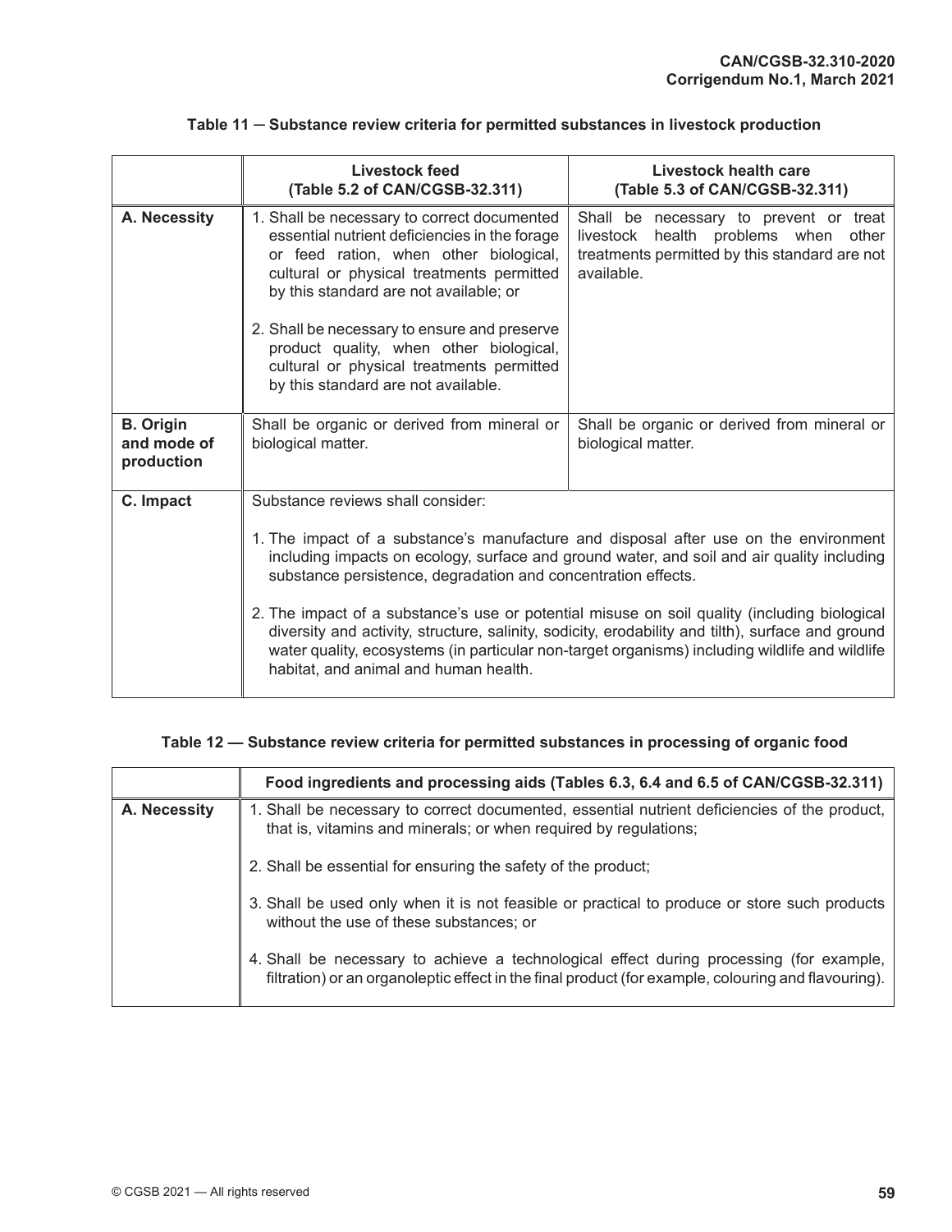**Table 11 — Substance review criteria for permitted substances in livestock production**

| | Livestock feed (Table 5.2 of CAN/CGSB-32.311) | Livestock health care (Table 5.3 of CAN/CGSB-32.311) |
|---|---|---|
| **A. Necessity** | 1. Shall be necessary to correct documented essential nutrient deficiencies in the forage or feed ration, when other biological, cultural or physical treatments permitted by this standard are not available; or<br><br>2. Shall be necessary to ensure and preserve product quality, when other biological, cultural or physical treatments permitted by this standard are not available. | Shall be necessary to prevent or treat livestock health problems when other treatments permitted by this standard are not available. |
| **B. Origin and mode of production** | Shall be organic or derived from mineral or biological matter. | Shall be organic or derived from mineral or biological matter. |
| **C. Impact** | Substance reviews shall consider:<br><br>1. The impact of a substance's manufacture and disposal after use on the environment including impacts on ecology, surface and ground water, and soil and air quality including substance persistence, degradation and concentration effects.<br><br>2. The impact of a substance's use or potential misuse on soil quality (including biological diversity and activity, structure, salinity, sodicity, erodability and tilth), surface and ground water quality, ecosystems (in particular non-target organisms) including wildlife and wildlife habitat, and animal and human health. | |

**Table 12 — Substance review criteria for permitted substances in processing of organic food**

| | Food ingredients and processing aids (Tables 6.3, 6.4 and 6.5 of CAN/CGSB-32.311) |
|---|---|
| **A. Necessity** | 1. Shall be necessary to correct documented, essential nutrient deficiencies of the product, that is, vitamins and minerals; or when required by regulations;<br><br>2. Shall be essential for ensuring the safety of the product;<br><br>3. Shall be used only when it is not feasible or practical to produce or store such products without the use of these substances; or<br><br>4. Shall be necessary to achieve a technological effect during processing (for example, filtration) or an organoleptic effect in the final product (for example, colouring and flavouring). |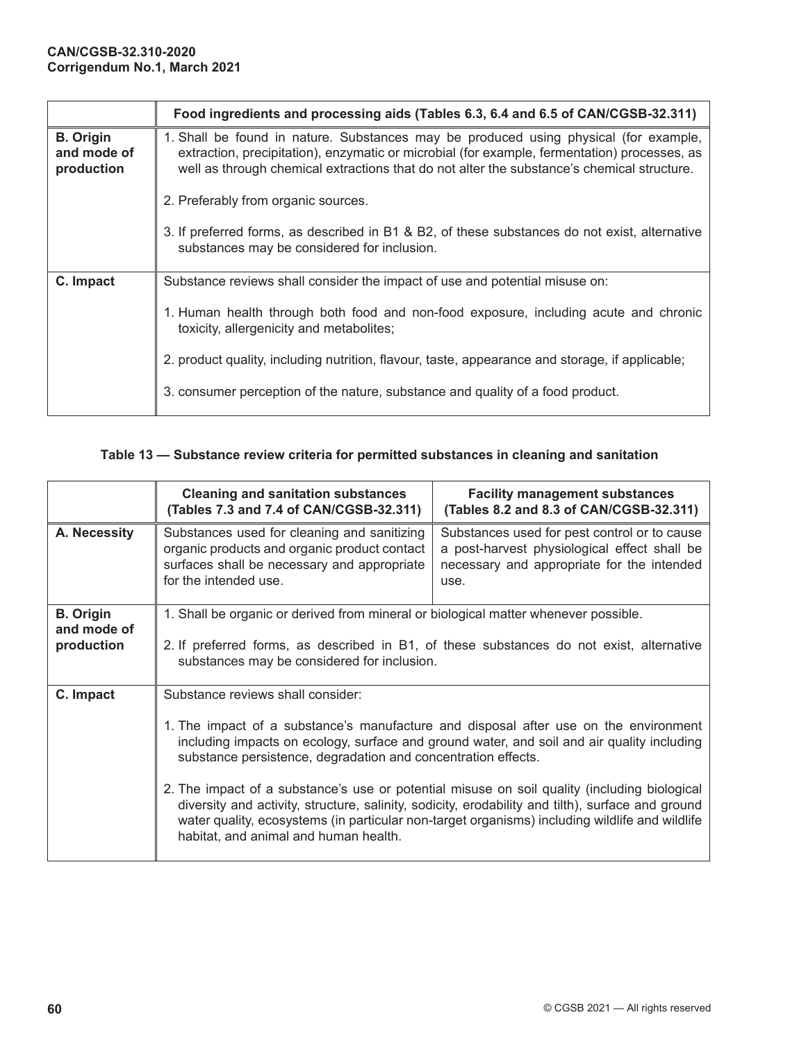| | Food ingredients and processing aids (Tables 6.3, 6.4 and 6.5 of CAN/CGSB-32.311) |
|---|---|
| **B. Origin and mode of production** | 1. Shall be found in nature. Substances may be produced using physical (for example, extraction, precipitation), enzymatic or microbial (for example, fermentation) processes, as well as through chemical extractions that do not alter the substance's chemical structure.<br><br>2. Preferably from organic sources.<br><br>3. If preferred forms, as described in B1 & B2, of these substances do not exist, alternative substances may be considered for inclusion. |
| **C. Impact** | Substance reviews shall consider the impact of use and potential misuse on:<br><br>1. Human health through both food and non-food exposure, including acute and chronic toxicity, allergenicity and metabolites;<br><br>2. product quality, including nutrition, flavour, taste, appearance and storage, if applicable;<br><br>3. consumer perception of the nature, substance and quality of a food product. |

**Table 13 — Substance review criteria for permitted substances in cleaning and sanitation**

| | Cleaning and sanitation substances (Tables 7.3 and 7.4 of CAN/CGSB-32.311) | Facility management substances (Tables 8.2 and 8.3 of CAN/CGSB-32.311) |
|---|---|---|
| **A. Necessity** | Substances used for cleaning and sanitizing organic products and organic product contact surfaces shall be necessary and appropriate for the intended use. | Substances used for pest control or to cause a post-harvest physiological effect shall be necessary and appropriate for the intended use. |
| **B. Origin and mode of production** | 1. Shall be organic or derived from mineral or biological matter whenever possible.<br><br>2. If preferred forms, as described in B1, of these substances do not exist, alternative substances may be considered for inclusion. | |
| **C. Impact** | Substance reviews shall consider:<br><br>1. The impact of a substance's manufacture and disposal after use on the environment including impacts on ecology, surface and ground water, and soil and air quality including substance persistence, degradation and concentration effects.<br><br>2. The impact of a substance's use or potential misuse on soil quality (including biological diversity and activity, structure, salinity, sodicity, erodability and tilth), surface and ground water quality, ecosystems (in particular non-target organisms) including wildlife and wildlife habitat, and animal and human health. | |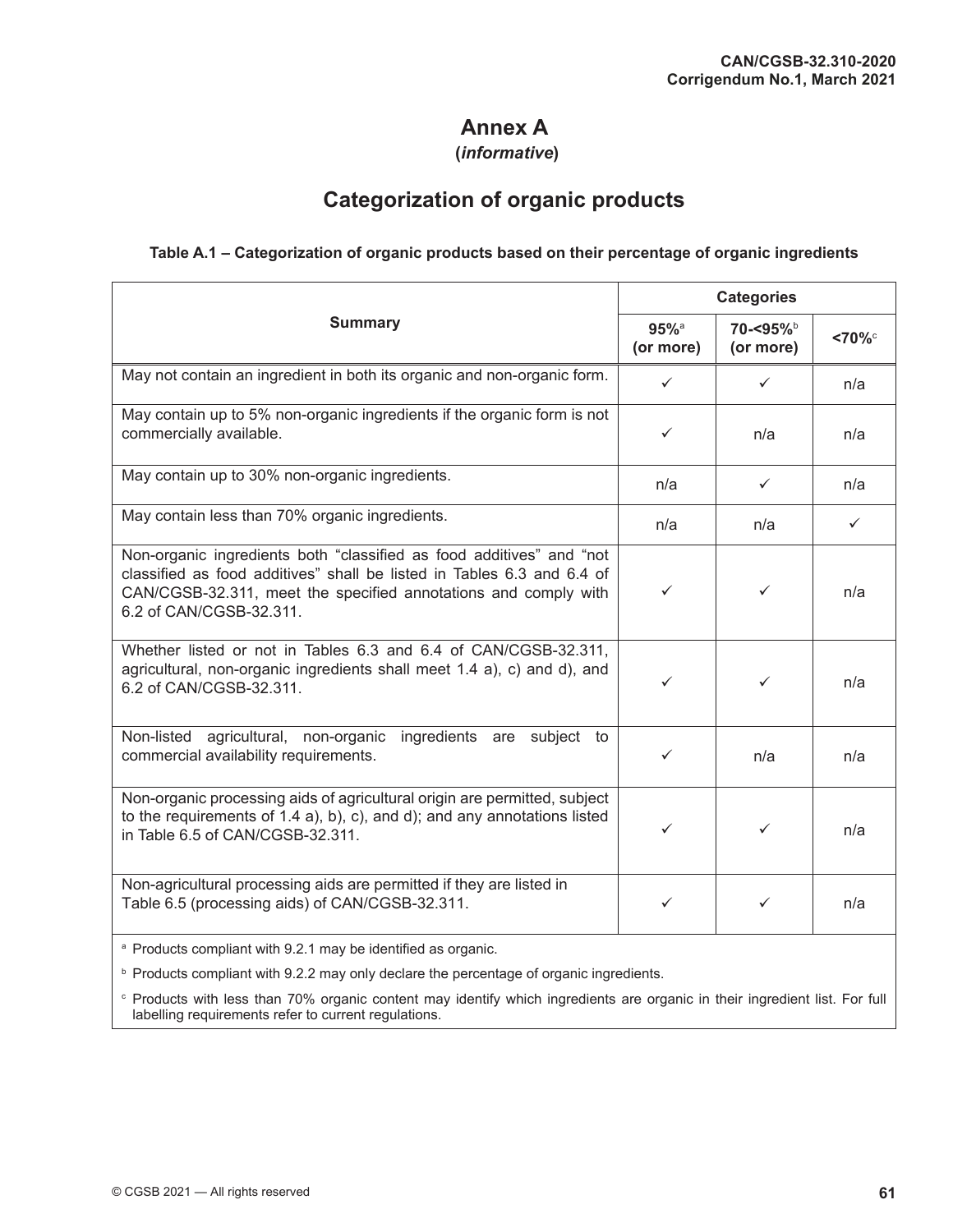# Annex A

**(*informative*)**

## Categorization of organic products

**Table A.1 – Categorization of organic products based on their percentage of organic ingredients**

| Summary | Categories | | |
|---|---|---|---|
| | **95%[a] (or more)** | **70-<95%[b] (or more)** | **<70%[c]** |
| May not contain an ingredient in both its organic and non-organic form. | ✓ | ✓ | n/a |
| May contain up to 5% non-organic ingredients if the organic form is not commercially available. | ✓ | n/a | n/a |
| May contain up to 30% non-organic ingredients. | n/a | ✓ | n/a |
| May contain less than 70% organic ingredients. | n/a | n/a | ✓ |
| Non-organic ingredients both “classified as food additives” and “not classified as food additives” shall be listed in Tables 6.3 and 6.4 of CAN/CGSB-32.311, meet the specified annotations and comply with 6.2 of CAN/CGSB-32.311. | ✓ | ✓ | n/a |
| Whether listed or not in Tables 6.3 and 6.4 of CAN/CGSB-32.311, agricultural, non-organic ingredients shall meet 1.4 a), c) and d), and 6.2 of CAN/CGSB-32.311. | ✓ | ✓ | n/a |
| Non-listed agricultural, non-organic ingredients are subject to commercial availability requirements. | ✓ | n/a | n/a |
| Non-organic processing aids of agricultural origin are permitted, subject to the requirements of 1.4 a), b), c), and d); and any annotations listed in Table 6.5 of CAN/CGSB-32.311. | ✓ | ✓ | n/a |
| Non-agricultural processing aids are permitted if they are listed in Table 6.5 (processing aids) of CAN/CGSB-32.311. | ✓ | ✓ | n/a |

[a] Products compliant with 9.2.1 may be identified as organic.

[b] Products compliant with 9.2.2 may only declare the percentage of organic ingredients.

[c] Products with less than 70% organic content may identify which ingredients are organic in their ingredient list. For full labelling requirements refer to current regulations.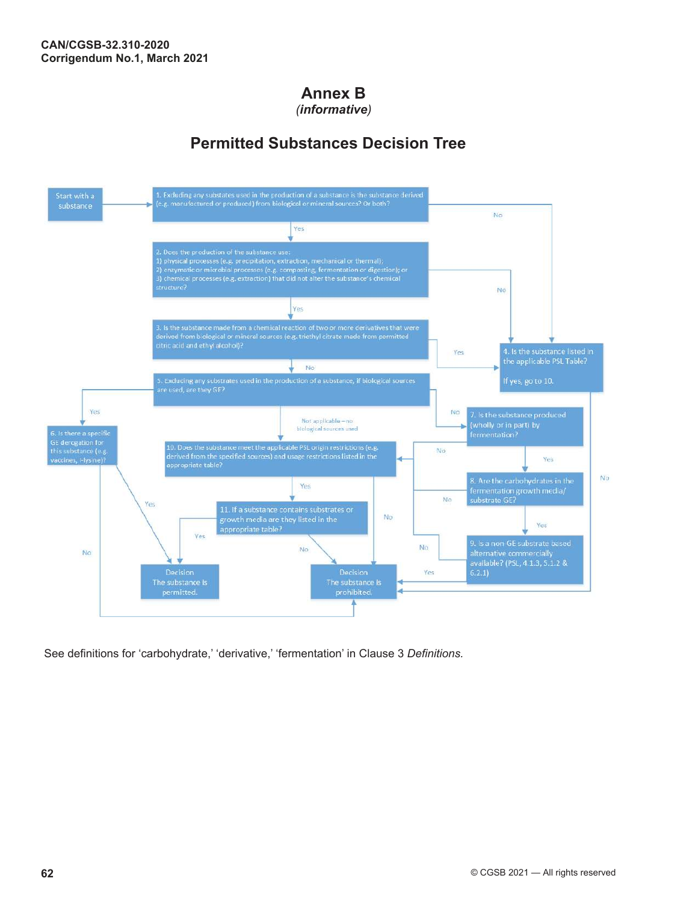# Annex B
*(informative)*

## Permitted Substances Decision Tree

Start with a substance

1. Excluding any substates used in the production of a substance is the substance derived (e.g. manufactured or produced) from biological or mineral sources? Or both?
   - Yes → 2
   - No → 4

2. Does the production of the substance use:
   1) physical processes (e.g. precipitation, extraction, mechanical or thermal);
   2) enzymatic or microbial processes (e.g. composting, fermentation or digestion); or
   3) chemical processes (e.g. extraction) that did not alter the substance's chemical structure?
   - Yes → 3
   - No → 4

3. Is the substance made from a chemical reaction of two or more derivatives that were derived from biological or mineral sources (e.g. triethyl citrate made from permitted citric acid and ethyl alcohol)?
   - Yes → 4
   - No → 5

4. Is the substance listed in the applicable PSL Table?
   If yes, go to 10.
   - No → Decision: The substance is prohibited.

5. Excluding any substrates used in the production of a substance, if biological sources are used, are they GE?
   - Yes → 6
   - No → 7
   - Not applicable – no biological sources used → 10

6. Is there a specific GE derogation for this substance (e.g. vaccines, l-lysine)?
   - Yes → Decision: The substance is permitted.
   - No → Decision: The substance is prohibited.

7. Is the substance produced (wholly or in part) by fermentation?
   - Yes → 8
   - No → 10

8. Are the carbohydrates in the fermentation growth media/ substrate GE?
   - Yes → 9
   - No → 10

9. Is a non-GE substrate based alternative commercially available? (PSL, 4.1.3, 5.1.2 & 6.2.1)
   - Yes → Decision: The substance is prohibited.
   - No → 10

10. Does the substance meet the applicable PSL origin restrictions (e.g. derived from the specified sources) and usage restrictions listed in the appropriate table?
    - Yes → 11
    - No → Decision: The substance is prohibited.

11. If a substance contains substrates or growth media are they listed in the appropriate table?
    - Yes → Decision: The substance is permitted.
    - No → Decision: The substance is prohibited.

See definitions for 'carbohydrate,' 'derivative,' 'fermentation' in Clause 3 *Definitions.*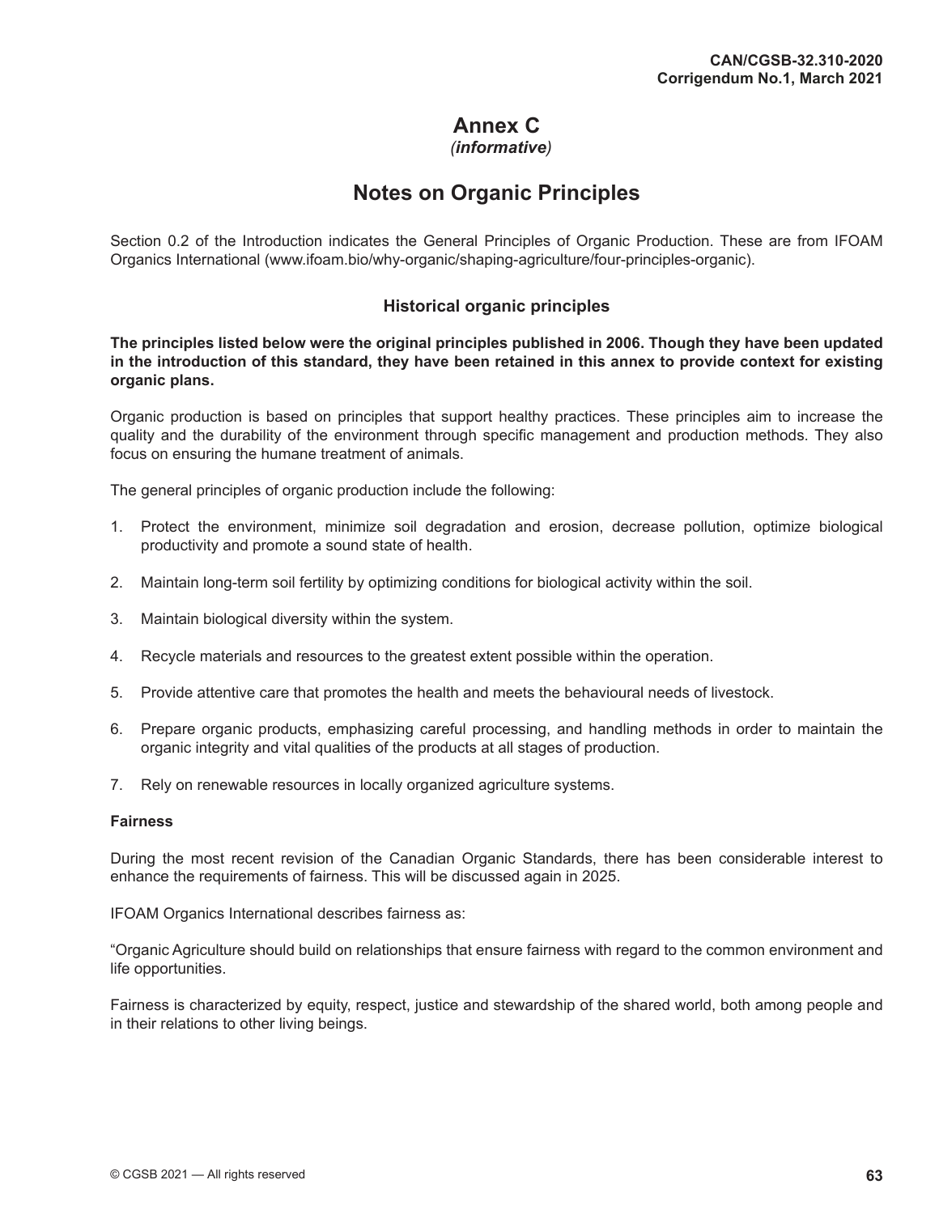# Annex C
*(informative)*

## Notes on Organic Principles

Section 0.2 of the Introduction indicates the General Principles of Organic Production. These are from IFOAM Organics International (www.ifoam.bio/why-organic/shaping-agriculture/four-principles-organic).

### Historical organic principles

**The principles listed below were the original principles published in 2006. Though they have been updated in the introduction of this standard, they have been retained in this annex to provide context for existing organic plans.**

Organic production is based on principles that support healthy practices. These principles aim to increase the quality and the durability of the environment through specific management and production methods. They also focus on ensuring the humane treatment of animals.

The general principles of organic production include the following:

1. Protect the environment, minimize soil degradation and erosion, decrease pollution, optimize biological productivity and promote a sound state of health.

2. Maintain long-term soil fertility by optimizing conditions for biological activity within the soil.

3. Maintain biological diversity within the system.

4. Recycle materials and resources to the greatest extent possible within the operation.

5. Provide attentive care that promotes the health and meets the behavioural needs of livestock.

6. Prepare organic products, emphasizing careful processing, and handling methods in order to maintain the organic integrity and vital qualities of the products at all stages of production.

7. Rely on renewable resources in locally organized agriculture systems.

**Fairness**

During the most recent revision of the Canadian Organic Standards, there has been considerable interest to enhance the requirements of fairness. This will be discussed again in 2025.

IFOAM Organics International describes fairness as:

"Organic Agriculture should build on relationships that ensure fairness with regard to the common environment and life opportunities.

Fairness is characterized by equity, respect, justice and stewardship of the shared world, both among people and in their relations to other living beings.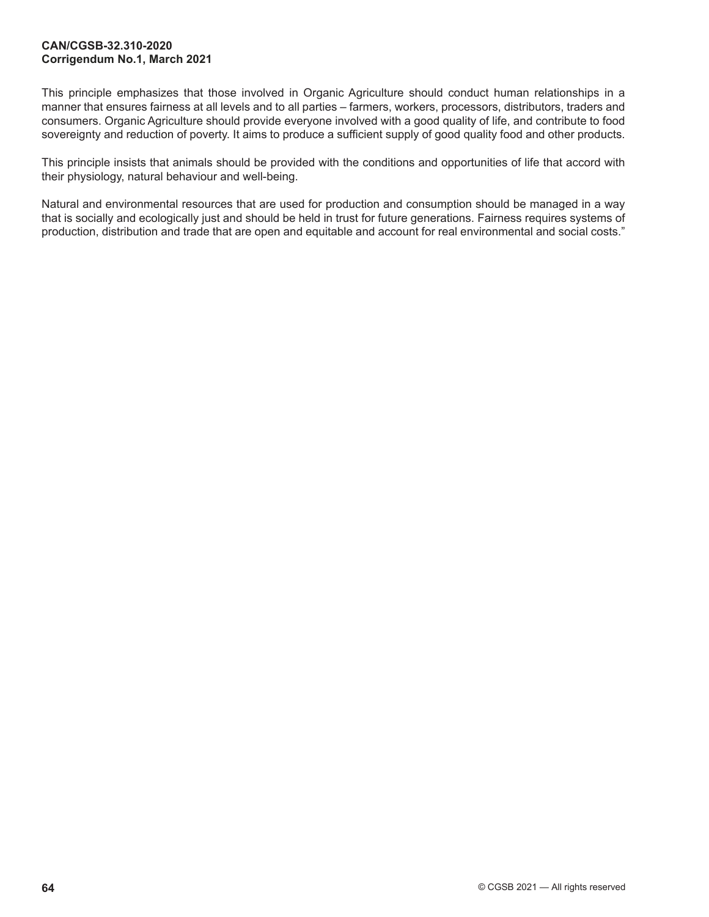This principle emphasizes that those involved in Organic Agriculture should conduct human relationships in a manner that ensures fairness at all levels and to all parties – farmers, workers, processors, distributors, traders and consumers. Organic Agriculture should provide everyone involved with a good quality of life, and contribute to food sovereignty and reduction of poverty. It aims to produce a sufficient supply of good quality food and other products.

This principle insists that animals should be provided with the conditions and opportunities of life that accord with their physiology, natural behaviour and well-being.

Natural and environmental resources that are used for production and consumption should be managed in a way that is socially and ecologically just and should be held in trust for future generations. Fairness requires systems of production, distribution and trade that are open and equitable and account for real environmental and social costs."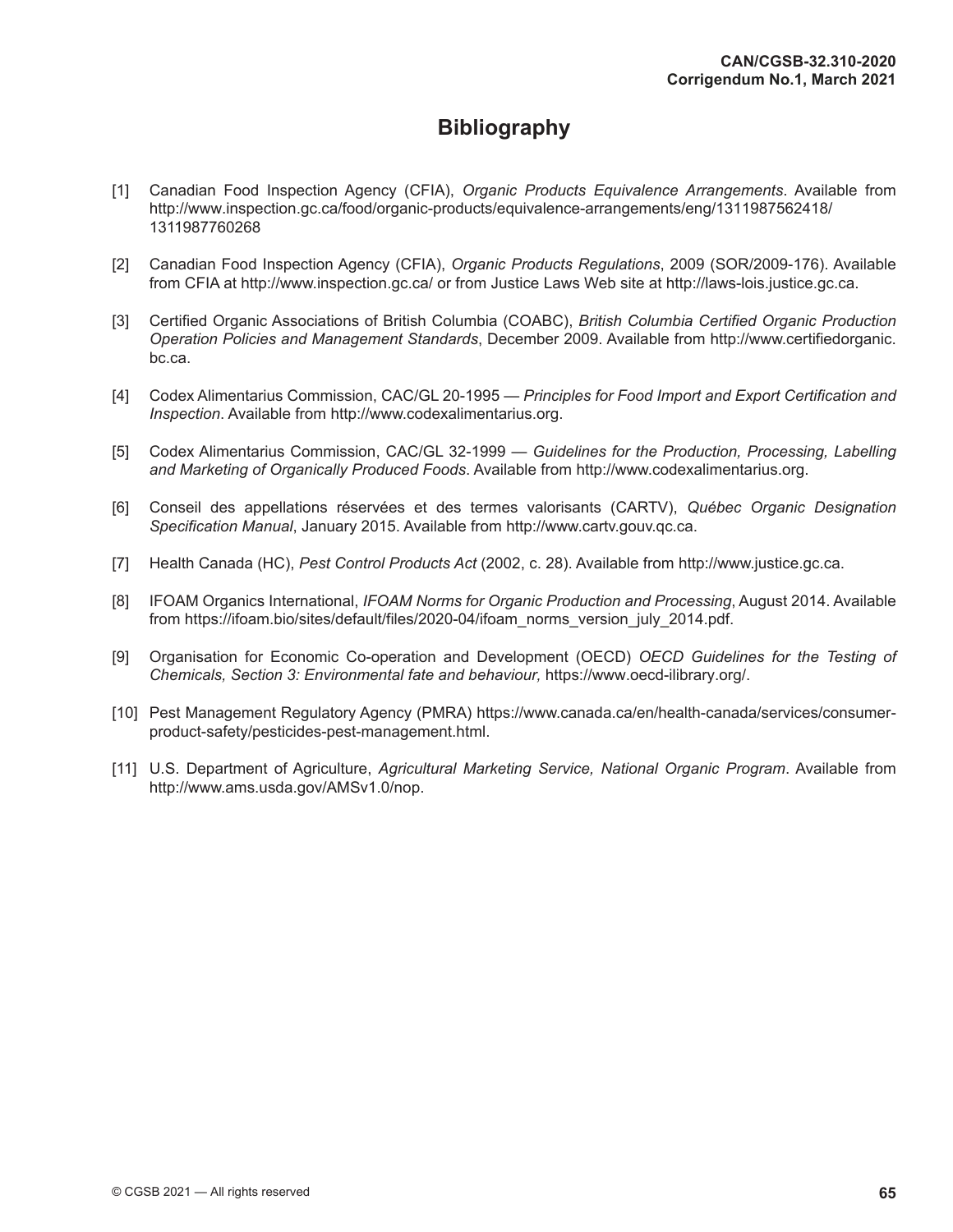# Bibliography

[1] Canadian Food Inspection Agency (CFIA), *Organic Products Equivalence Arrangements*. Available from http://www.inspection.gc.ca/food/organic-products/equivalence-arrangements/eng/1311987562418/1311987760268

[2] Canadian Food Inspection Agency (CFIA), *Organic Products Regulations*, 2009 (SOR/2009-176). Available from CFIA at http://www.inspection.gc.ca/ or from Justice Laws Web site at http://laws-lois.justice.gc.ca.

[3] Certified Organic Associations of British Columbia (COABC), *British Columbia Certified Organic Production Operation Policies and Management Standards*, December 2009. Available from http://www.certifiedorganic.bc.ca.

[4] Codex Alimentarius Commission, CAC/GL 20-1995 — *Principles for Food Import and Export Certification and Inspection*. Available from http://www.codexalimentarius.org.

[5] Codex Alimentarius Commission, CAC/GL 32-1999 — *Guidelines for the Production, Processing, Labelling and Marketing of Organically Produced Foods*. Available from http://www.codexalimentarius.org.

[6] Conseil des appellations réservées et des termes valorisants (CARTV), *Québec Organic Designation Specification Manual*, January 2015. Available from http://www.cartv.gouv.qc.ca.

[7] Health Canada (HC), *Pest Control Products Act* (2002, c. 28). Available from http://www.justice.gc.ca.

[8] IFOAM Organics International, *IFOAM Norms for Organic Production and Processing*, August 2014. Available from https://ifoam.bio/sites/default/files/2020-04/ifoam_norms_version_july_2014.pdf.

[9] Organisation for Economic Co-operation and Development (OECD) *OECD Guidelines for the Testing of Chemicals, Section 3: Environmental fate and behaviour,* https://www.oecd-ilibrary.org/.

[10] Pest Management Regulatory Agency (PMRA) https://www.canada.ca/en/health-canada/services/consumer-product-safety/pesticides-pest-management.html.

[11] U.S. Department of Agriculture, *Agricultural Marketing Service, National Organic Program*. Available from http://www.ams.usda.gov/AMSv1.0/nop.